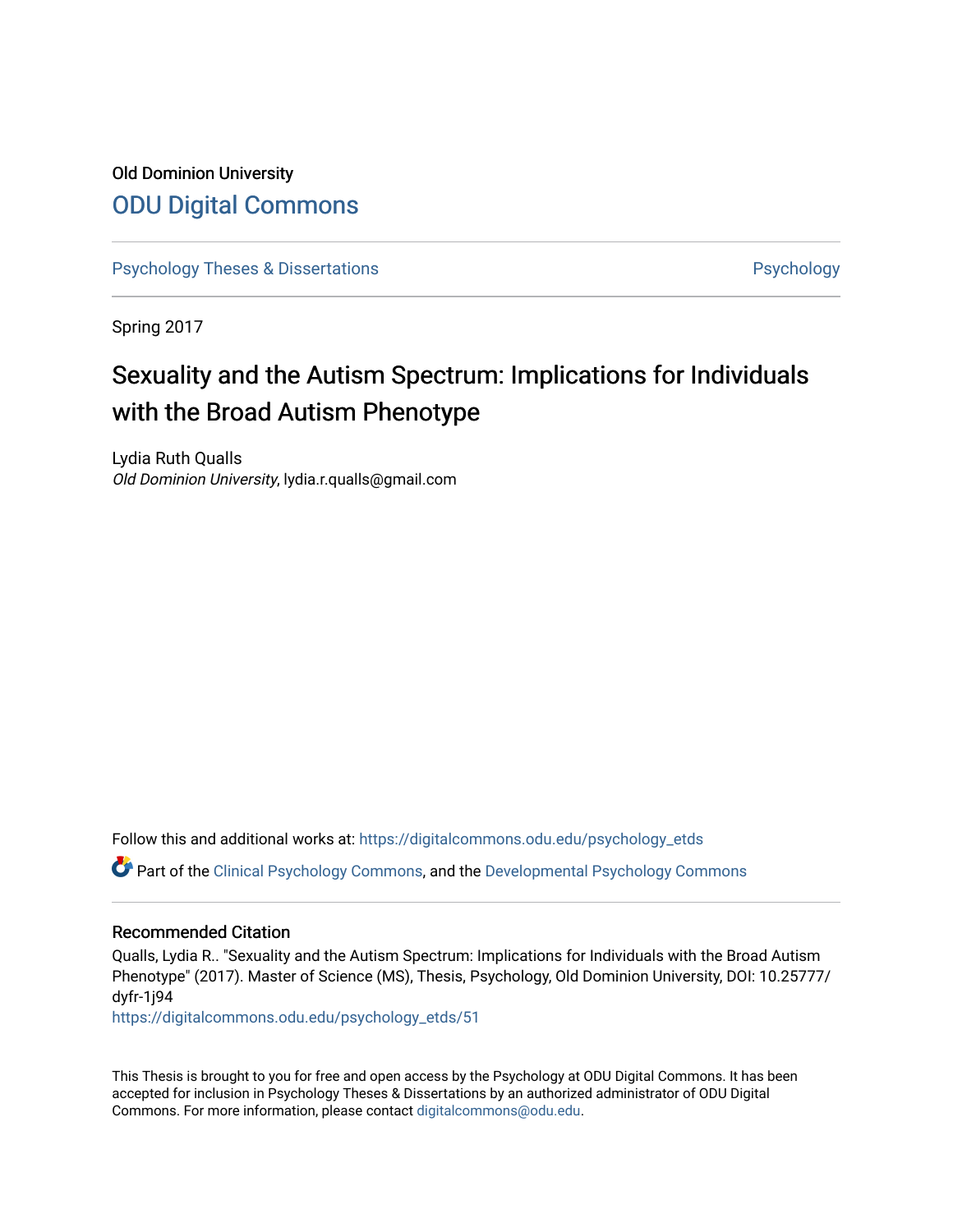Old Dominion University

# ODU Digital Commons

Psychology Theses & Dissertations | Psychology

Spring 2017

## Sexuality and the Autism Spectrum: Implications for Individuals with the Broad Autism Phenotype

Lydia Ruth Qualls
*Old Dominion University*, lydia.r.qualls@gmail.com

Follow this and additional works at: https://digitalcommons.odu.edu/psychology_etds

Part of the Clinical Psychology Commons, and the Developmental Psychology Commons

### Recommended Citation

Qualls, Lydia R.. "Sexuality and the Autism Spectrum: Implications for Individuals with the Broad Autism Phenotype" (2017). Master of Science (MS), Thesis, Psychology, Old Dominion University, DOI: 10.25777/dyfr-1j94
https://digitalcommons.odu.edu/psychology_etds/51

This Thesis is brought to you for free and open access by the Psychology at ODU Digital Commons. It has been accepted for inclusion in Psychology Theses & Dissertations by an authorized administrator of ODU Digital Commons. For more information, please contact digitalcommons@odu.edu.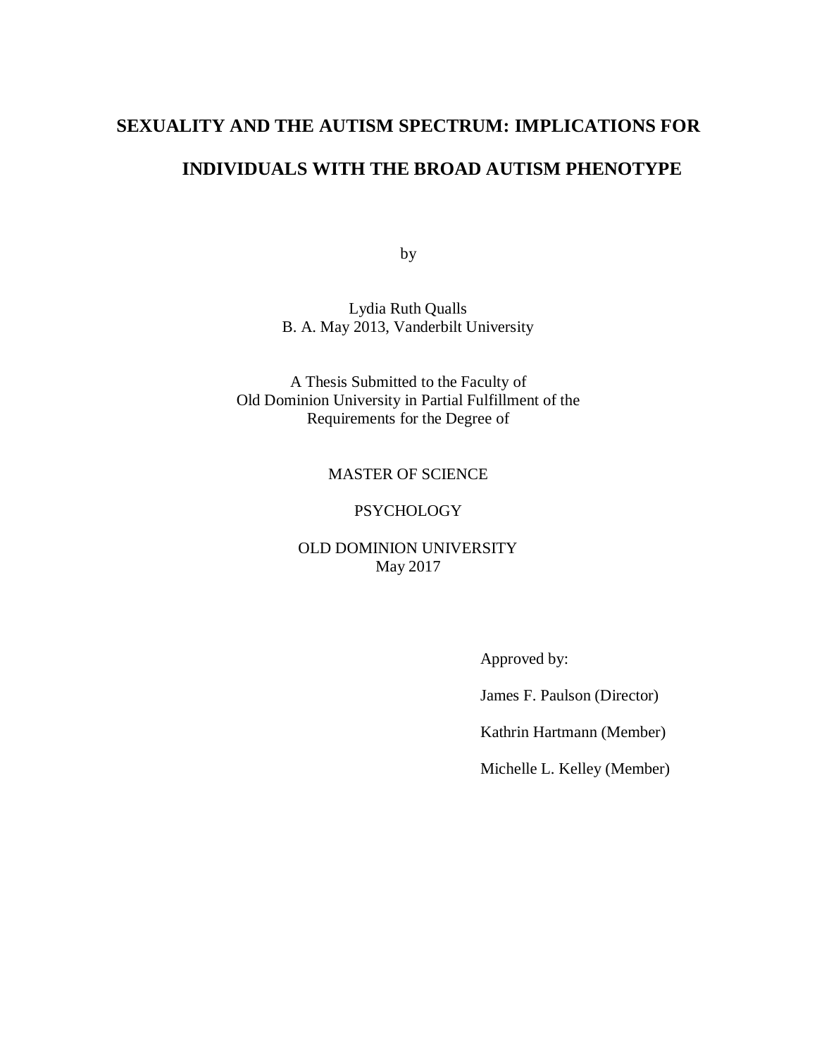# SEXUALITY AND THE AUTISM SPECTRUM: IMPLICATIONS FOR INDIVIDUALS WITH THE BROAD AUTISM PHENOTYPE

by

Lydia Ruth Qualls
B. A. May 2013, Vanderbilt University

A Thesis Submitted to the Faculty of
Old Dominion University in Partial Fulfillment of the
Requirements for the Degree of

MASTER OF SCIENCE

PSYCHOLOGY

OLD DOMINION UNIVERSITY
May 2017

Approved by:

James F. Paulson (Director)

Kathrin Hartmann (Member)

Michelle L. Kelley (Member)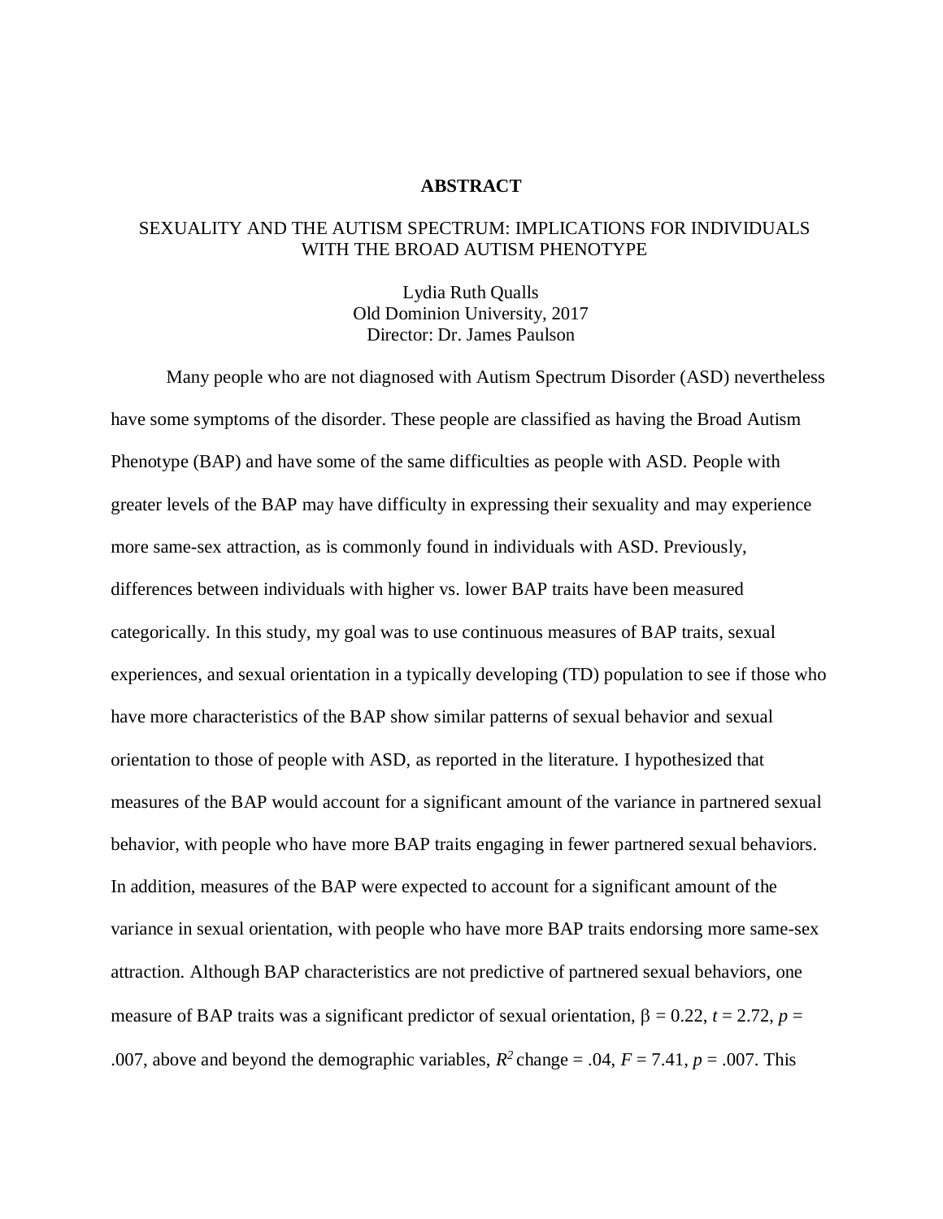# ABSTRACT

## SEXUALITY AND THE AUTISM SPECTRUM: IMPLICATIONS FOR INDIVIDUALS WITH THE BROAD AUTISM PHENOTYPE

Lydia Ruth Qualls
Old Dominion University, 2017
Director: Dr. James Paulson

Many people who are not diagnosed with Autism Spectrum Disorder (ASD) nevertheless have some symptoms of the disorder. These people are classified as having the Broad Autism Phenotype (BAP) and have some of the same difficulties as people with ASD. People with greater levels of the BAP may have difficulty in expressing their sexuality and may experience more same-sex attraction, as is commonly found in individuals with ASD. Previously, differences between individuals with higher vs. lower BAP traits have been measured categorically. In this study, my goal was to use continuous measures of BAP traits, sexual experiences, and sexual orientation in a typically developing (TD) population to see if those who have more characteristics of the BAP show similar patterns of sexual behavior and sexual orientation to those of people with ASD, as reported in the literature. I hypothesized that measures of the BAP would account for a significant amount of the variance in partnered sexual behavior, with people who have more BAP traits engaging in fewer partnered sexual behaviors. In addition, measures of the BAP were expected to account for a significant amount of the variance in sexual orientation, with people who have more BAP traits endorsing more same-sex attraction. Although BAP characteristics are not predictive of partnered sexual behaviors, one measure of BAP traits was a significant predictor of sexual orientation, $\beta = 0.22$, $t = 2.72$, $p = .007$, above and beyond the demographic variables, $R^2$ change = .04, $F = 7.41$, $p = .007$. This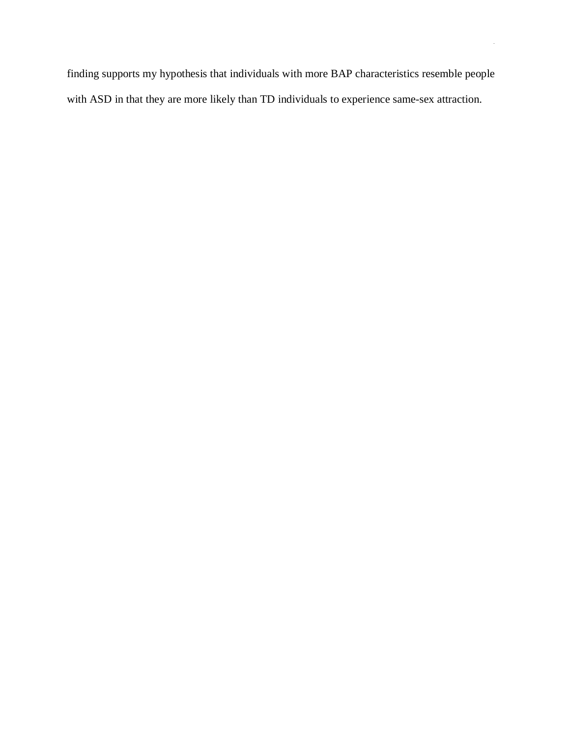finding supports my hypothesis that individuals with more BAP characteristics resemble people with ASD in that they are more likely than TD individuals to experience same-sex attraction.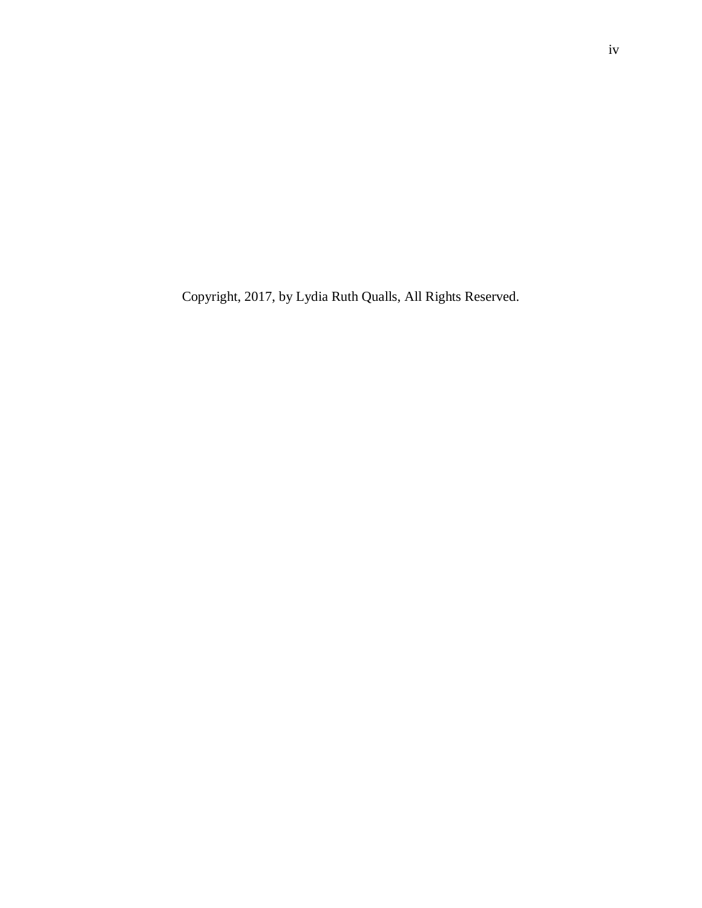Copyright, 2017, by Lydia Ruth Qualls, All Rights Reserved.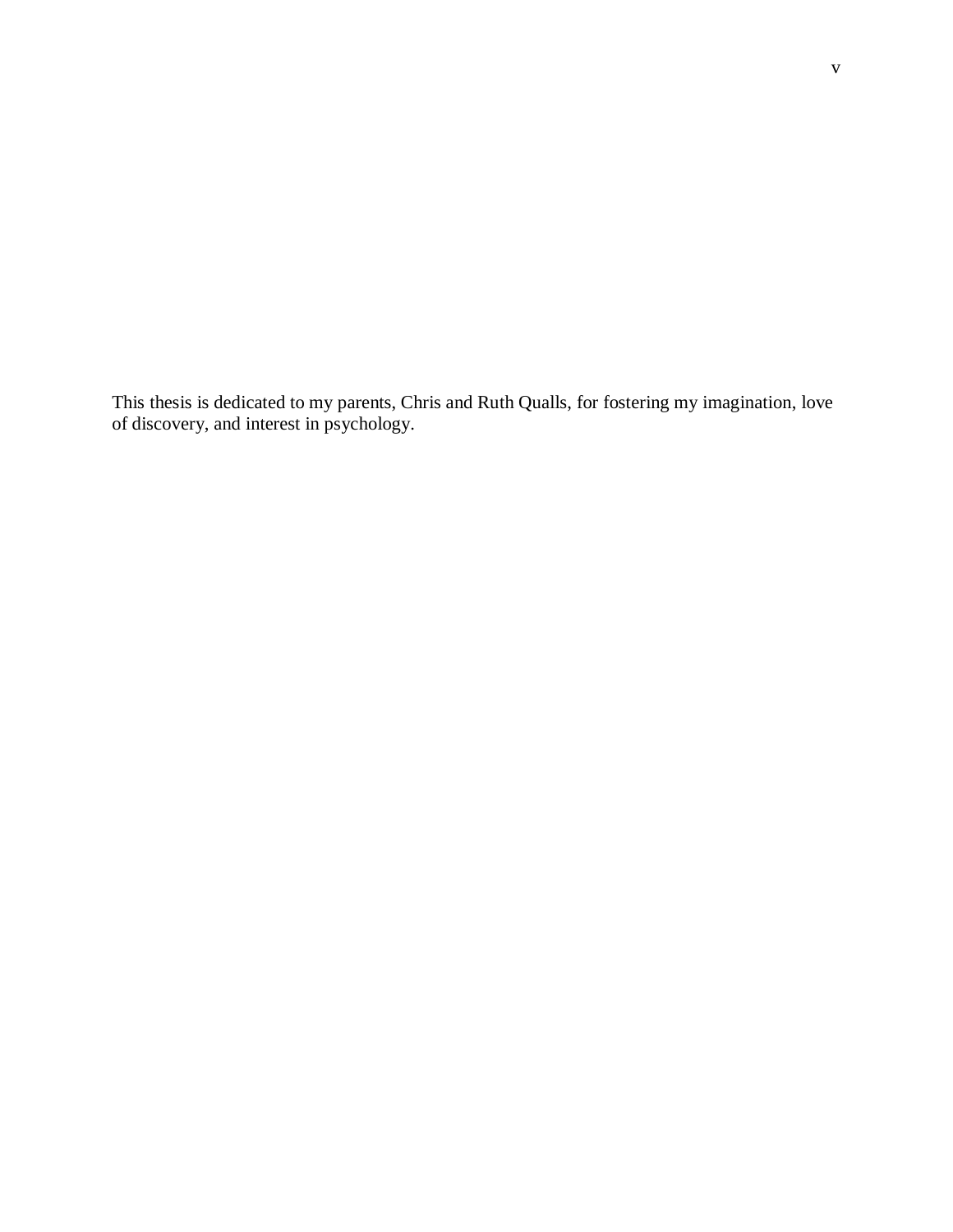This thesis is dedicated to my parents, Chris and Ruth Qualls, for fostering my imagination, love of discovery, and interest in psychology.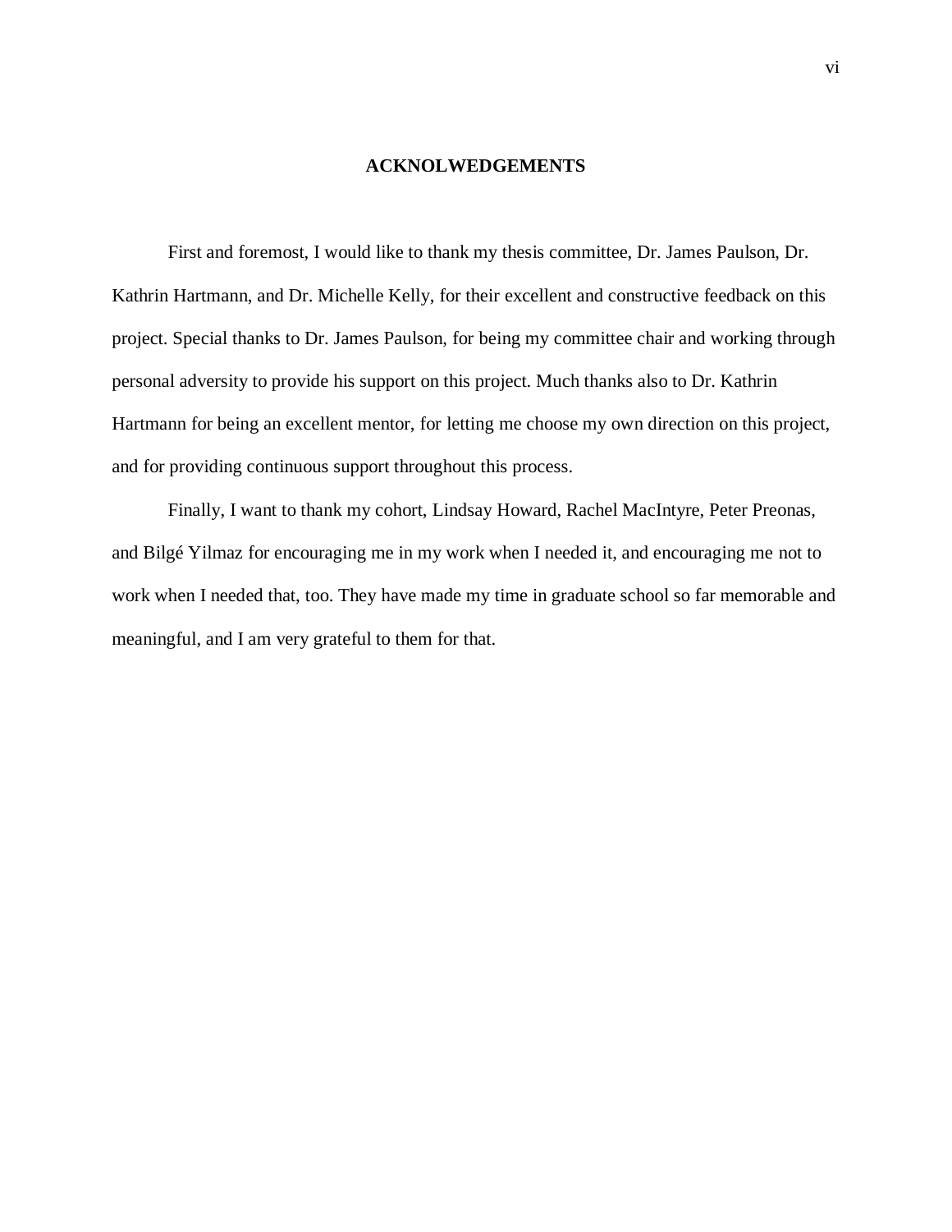# ACKNOLWEDGEMENTS

First and foremost, I would like to thank my thesis committee, Dr. James Paulson, Dr. Kathrin Hartmann, and Dr. Michelle Kelly, for their excellent and constructive feedback on this project. Special thanks to Dr. James Paulson, for being my committee chair and working through personal adversity to provide his support on this project. Much thanks also to Dr. Kathrin Hartmann for being an excellent mentor, for letting me choose my own direction on this project, and for providing continuous support throughout this process.

Finally, I want to thank my cohort, Lindsay Howard, Rachel MacIntyre, Peter Preonas, and Bilgé Yilmaz for encouraging me in my work when I needed it, and encouraging me not to work when I needed that, too. They have made my time in graduate school so far memorable and meaningful, and I am very grateful to them for that.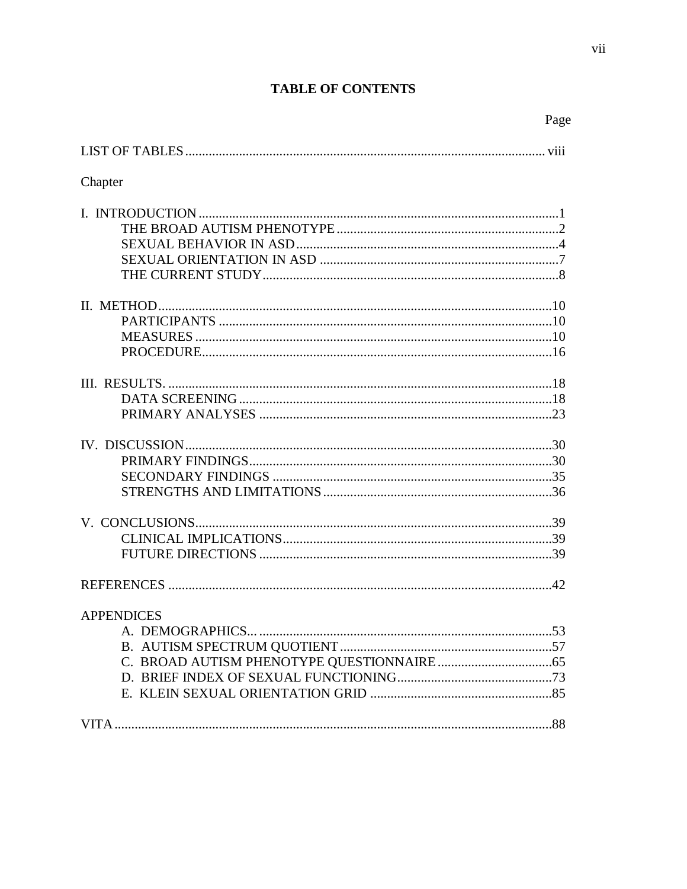# TABLE OF CONTENTS

| | Page |
|---|---|
| LIST OF TABLES | viii |
| Chapter | |
| I. INTRODUCTION | 1 |
| THE BROAD AUTISM PHENOTYPE | 2 |
| SEXUAL BEHAVIOR IN ASD | 4 |
| SEXUAL ORIENTATION IN ASD | 7 |
| THE CURRENT STUDY | 8 |
| II. METHOD | 10 |
| PARTICIPANTS | 10 |
| MEASURES | 10 |
| PROCEDURE | 16 |
| III. RESULTS. | 18 |
| DATA SCREENING | 18 |
| PRIMARY ANALYSES | 23 |
| IV. DISCUSSION | 30 |
| PRIMARY FINDINGS | 30 |
| SECONDARY FINDINGS | 35 |
| STRENGTHS AND LIMITATIONS | 36 |
| V. CONCLUSIONS | 39 |
| CLINICAL IMPLICATIONS | 39 |
| FUTURE DIRECTIONS | 39 |
| REFERENCES | 42 |
| APPENDICES | |
| A. DEMOGRAPHICS... | 53 |
| B. AUTISM SPECTRUM QUOTIENT | 57 |
| C. BROAD AUTISM PHENOTYPE QUESTIONNAIRE | 65 |
| D. BRIEF INDEX OF SEXUAL FUNCTIONING | 73 |
| E. KLEIN SEXUAL ORIENTATION GRID | 85 |
| VITA | 88 |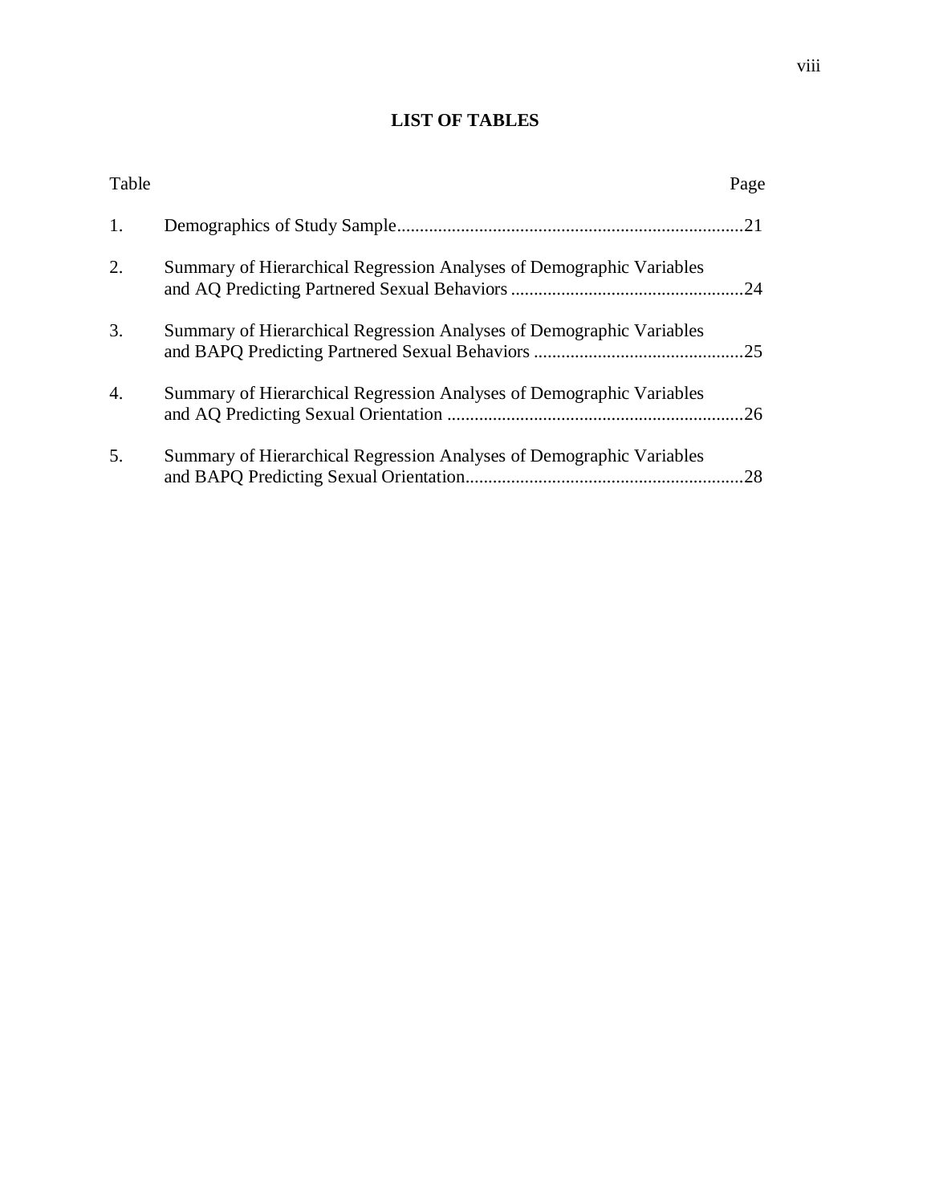# LIST OF TABLES

| Table | | Page |
|---|---|---|
| 1. | Demographics of Study Sample | 21 |
| 2. | Summary of Hierarchical Regression Analyses of Demographic Variables and AQ Predicting Partnered Sexual Behaviors | 24 |
| 3. | Summary of Hierarchical Regression Analyses of Demographic Variables and BAPQ Predicting Partnered Sexual Behaviors | 25 |
| 4. | Summary of Hierarchical Regression Analyses of Demographic Variables and AQ Predicting Sexual Orientation | 26 |
| 5. | Summary of Hierarchical Regression Analyses of Demographic Variables and BAPQ Predicting Sexual Orientation | 28 |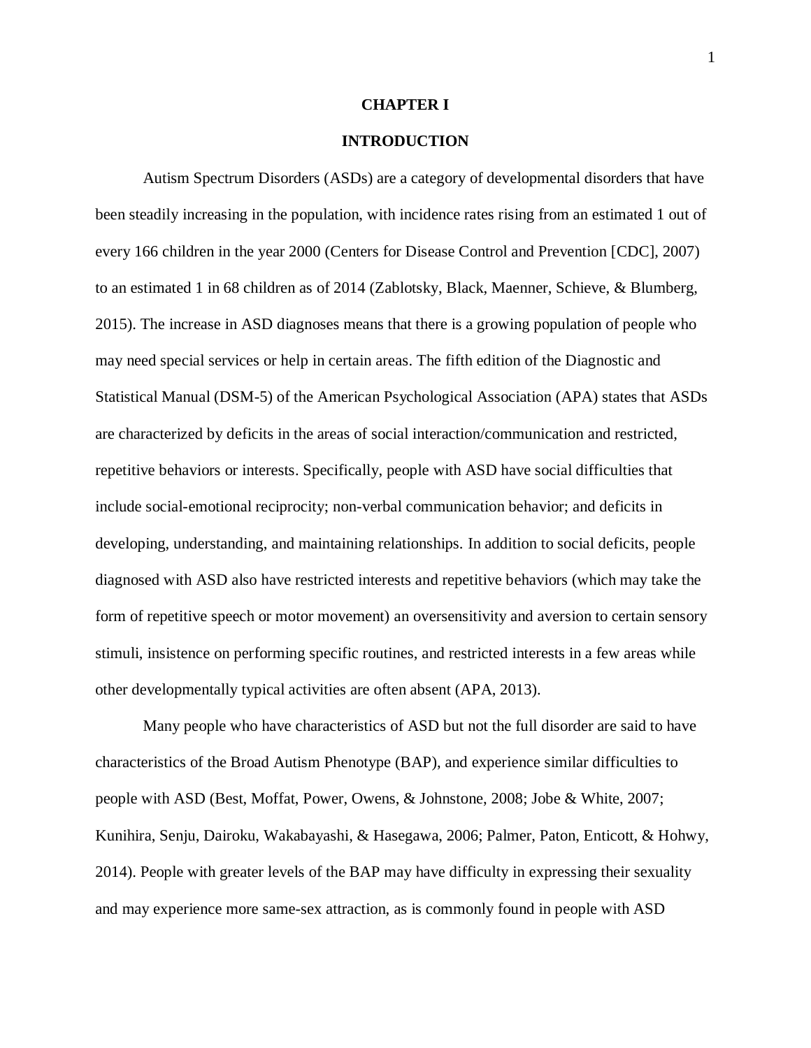# CHAPTER I

## INTRODUCTION

Autism Spectrum Disorders (ASDs) are a category of developmental disorders that have been steadily increasing in the population, with incidence rates rising from an estimated 1 out of every 166 children in the year 2000 (Centers for Disease Control and Prevention [CDC], 2007) to an estimated 1 in 68 children as of 2014 (Zablotsky, Black, Maenner, Schieve, & Blumberg, 2015). The increase in ASD diagnoses means that there is a growing population of people who may need special services or help in certain areas. The fifth edition of the Diagnostic and Statistical Manual (DSM-5) of the American Psychological Association (APA) states that ASDs are characterized by deficits in the areas of social interaction/communication and restricted, repetitive behaviors or interests. Specifically, people with ASD have social difficulties that include social-emotional reciprocity; non-verbal communication behavior; and deficits in developing, understanding, and maintaining relationships. In addition to social deficits, people diagnosed with ASD also have restricted interests and repetitive behaviors (which may take the form of repetitive speech or motor movement) an oversensitivity and aversion to certain sensory stimuli, insistence on performing specific routines, and restricted interests in a few areas while other developmentally typical activities are often absent (APA, 2013).

Many people who have characteristics of ASD but not the full disorder are said to have characteristics of the Broad Autism Phenotype (BAP), and experience similar difficulties to people with ASD (Best, Moffat, Power, Owens, & Johnstone, 2008; Jobe & White, 2007; Kunihira, Senju, Dairoku, Wakabayashi, & Hasegawa, 2006; Palmer, Paton, Enticott, & Hohwy, 2014). People with greater levels of the BAP may have difficulty in expressing their sexuality and may experience more same-sex attraction, as is commonly found in people with ASD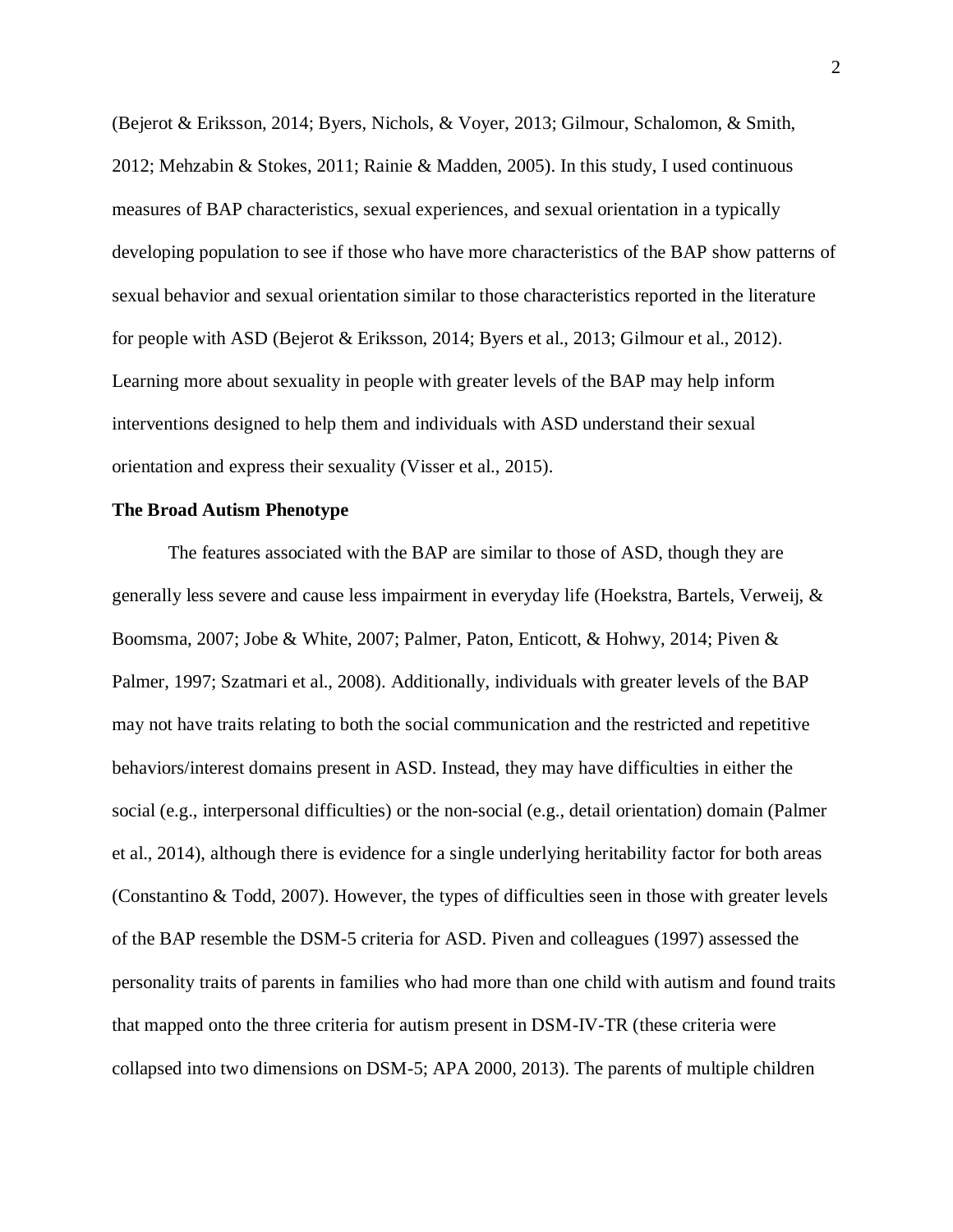(Bejerot & Eriksson, 2014; Byers, Nichols, & Voyer, 2013; Gilmour, Schalomon, & Smith, 2012; Mehzabin & Stokes, 2011; Rainie & Madden, 2005). In this study, I used continuous measures of BAP characteristics, sexual experiences, and sexual orientation in a typically developing population to see if those who have more characteristics of the BAP show patterns of sexual behavior and sexual orientation similar to those characteristics reported in the literature for people with ASD (Bejerot & Eriksson, 2014; Byers et al., 2013; Gilmour et al., 2012). Learning more about sexuality in people with greater levels of the BAP may help inform interventions designed to help them and individuals with ASD understand their sexual orientation and express their sexuality (Visser et al., 2015).

**The Broad Autism Phenotype**

The features associated with the BAP are similar to those of ASD, though they are generally less severe and cause less impairment in everyday life (Hoekstra, Bartels, Verweij, & Boomsma, 2007; Jobe & White, 2007; Palmer, Paton, Enticott, & Hohwy, 2014; Piven & Palmer, 1997; Szatmari et al., 2008). Additionally, individuals with greater levels of the BAP may not have traits relating to both the social communication and the restricted and repetitive behaviors/interest domains present in ASD. Instead, they may have difficulties in either the social (e.g., interpersonal difficulties) or the non-social (e.g., detail orientation) domain (Palmer et al., 2014), although there is evidence for a single underlying heritability factor for both areas (Constantino & Todd, 2007). However, the types of difficulties seen in those with greater levels of the BAP resemble the DSM-5 criteria for ASD. Piven and colleagues (1997) assessed the personality traits of parents in families who had more than one child with autism and found traits that mapped onto the three criteria for autism present in DSM-IV-TR (these criteria were collapsed into two dimensions on DSM-5; APA 2000, 2013). The parents of multiple children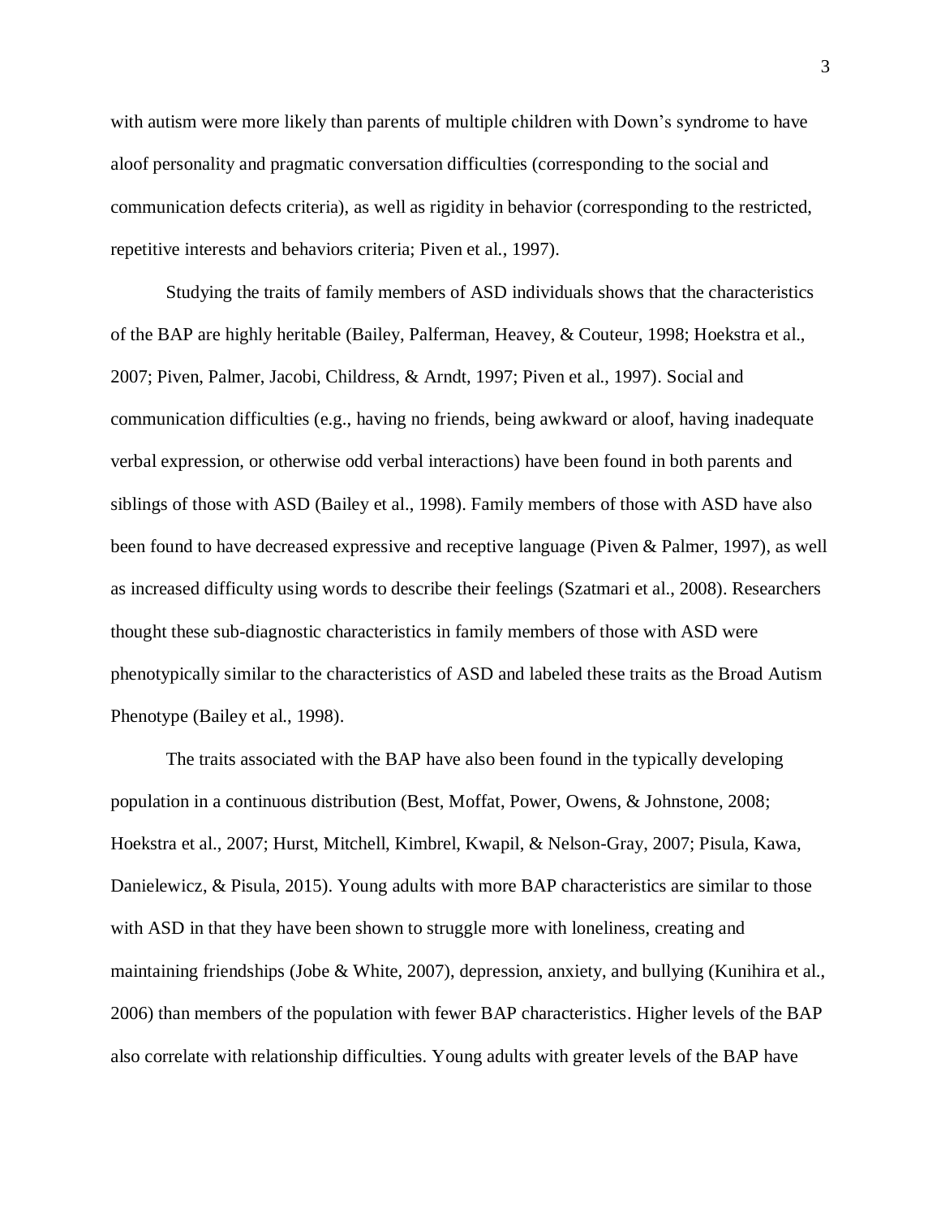with autism were more likely than parents of multiple children with Down's syndrome to have aloof personality and pragmatic conversation difficulties (corresponding to the social and communication defects criteria), as well as rigidity in behavior (corresponding to the restricted, repetitive interests and behaviors criteria; Piven et al., 1997).

Studying the traits of family members of ASD individuals shows that the characteristics of the BAP are highly heritable (Bailey, Palferman, Heavey, & Couteur, 1998; Hoekstra et al., 2007; Piven, Palmer, Jacobi, Childress, & Arndt, 1997; Piven et al., 1997). Social and communication difficulties (e.g., having no friends, being awkward or aloof, having inadequate verbal expression, or otherwise odd verbal interactions) have been found in both parents and siblings of those with ASD (Bailey et al., 1998). Family members of those with ASD have also been found to have decreased expressive and receptive language (Piven & Palmer, 1997), as well as increased difficulty using words to describe their feelings (Szatmari et al., 2008). Researchers thought these sub-diagnostic characteristics in family members of those with ASD were phenotypically similar to the characteristics of ASD and labeled these traits as the Broad Autism Phenotype (Bailey et al., 1998).

The traits associated with the BAP have also been found in the typically developing population in a continuous distribution (Best, Moffat, Power, Owens, & Johnstone, 2008; Hoekstra et al., 2007; Hurst, Mitchell, Kimbrel, Kwapil, & Nelson-Gray, 2007; Pisula, Kawa, Danielewicz, & Pisula, 2015). Young adults with more BAP characteristics are similar to those with ASD in that they have been shown to struggle more with loneliness, creating and maintaining friendships (Jobe & White, 2007), depression, anxiety, and bullying (Kunihira et al., 2006) than members of the population with fewer BAP characteristics. Higher levels of the BAP also correlate with relationship difficulties. Young adults with greater levels of the BAP have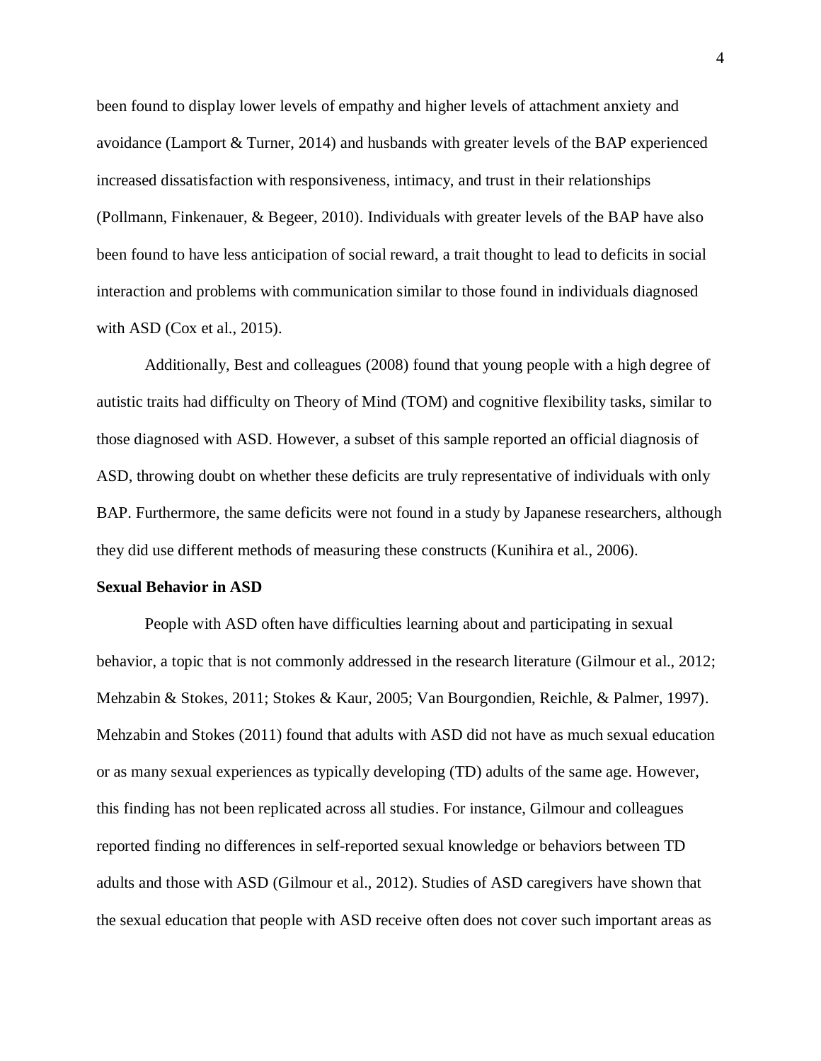been found to display lower levels of empathy and higher levels of attachment anxiety and avoidance (Lamport & Turner, 2014) and husbands with greater levels of the BAP experienced increased dissatisfaction with responsiveness, intimacy, and trust in their relationships (Pollmann, Finkenauer, & Begeer, 2010). Individuals with greater levels of the BAP have also been found to have less anticipation of social reward, a trait thought to lead to deficits in social interaction and problems with communication similar to those found in individuals diagnosed with ASD (Cox et al., 2015).

Additionally, Best and colleagues (2008) found that young people with a high degree of autistic traits had difficulty on Theory of Mind (TOM) and cognitive flexibility tasks, similar to those diagnosed with ASD. However, a subset of this sample reported an official diagnosis of ASD, throwing doubt on whether these deficits are truly representative of individuals with only BAP. Furthermore, the same deficits were not found in a study by Japanese researchers, although they did use different methods of measuring these constructs (Kunihira et al., 2006).

**Sexual Behavior in ASD**

People with ASD often have difficulties learning about and participating in sexual behavior, a topic that is not commonly addressed in the research literature (Gilmour et al., 2012; Mehzabin & Stokes, 2011; Stokes & Kaur, 2005; Van Bourgondien, Reichle, & Palmer, 1997). Mehzabin and Stokes (2011) found that adults with ASD did not have as much sexual education or as many sexual experiences as typically developing (TD) adults of the same age. However, this finding has not been replicated across all studies. For instance, Gilmour and colleagues reported finding no differences in self-reported sexual knowledge or behaviors between TD adults and those with ASD (Gilmour et al., 2012). Studies of ASD caregivers have shown that the sexual education that people with ASD receive often does not cover such important areas as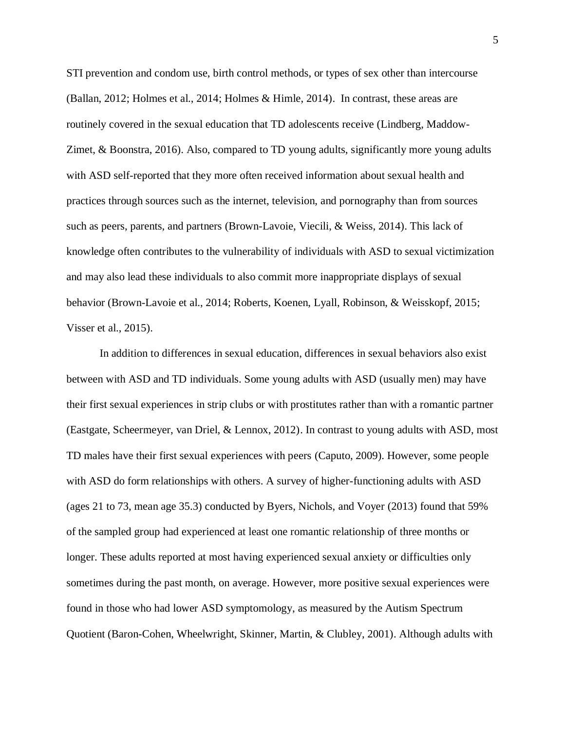STI prevention and condom use, birth control methods, or types of sex other than intercourse (Ballan, 2012; Holmes et al., 2014; Holmes & Himle, 2014). In contrast, these areas are routinely covered in the sexual education that TD adolescents receive (Lindberg, Maddow-Zimet, & Boonstra, 2016). Also, compared to TD young adults, significantly more young adults with ASD self-reported that they more often received information about sexual health and practices through sources such as the internet, television, and pornography than from sources such as peers, parents, and partners (Brown-Lavoie, Viecili, & Weiss, 2014). This lack of knowledge often contributes to the vulnerability of individuals with ASD to sexual victimization and may also lead these individuals to also commit more inappropriate displays of sexual behavior (Brown-Lavoie et al., 2014; Roberts, Koenen, Lyall, Robinson, & Weisskopf, 2015; Visser et al., 2015).

In addition to differences in sexual education, differences in sexual behaviors also exist between with ASD and TD individuals. Some young adults with ASD (usually men) may have their first sexual experiences in strip clubs or with prostitutes rather than with a romantic partner (Eastgate, Scheermeyer, van Driel, & Lennox, 2012). In contrast to young adults with ASD, most TD males have their first sexual experiences with peers (Caputo, 2009). However, some people with ASD do form relationships with others. A survey of higher-functioning adults with ASD (ages 21 to 73, mean age 35.3) conducted by Byers, Nichols, and Voyer (2013) found that 59% of the sampled group had experienced at least one romantic relationship of three months or longer. These adults reported at most having experienced sexual anxiety or difficulties only sometimes during the past month, on average. However, more positive sexual experiences were found in those who had lower ASD symptomology, as measured by the Autism Spectrum Quotient (Baron-Cohen, Wheelwright, Skinner, Martin, & Clubley, 2001). Although adults with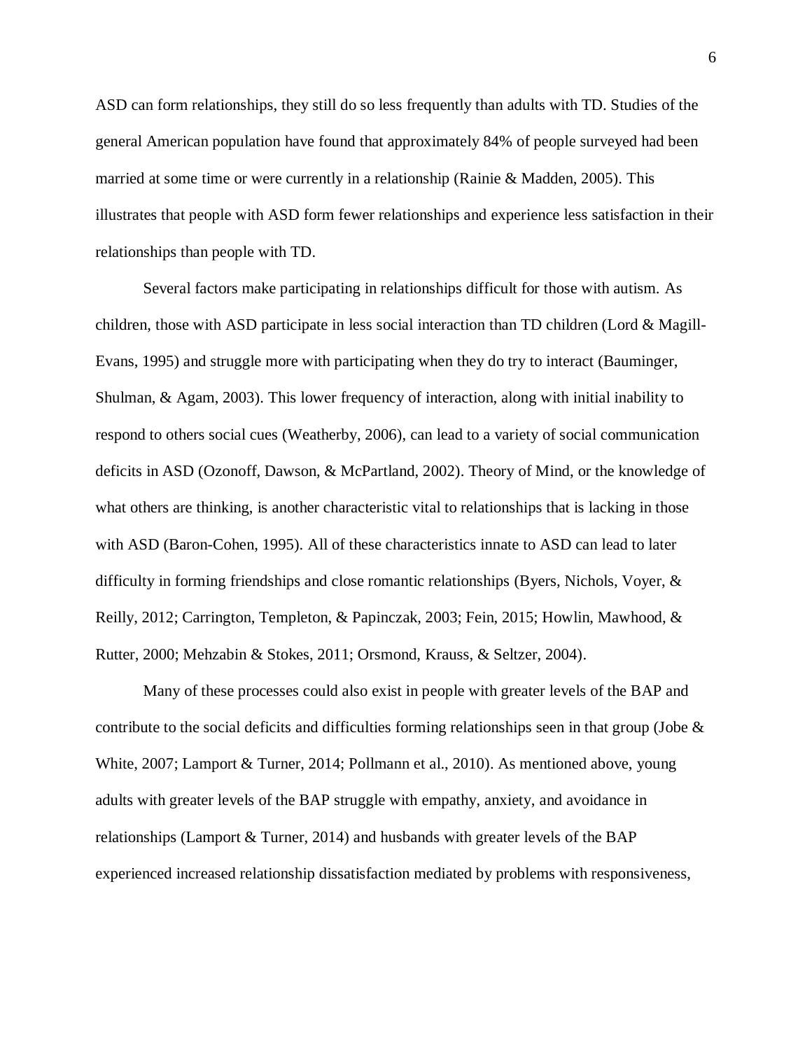ASD can form relationships, they still do so less frequently than adults with TD. Studies of the general American population have found that approximately 84% of people surveyed had been married at some time or were currently in a relationship (Rainie & Madden, 2005). This illustrates that people with ASD form fewer relationships and experience less satisfaction in their relationships than people with TD.

Several factors make participating in relationships difficult for those with autism. As children, those with ASD participate in less social interaction than TD children (Lord & Magill-Evans, 1995) and struggle more with participating when they do try to interact (Bauminger, Shulman, & Agam, 2003). This lower frequency of interaction, along with initial inability to respond to others social cues (Weatherby, 2006), can lead to a variety of social communication deficits in ASD (Ozonoff, Dawson, & McPartland, 2002). Theory of Mind, or the knowledge of what others are thinking, is another characteristic vital to relationships that is lacking in those with ASD (Baron-Cohen, 1995). All of these characteristics innate to ASD can lead to later difficulty in forming friendships and close romantic relationships (Byers, Nichols, Voyer, & Reilly, 2012; Carrington, Templeton, & Papinczak, 2003; Fein, 2015; Howlin, Mawhood, & Rutter, 2000; Mehzabin & Stokes, 2011; Orsmond, Krauss, & Seltzer, 2004).

Many of these processes could also exist in people with greater levels of the BAP and contribute to the social deficits and difficulties forming relationships seen in that group (Jobe & White, 2007; Lamport & Turner, 2014; Pollmann et al., 2010). As mentioned above, young adults with greater levels of the BAP struggle with empathy, anxiety, and avoidance in relationships (Lamport & Turner, 2014) and husbands with greater levels of the BAP experienced increased relationship dissatisfaction mediated by problems with responsiveness,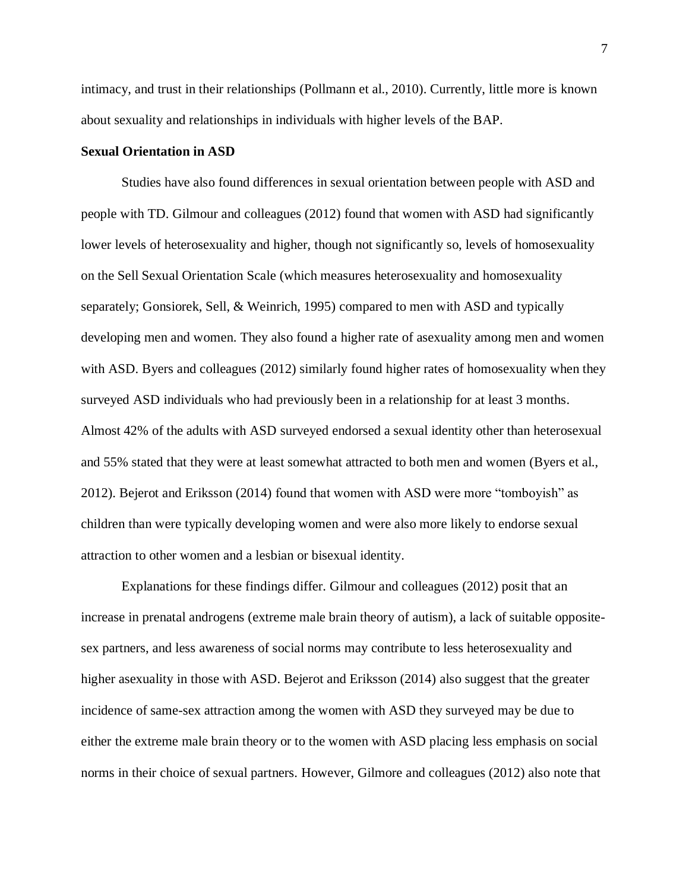intimacy, and trust in their relationships (Pollmann et al., 2010). Currently, little more is known about sexuality and relationships in individuals with higher levels of the BAP.

**Sexual Orientation in ASD**

Studies have also found differences in sexual orientation between people with ASD and people with TD. Gilmour and colleagues (2012) found that women with ASD had significantly lower levels of heterosexuality and higher, though not significantly so, levels of homosexuality on the Sell Sexual Orientation Scale (which measures heterosexuality and homosexuality separately; Gonsiorek, Sell, & Weinrich, 1995) compared to men with ASD and typically developing men and women. They also found a higher rate of asexuality among men and women with ASD. Byers and colleagues (2012) similarly found higher rates of homosexuality when they surveyed ASD individuals who had previously been in a relationship for at least 3 months. Almost 42% of the adults with ASD surveyed endorsed a sexual identity other than heterosexual and 55% stated that they were at least somewhat attracted to both men and women (Byers et al., 2012). Bejerot and Eriksson (2014) found that women with ASD were more "tomboyish" as children than were typically developing women and were also more likely to endorse sexual attraction to other women and a lesbian or bisexual identity.

Explanations for these findings differ. Gilmour and colleagues (2012) posit that an increase in prenatal androgens (extreme male brain theory of autism), a lack of suitable opposite-sex partners, and less awareness of social norms may contribute to less heterosexuality and higher asexuality in those with ASD. Bejerot and Eriksson (2014) also suggest that the greater incidence of same-sex attraction among the women with ASD they surveyed may be due to either the extreme male brain theory or to the women with ASD placing less emphasis on social norms in their choice of sexual partners. However, Gilmore and colleagues (2012) also note that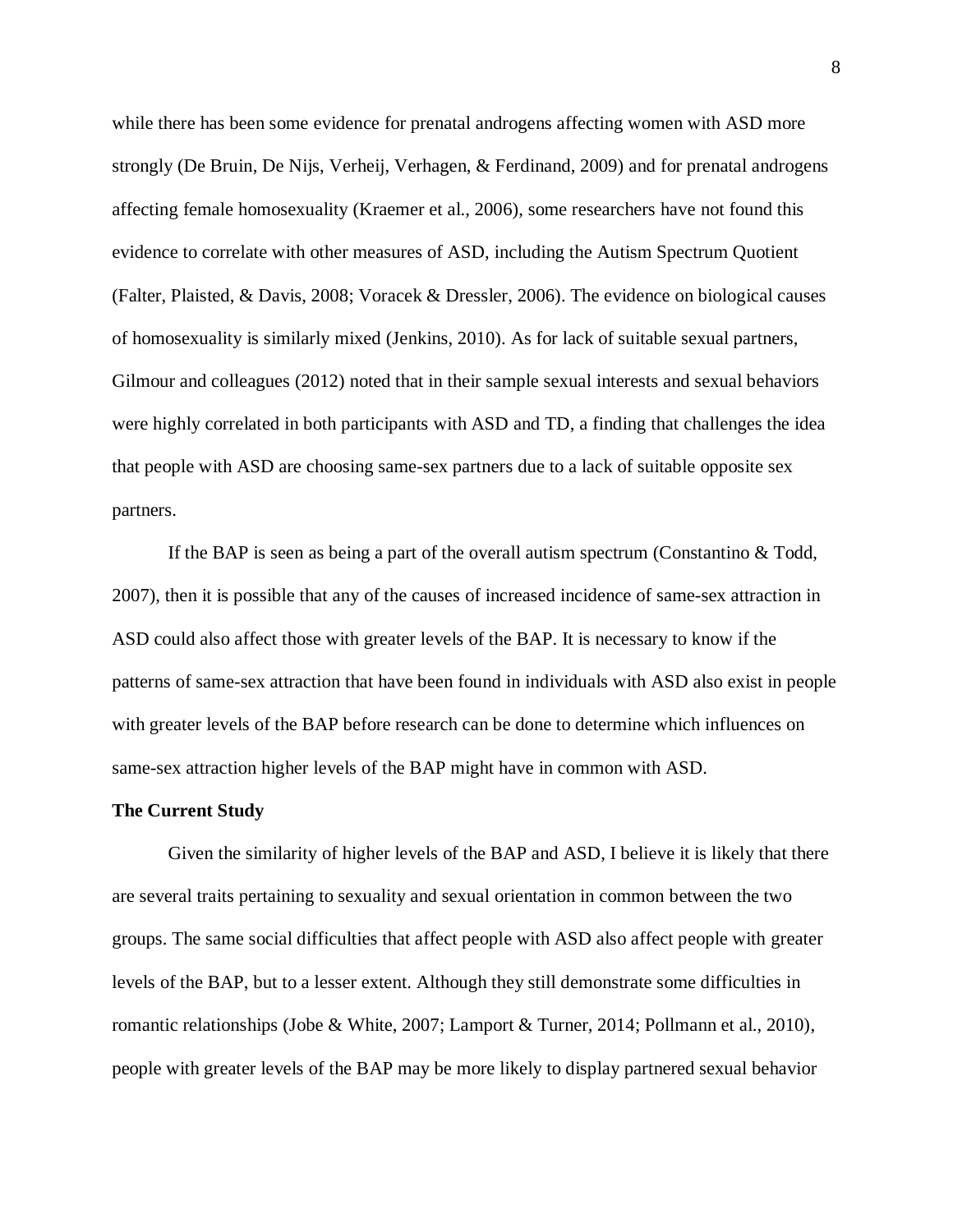while there has been some evidence for prenatal androgens affecting women with ASD more strongly (De Bruin, De Nijs, Verheij, Verhagen, & Ferdinand, 2009) and for prenatal androgens affecting female homosexuality (Kraemer et al., 2006), some researchers have not found this evidence to correlate with other measures of ASD, including the Autism Spectrum Quotient (Falter, Plaisted, & Davis, 2008; Voracek & Dressler, 2006). The evidence on biological causes of homosexuality is similarly mixed (Jenkins, 2010). As for lack of suitable sexual partners, Gilmour and colleagues (2012) noted that in their sample sexual interests and sexual behaviors were highly correlated in both participants with ASD and TD, a finding that challenges the idea that people with ASD are choosing same-sex partners due to a lack of suitable opposite sex partners.

If the BAP is seen as being a part of the overall autism spectrum (Constantino & Todd, 2007), then it is possible that any of the causes of increased incidence of same-sex attraction in ASD could also affect those with greater levels of the BAP. It is necessary to know if the patterns of same-sex attraction that have been found in individuals with ASD also exist in people with greater levels of the BAP before research can be done to determine which influences on same-sex attraction higher levels of the BAP might have in common with ASD.

**The Current Study**

Given the similarity of higher levels of the BAP and ASD, I believe it is likely that there are several traits pertaining to sexuality and sexual orientation in common between the two groups. The same social difficulties that affect people with ASD also affect people with greater levels of the BAP, but to a lesser extent. Although they still demonstrate some difficulties in romantic relationships (Jobe & White, 2007; Lamport & Turner, 2014; Pollmann et al., 2010), people with greater levels of the BAP may be more likely to display partnered sexual behavior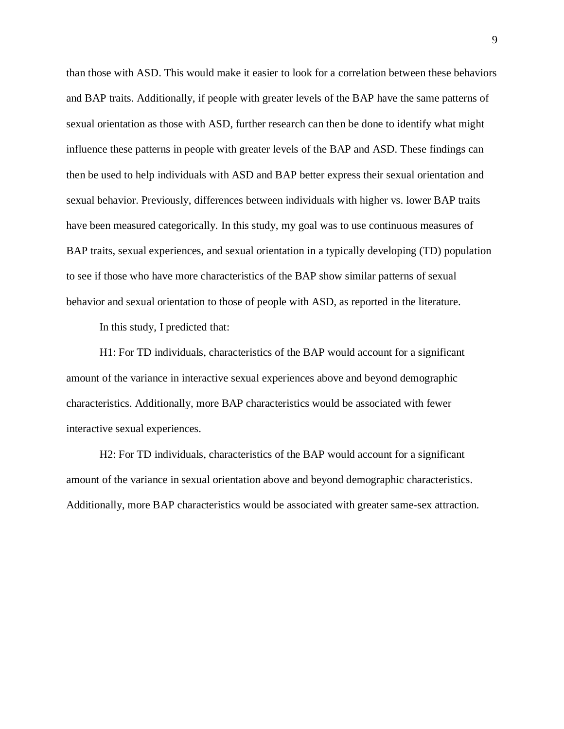than those with ASD. This would make it easier to look for a correlation between these behaviors and BAP traits. Additionally, if people with greater levels of the BAP have the same patterns of sexual orientation as those with ASD, further research can then be done to identify what might influence these patterns in people with greater levels of the BAP and ASD. These findings can then be used to help individuals with ASD and BAP better express their sexual orientation and sexual behavior. Previously, differences between individuals with higher vs. lower BAP traits have been measured categorically. In this study, my goal was to use continuous measures of BAP traits, sexual experiences, and sexual orientation in a typically developing (TD) population to see if those who have more characteristics of the BAP show similar patterns of sexual behavior and sexual orientation to those of people with ASD, as reported in the literature.

In this study, I predicted that:

H1: For TD individuals, characteristics of the BAP would account for a significant amount of the variance in interactive sexual experiences above and beyond demographic characteristics. Additionally, more BAP characteristics would be associated with fewer interactive sexual experiences.

H2: For TD individuals, characteristics of the BAP would account for a significant amount of the variance in sexual orientation above and beyond demographic characteristics. Additionally, more BAP characteristics would be associated with greater same-sex attraction.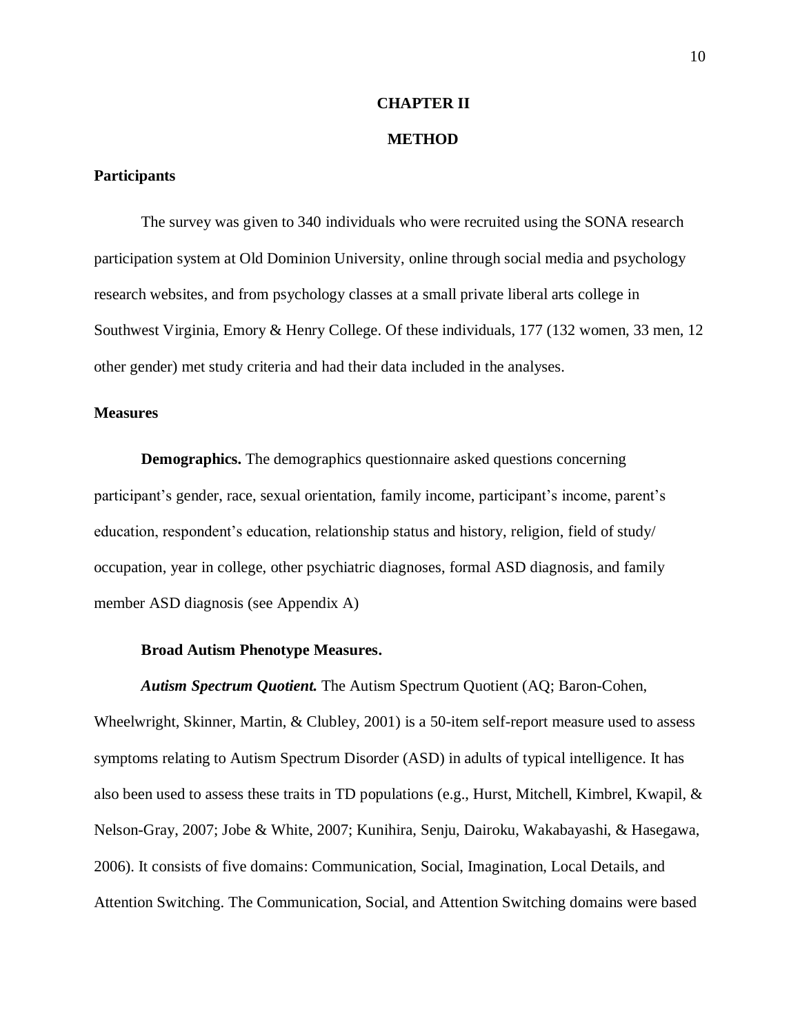# CHAPTER II

# METHOD

## Participants

The survey was given to 340 individuals who were recruited using the SONA research participation system at Old Dominion University, online through social media and psychology research websites, and from psychology classes at a small private liberal arts college in Southwest Virginia, Emory & Henry College. Of these individuals, 177 (132 women, 33 men, 12 other gender) met study criteria and had their data included in the analyses.

## Measures

**Demographics.** The demographics questionnaire asked questions concerning participant's gender, race, sexual orientation, family income, participant's income, parent's education, respondent's education, relationship status and history, religion, field of study/ occupation, year in college, other psychiatric diagnoses, formal ASD diagnosis, and family member ASD diagnosis (see Appendix A)

**Broad Autism Phenotype Measures.**

***Autism Spectrum Quotient.*** The Autism Spectrum Quotient (AQ; Baron-Cohen, Wheelwright, Skinner, Martin, & Clubley, 2001) is a 50-item self-report measure used to assess symptoms relating to Autism Spectrum Disorder (ASD) in adults of typical intelligence. It has also been used to assess these traits in TD populations (e.g., Hurst, Mitchell, Kimbrel, Kwapil, & Nelson-Gray, 2007; Jobe & White, 2007; Kunihira, Senju, Dairoku, Wakabayashi, & Hasegawa, 2006). It consists of five domains: Communication, Social, Imagination, Local Details, and Attention Switching. The Communication, Social, and Attention Switching domains were based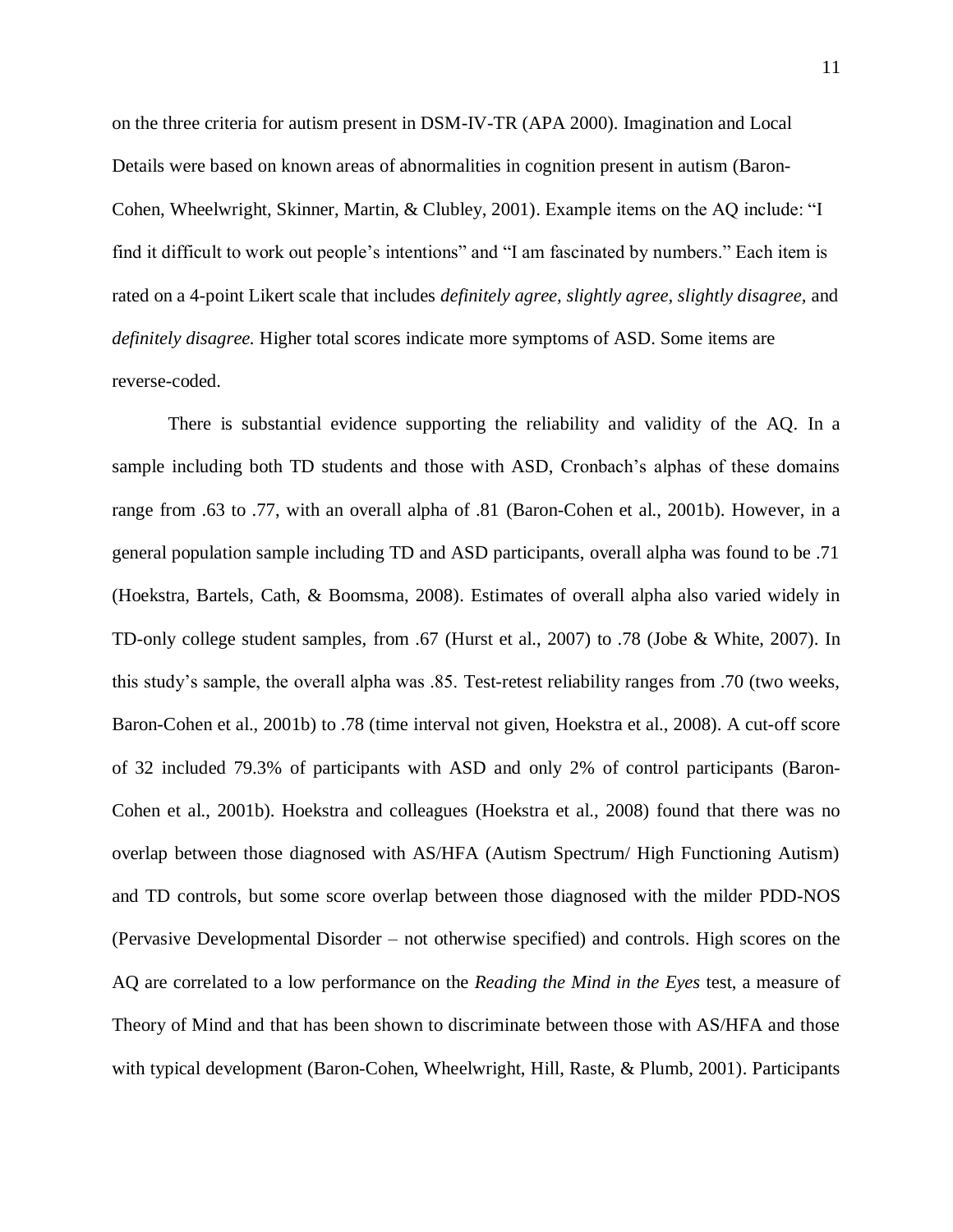on the three criteria for autism present in DSM-IV-TR (APA 2000). Imagination and Local Details were based on known areas of abnormalities in cognition present in autism (Baron-Cohen, Wheelwright, Skinner, Martin, & Clubley, 2001). Example items on the AQ include: "I find it difficult to work out people's intentions" and "I am fascinated by numbers." Each item is rated on a 4-point Likert scale that includes *definitely agree, slightly agree, slightly disagree,* and *definitely disagree.* Higher total scores indicate more symptoms of ASD. Some items are reverse-coded.

There is substantial evidence supporting the reliability and validity of the AQ. In a sample including both TD students and those with ASD, Cronbach's alphas of these domains range from .63 to .77, with an overall alpha of .81 (Baron-Cohen et al., 2001b). However, in a general population sample including TD and ASD participants, overall alpha was found to be .71 (Hoekstra, Bartels, Cath, & Boomsma, 2008). Estimates of overall alpha also varied widely in TD-only college student samples, from .67 (Hurst et al., 2007) to .78 (Jobe & White, 2007). In this study's sample, the overall alpha was .85. Test-retest reliability ranges from .70 (two weeks, Baron-Cohen et al., 2001b) to .78 (time interval not given, Hoekstra et al., 2008). A cut-off score of 32 included 79.3% of participants with ASD and only 2% of control participants (Baron-Cohen et al., 2001b). Hoekstra and colleagues (Hoekstra et al., 2008) found that there was no overlap between those diagnosed with AS/HFA (Autism Spectrum/ High Functioning Autism) and TD controls, but some score overlap between those diagnosed with the milder PDD-NOS (Pervasive Developmental Disorder – not otherwise specified) and controls. High scores on the AQ are correlated to a low performance on the *Reading the Mind in the Eyes* test, a measure of Theory of Mind and that has been shown to discriminate between those with AS/HFA and those with typical development (Baron-Cohen, Wheelwright, Hill, Raste, & Plumb, 2001). Participants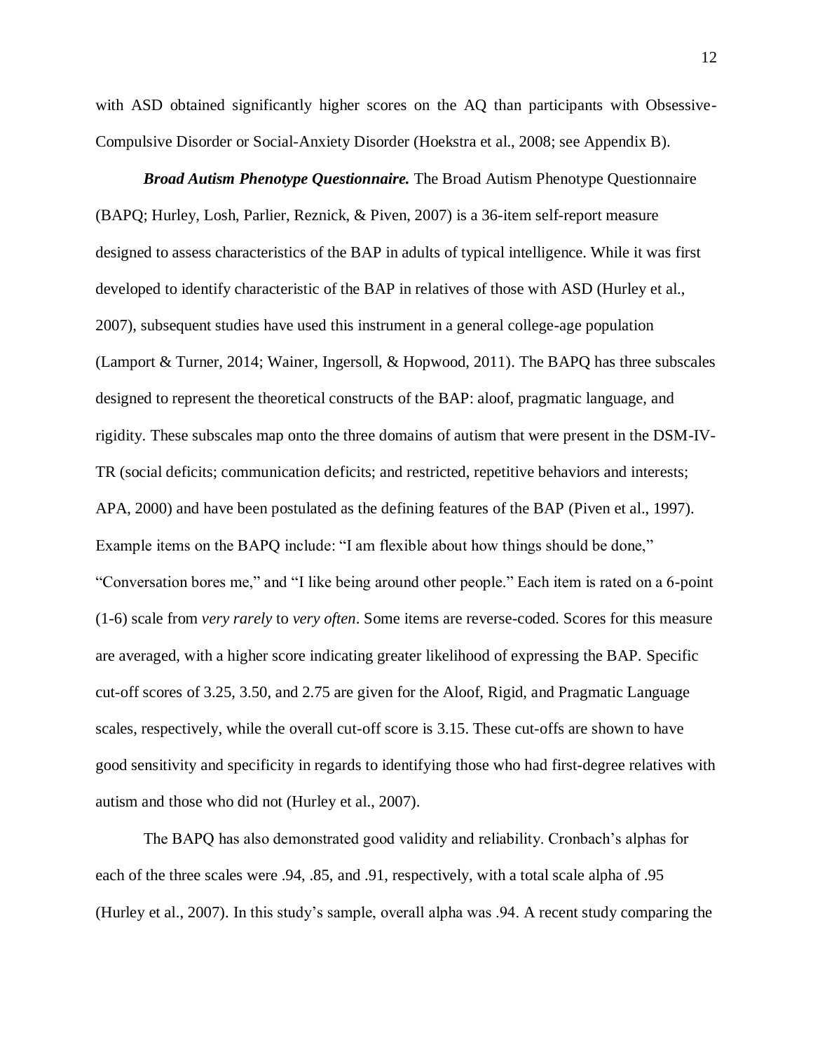with ASD obtained significantly higher scores on the AQ than participants with Obsessive-Compulsive Disorder or Social-Anxiety Disorder (Hoekstra et al., 2008; see Appendix B).

***Broad Autism Phenotype Questionnaire.*** The Broad Autism Phenotype Questionnaire (BAPQ; Hurley, Losh, Parlier, Reznick, & Piven, 2007) is a 36-item self-report measure designed to assess characteristics of the BAP in adults of typical intelligence. While it was first developed to identify characteristic of the BAP in relatives of those with ASD (Hurley et al., 2007), subsequent studies have used this instrument in a general college-age population (Lamport & Turner, 2014; Wainer, Ingersoll, & Hopwood, 2011). The BAPQ has three subscales designed to represent the theoretical constructs of the BAP: aloof, pragmatic language, and rigidity. These subscales map onto the three domains of autism that were present in the DSM-IV-TR (social deficits; communication deficits; and restricted, repetitive behaviors and interests; APA, 2000) and have been postulated as the defining features of the BAP (Piven et al., 1997). Example items on the BAPQ include: "I am flexible about how things should be done," "Conversation bores me," and "I like being around other people." Each item is rated on a 6-point (1-6) scale from *very rarely* to *very often*. Some items are reverse-coded. Scores for this measure are averaged, with a higher score indicating greater likelihood of expressing the BAP. Specific cut-off scores of 3.25, 3.50, and 2.75 are given for the Aloof, Rigid, and Pragmatic Language scales, respectively, while the overall cut-off score is 3.15. These cut-offs are shown to have good sensitivity and specificity in regards to identifying those who had first-degree relatives with autism and those who did not (Hurley et al., 2007).

The BAPQ has also demonstrated good validity and reliability. Cronbach's alphas for each of the three scales were .94, .85, and .91, respectively, with a total scale alpha of .95 (Hurley et al., 2007). In this study's sample, overall alpha was .94. A recent study comparing the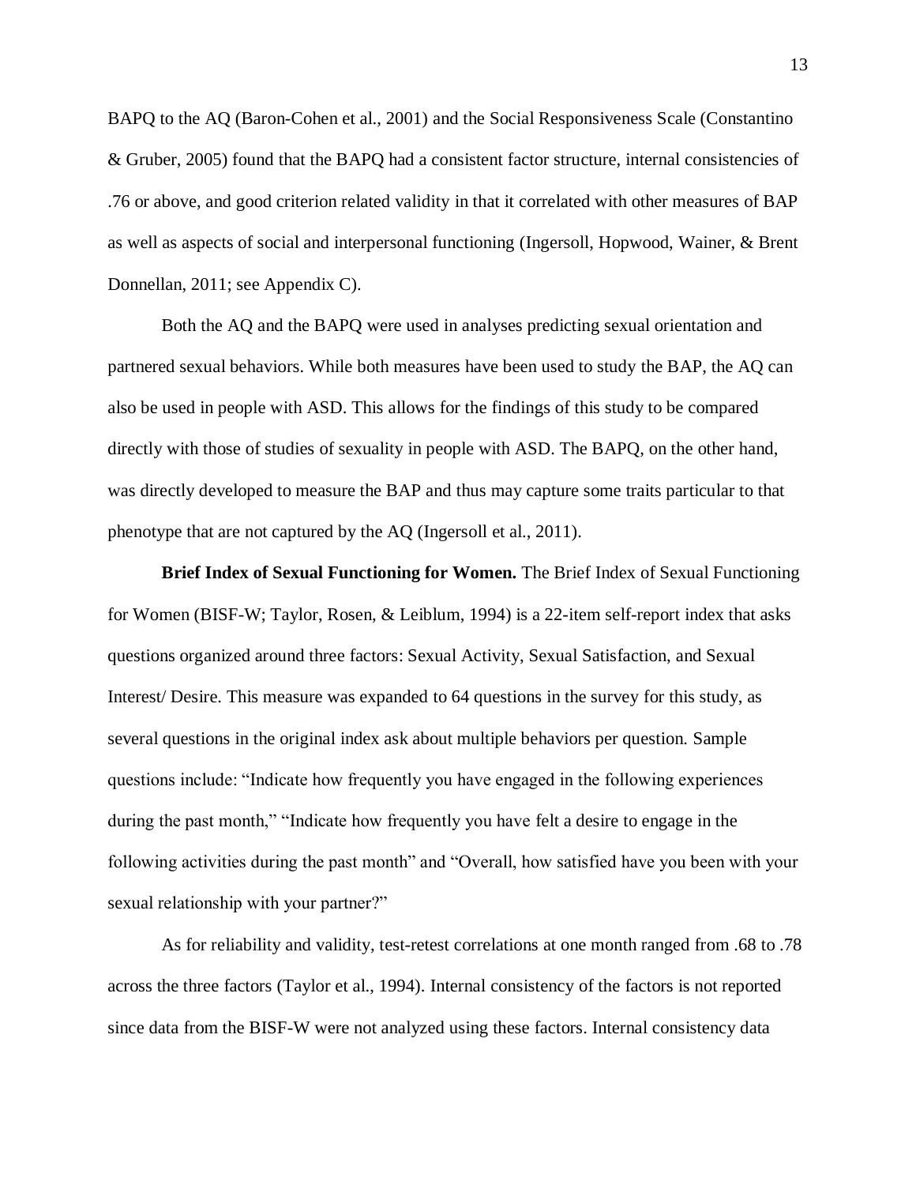BAPQ to the AQ (Baron-Cohen et al., 2001) and the Social Responsiveness Scale (Constantino & Gruber, 2005) found that the BAPQ had a consistent factor structure, internal consistencies of .76 or above, and good criterion related validity in that it correlated with other measures of BAP as well as aspects of social and interpersonal functioning (Ingersoll, Hopwood, Wainer, & Brent Donnellan, 2011; see Appendix C).

Both the AQ and the BAPQ were used in analyses predicting sexual orientation and partnered sexual behaviors. While both measures have been used to study the BAP, the AQ can also be used in people with ASD. This allows for the findings of this study to be compared directly with those of studies of sexuality in people with ASD. The BAPQ, on the other hand, was directly developed to measure the BAP and thus may capture some traits particular to that phenotype that are not captured by the AQ (Ingersoll et al., 2011).

**Brief Index of Sexual Functioning for Women.** The Brief Index of Sexual Functioning for Women (BISF-W; Taylor, Rosen, & Leiblum, 1994) is a 22-item self-report index that asks questions organized around three factors: Sexual Activity, Sexual Satisfaction, and Sexual Interest/ Desire. This measure was expanded to 64 questions in the survey for this study, as several questions in the original index ask about multiple behaviors per question. Sample questions include: "Indicate how frequently you have engaged in the following experiences during the past month," "Indicate how frequently you have felt a desire to engage in the following activities during the past month" and "Overall, how satisfied have you been with your sexual relationship with your partner?"

As for reliability and validity, test-retest correlations at one month ranged from .68 to .78 across the three factors (Taylor et al., 1994). Internal consistency of the factors is not reported since data from the BISF-W were not analyzed using these factors. Internal consistency data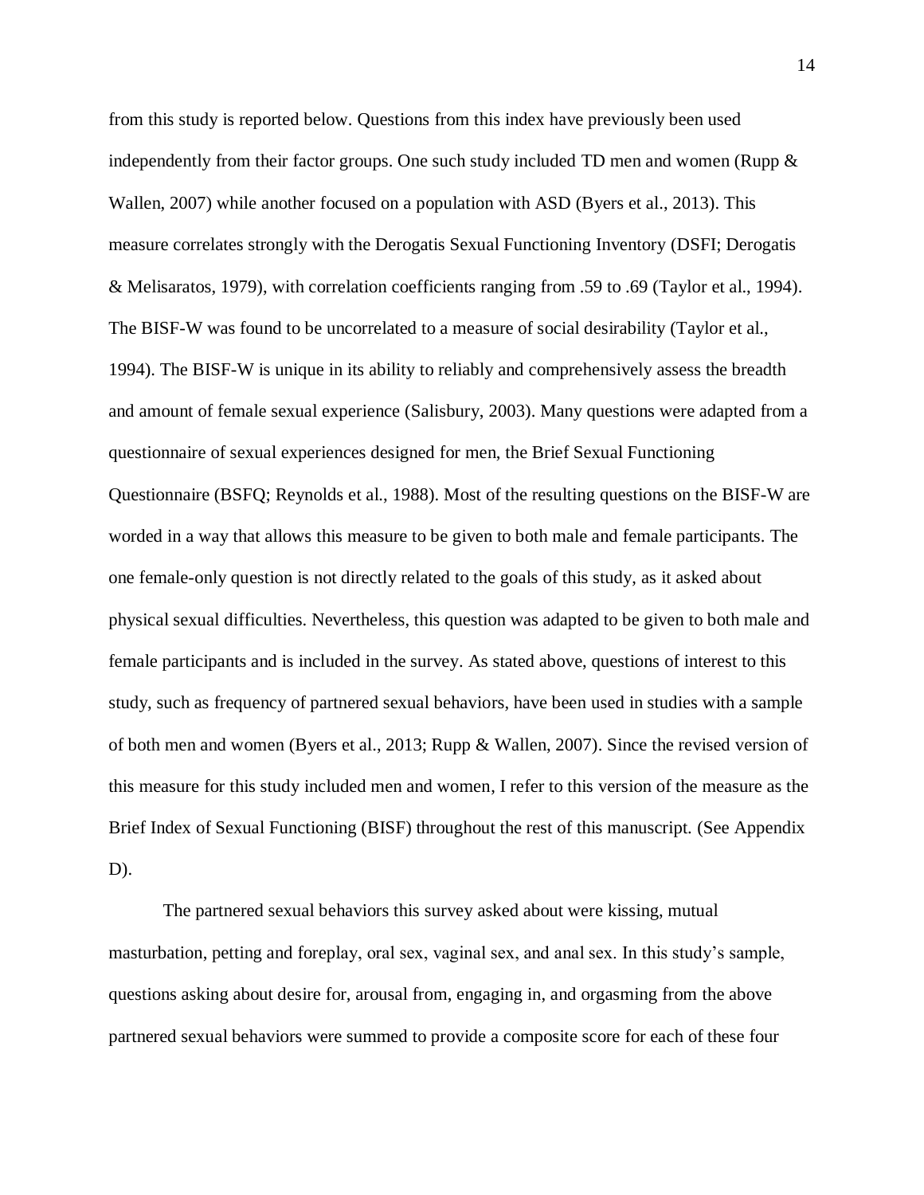from this study is reported below. Questions from this index have previously been used independently from their factor groups. One such study included TD men and women (Rupp & Wallen, 2007) while another focused on a population with ASD (Byers et al., 2013). This measure correlates strongly with the Derogatis Sexual Functioning Inventory (DSFI; Derogatis & Melisaratos, 1979), with correlation coefficients ranging from .59 to .69 (Taylor et al., 1994). The BISF-W was found to be uncorrelated to a measure of social desirability (Taylor et al., 1994). The BISF-W is unique in its ability to reliably and comprehensively assess the breadth and amount of female sexual experience (Salisbury, 2003). Many questions were adapted from a questionnaire of sexual experiences designed for men, the Brief Sexual Functioning Questionnaire (BSFQ; Reynolds et al., 1988). Most of the resulting questions on the BISF-W are worded in a way that allows this measure to be given to both male and female participants. The one female-only question is not directly related to the goals of this study, as it asked about physical sexual difficulties. Nevertheless, this question was adapted to be given to both male and female participants and is included in the survey. As stated above, questions of interest to this study, such as frequency of partnered sexual behaviors, have been used in studies with a sample of both men and women (Byers et al., 2013; Rupp & Wallen, 2007). Since the revised version of this measure for this study included men and women, I refer to this version of the measure as the Brief Index of Sexual Functioning (BISF) throughout the rest of this manuscript. (See Appendix D).

The partnered sexual behaviors this survey asked about were kissing, mutual masturbation, petting and foreplay, oral sex, vaginal sex, and anal sex. In this study's sample, questions asking about desire for, arousal from, engaging in, and orgasming from the above partnered sexual behaviors were summed to provide a composite score for each of these four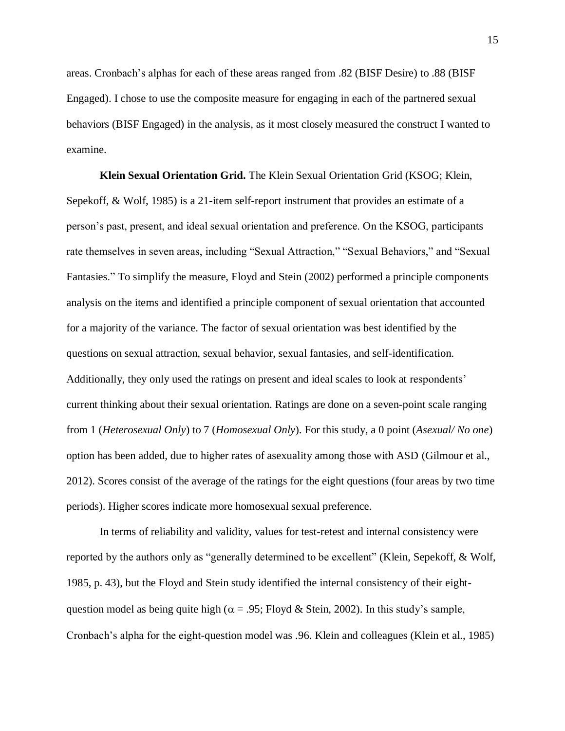areas. Cronbach's alphas for each of these areas ranged from .82 (BISF Desire) to .88 (BISF Engaged). I chose to use the composite measure for engaging in each of the partnered sexual behaviors (BISF Engaged) in the analysis, as it most closely measured the construct I wanted to examine.

**Klein Sexual Orientation Grid.** The Klein Sexual Orientation Grid (KSOG; Klein, Sepekoff, & Wolf, 1985) is a 21-item self-report instrument that provides an estimate of a person's past, present, and ideal sexual orientation and preference. On the KSOG, participants rate themselves in seven areas, including "Sexual Attraction," "Sexual Behaviors," and "Sexual Fantasies." To simplify the measure, Floyd and Stein (2002) performed a principle components analysis on the items and identified a principle component of sexual orientation that accounted for a majority of the variance. The factor of sexual orientation was best identified by the questions on sexual attraction, sexual behavior, sexual fantasies, and self-identification. Additionally, they only used the ratings on present and ideal scales to look at respondents' current thinking about their sexual orientation. Ratings are done on a seven-point scale ranging from 1 (*Heterosexual Only*) to 7 (*Homosexual Only*). For this study, a 0 point (*Asexual/ No one*) option has been added, due to higher rates of asexuality among those with ASD (Gilmour et al., 2012). Scores consist of the average of the ratings for the eight questions (four areas by two time periods). Higher scores indicate more homosexual sexual preference.

In terms of reliability and validity, values for test-retest and internal consistency were reported by the authors only as "generally determined to be excellent" (Klein, Sepekoff, & Wolf, 1985, p. 43), but the Floyd and Stein study identified the internal consistency of their eight-question model as being quite high ($\alpha$ = .95; Floyd & Stein, 2002). In this study's sample, Cronbach's alpha for the eight-question model was .96. Klein and colleagues (Klein et al., 1985)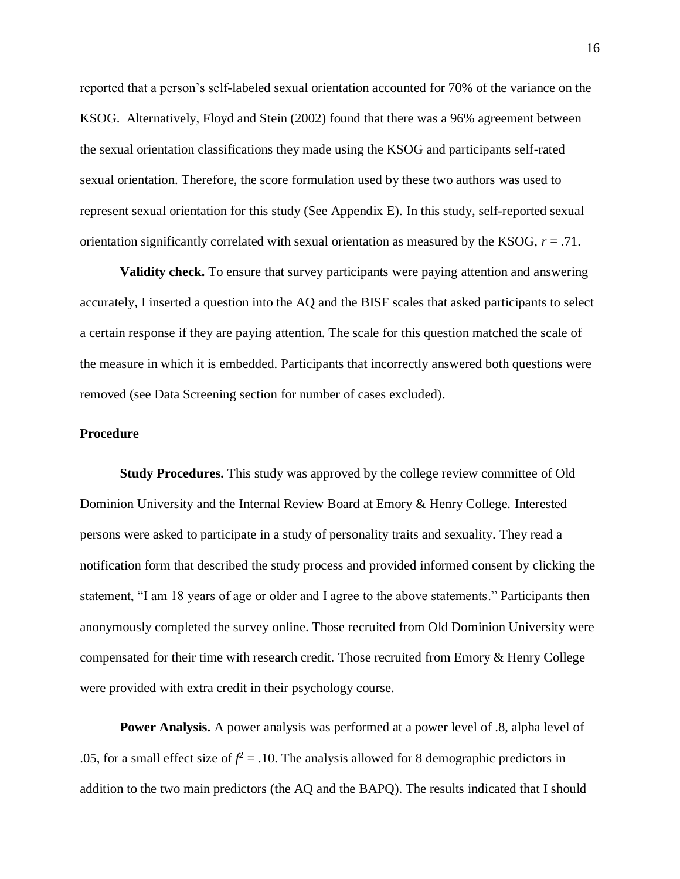reported that a person's self-labeled sexual orientation accounted for 70% of the variance on the KSOG. Alternatively, Floyd and Stein (2002) found that there was a 96% agreement between the sexual orientation classifications they made using the KSOG and participants self-rated sexual orientation. Therefore, the score formulation used by these two authors was used to represent sexual orientation for this study (See Appendix E). In this study, self-reported sexual orientation significantly correlated with sexual orientation as measured by the KSOG, $r = .71$.

**Validity check.** To ensure that survey participants were paying attention and answering accurately, I inserted a question into the AQ and the BISF scales that asked participants to select a certain response if they are paying attention. The scale for this question matched the scale of the measure in which it is embedded. Participants that incorrectly answered both questions were removed (see Data Screening section for number of cases excluded).

**Procedure**

**Study Procedures.** This study was approved by the college review committee of Old Dominion University and the Internal Review Board at Emory & Henry College. Interested persons were asked to participate in a study of personality traits and sexuality. They read a notification form that described the study process and provided informed consent by clicking the statement, "I am 18 years of age or older and I agree to the above statements." Participants then anonymously completed the survey online. Those recruited from Old Dominion University were compensated for their time with research credit. Those recruited from Emory & Henry College were provided with extra credit in their psychology course.

**Power Analysis.** A power analysis was performed at a power level of .8, alpha level of .05, for a small effect size of $f^2 = .10$. The analysis allowed for 8 demographic predictors in addition to the two main predictors (the AQ and the BAPQ). The results indicated that I should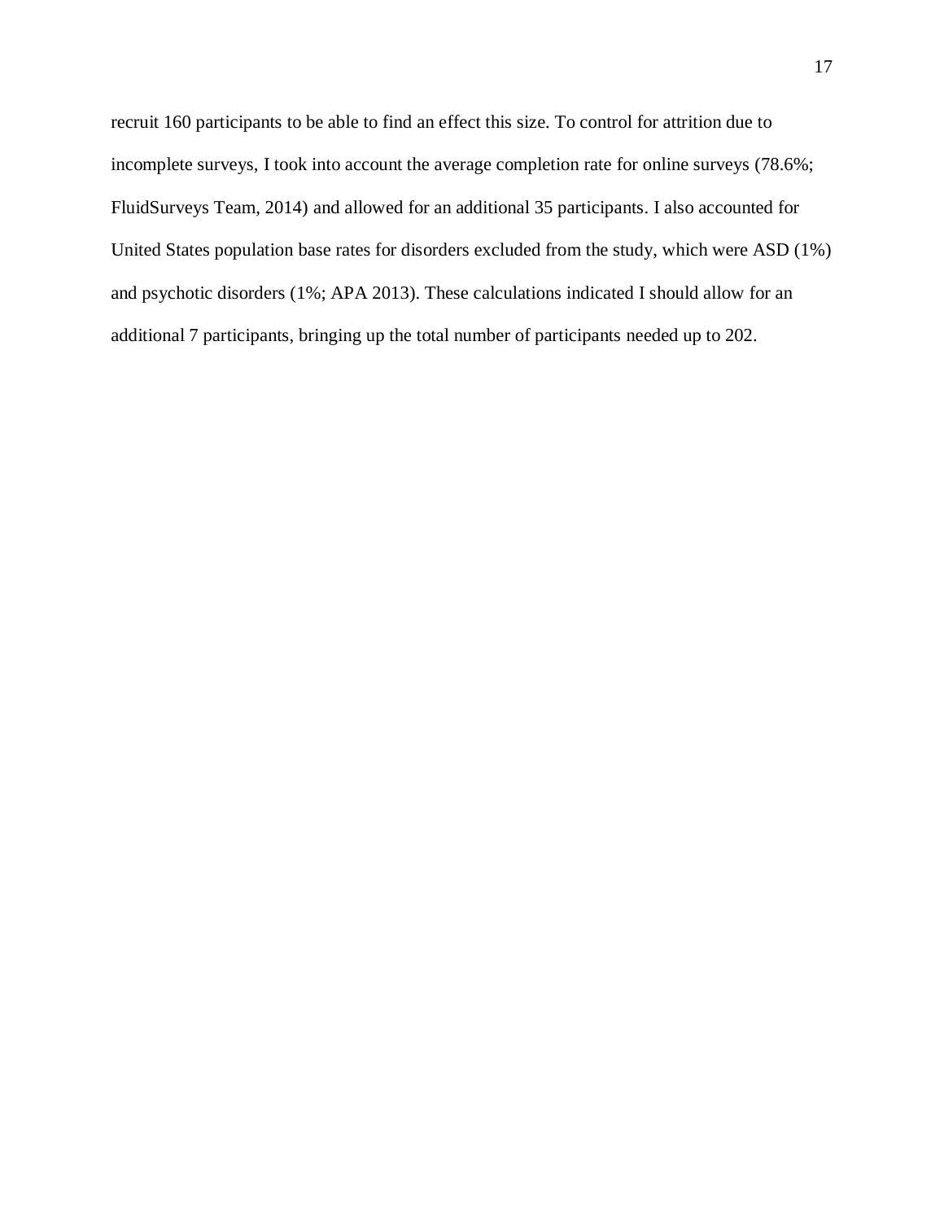recruit 160 participants to be able to find an effect this size. To control for attrition due to incomplete surveys, I took into account the average completion rate for online surveys (78.6%; FluidSurveys Team, 2014) and allowed for an additional 35 participants. I also accounted for United States population base rates for disorders excluded from the study, which were ASD (1%) and psychotic disorders (1%; APA 2013). These calculations indicated I should allow for an additional 7 participants, bringing up the total number of participants needed up to 202.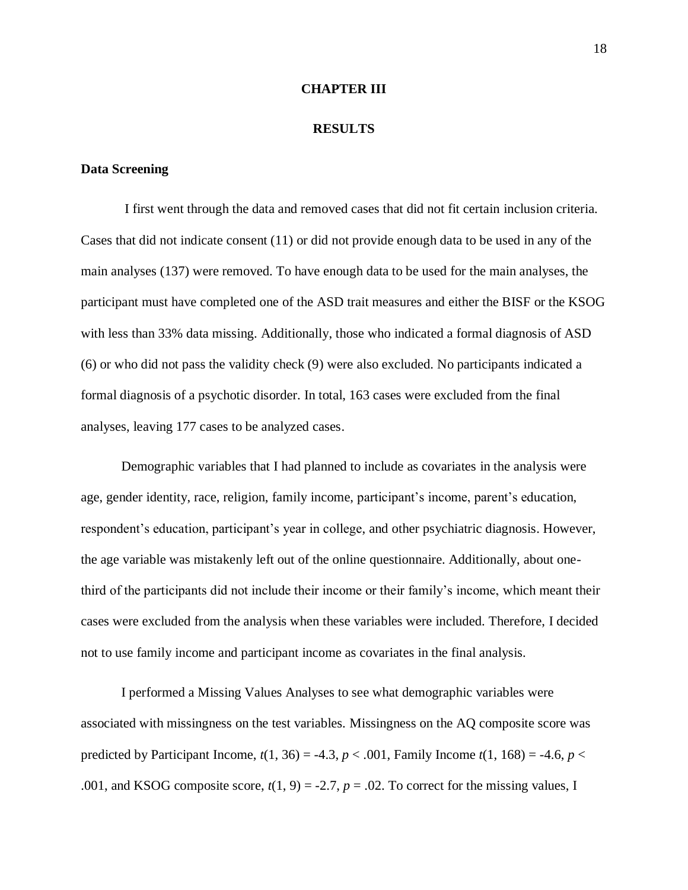# CHAPTER III

# RESULTS

## Data Screening

I first went through the data and removed cases that did not fit certain inclusion criteria. Cases that did not indicate consent (11) or did not provide enough data to be used in any of the main analyses (137) were removed. To have enough data to be used for the main analyses, the participant must have completed one of the ASD trait measures and either the BISF or the KSOG with less than 33% data missing. Additionally, those who indicated a formal diagnosis of ASD (6) or who did not pass the validity check (9) were also excluded. No participants indicated a formal diagnosis of a psychotic disorder. In total, 163 cases were excluded from the final analyses, leaving 177 cases to be analyzed cases.

Demographic variables that I had planned to include as covariates in the analysis were age, gender identity, race, religion, family income, participant's income, parent's education, respondent's education, participant's year in college, and other psychiatric diagnosis. However, the age variable was mistakenly left out of the online questionnaire. Additionally, about one-third of the participants did not include their income or their family's income, which meant their cases were excluded from the analysis when these variables were included. Therefore, I decided not to use family income and participant income as covariates in the final analysis.

I performed a Missing Values Analyses to see what demographic variables were associated with missingness on the test variables. Missingness on the AQ composite score was predicted by Participant Income, $t(1, 36) = -4.3$, $p < .001$, Family Income $t(1, 168) = -4.6$, $p < .001$, and KSOG composite score, $t(1, 9) = -2.7$, $p = .02$. To correct for the missing values, I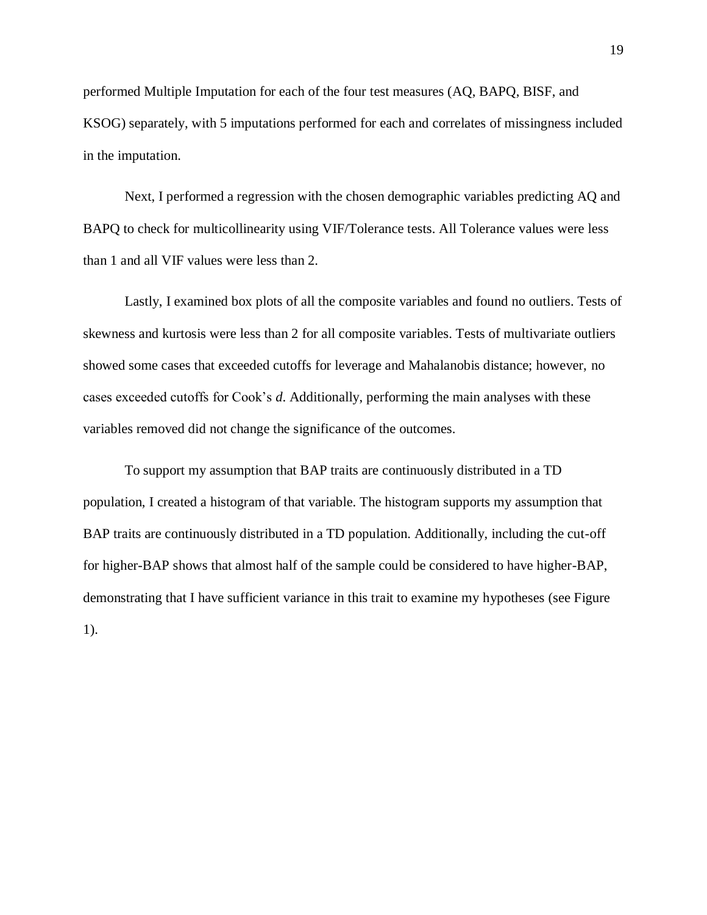performed Multiple Imputation for each of the four test measures (AQ, BAPQ, BISF, and KSOG) separately, with 5 imputations performed for each and correlates of missingness included in the imputation.

Next, I performed a regression with the chosen demographic variables predicting AQ and BAPQ to check for multicollinearity using VIF/Tolerance tests. All Tolerance values were less than 1 and all VIF values were less than 2.

Lastly, I examined box plots of all the composite variables and found no outliers. Tests of skewness and kurtosis were less than 2 for all composite variables. Tests of multivariate outliers showed some cases that exceeded cutoffs for leverage and Mahalanobis distance; however, no cases exceeded cutoffs for Cook's *d*. Additionally, performing the main analyses with these variables removed did not change the significance of the outcomes.

To support my assumption that BAP traits are continuously distributed in a TD population, I created a histogram of that variable. The histogram supports my assumption that BAP traits are continuously distributed in a TD population. Additionally, including the cut-off for higher-BAP shows that almost half of the sample could be considered to have higher-BAP, demonstrating that I have sufficient variance in this trait to examine my hypotheses (see Figure 1).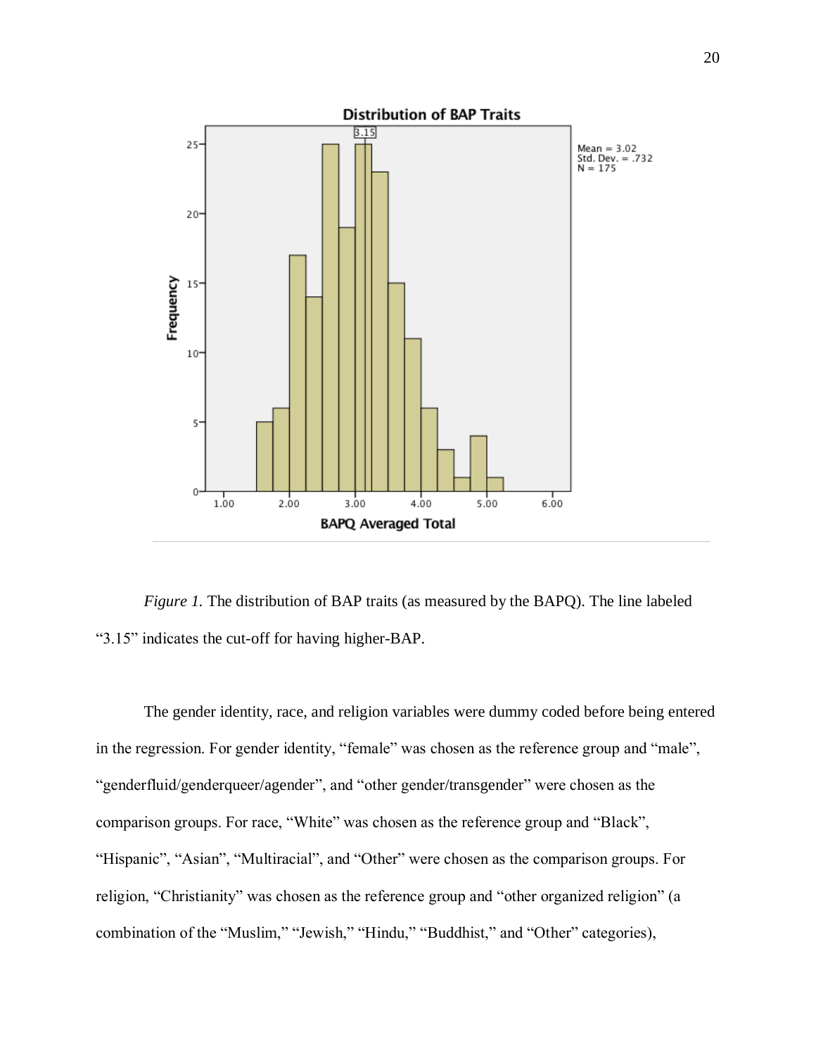*Figure 1.* The distribution of BAP traits (as measured by the BAPQ). The line labeled "3.15" indicates the cut-off for having higher-BAP.

The gender identity, race, and religion variables were dummy coded before being entered in the regression. For gender identity, "female" was chosen as the reference group and "male", "genderfluid/genderqueer/agender", and "other gender/transgender" were chosen as the comparison groups. For race, "White" was chosen as the reference group and "Black", "Hispanic", "Asian", "Multiracial", and "Other" were chosen as the comparison groups. For religion, "Christianity" was chosen as the reference group and "other organized religion" (a combination of the "Muslim," "Jewish," "Hindu," "Buddhist," and "Other" categories),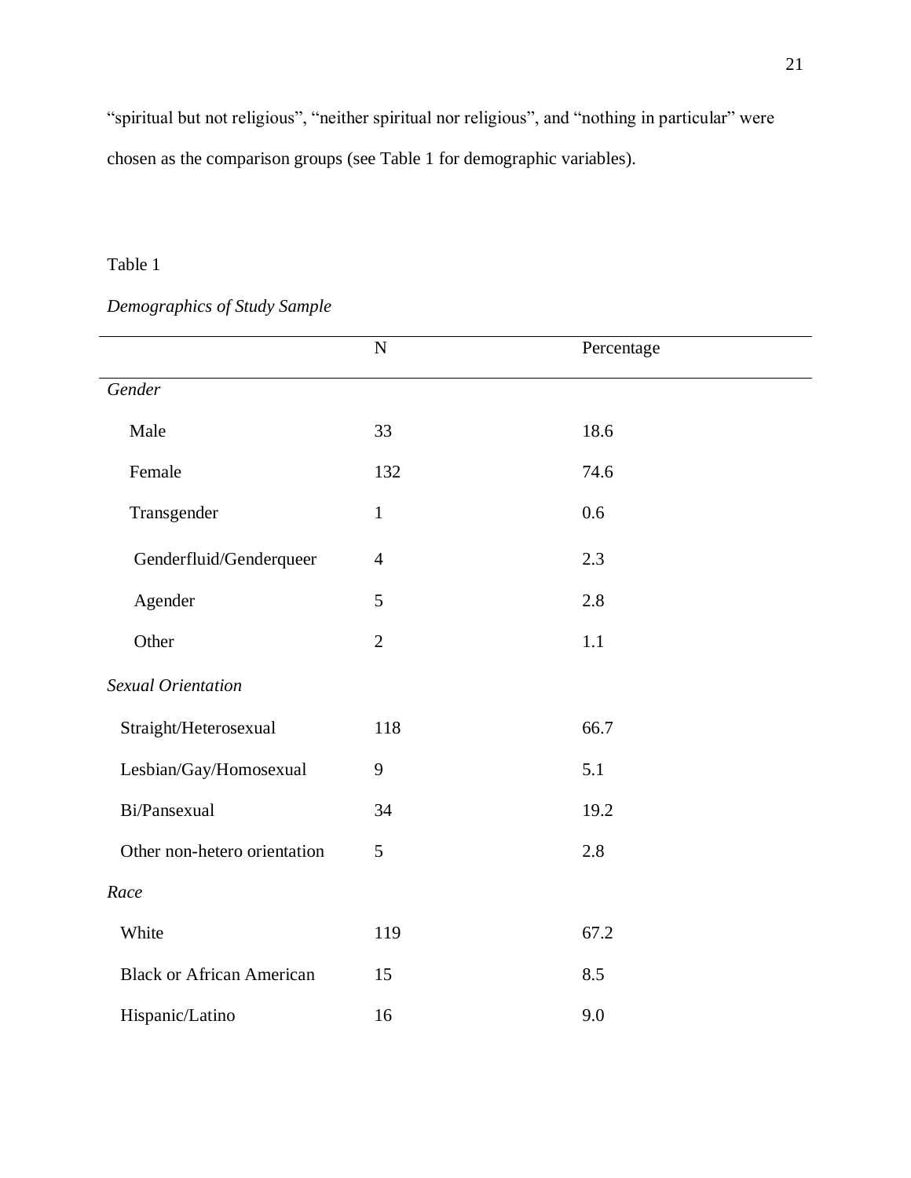"spiritual but not religious", "neither spiritual nor religious", and "nothing in particular" were chosen as the comparison groups (see Table 1 for demographic variables).

Table 1

*Demographics of Study Sample*

| | N | Percentage |
|---|---|---|
| *Gender* | | |
| Male | 33 | 18.6 |
| Female | 132 | 74.6 |
| Transgender | 1 | 0.6 |
| Genderfluid/Genderqueer | 4 | 2.3 |
| Agender | 5 | 2.8 |
| Other | 2 | 1.1 |
| *Sexual Orientation* | | |
| Straight/Heterosexual | 118 | 66.7 |
| Lesbian/Gay/Homosexual | 9 | 5.1 |
| Bi/Pansexual | 34 | 19.2 |
| Other non-hetero orientation | 5 | 2.8 |
| *Race* | | |
| White | 119 | 67.2 |
| Black or African American | 15 | 8.5 |
| Hispanic/Latino | 16 | 9.0 |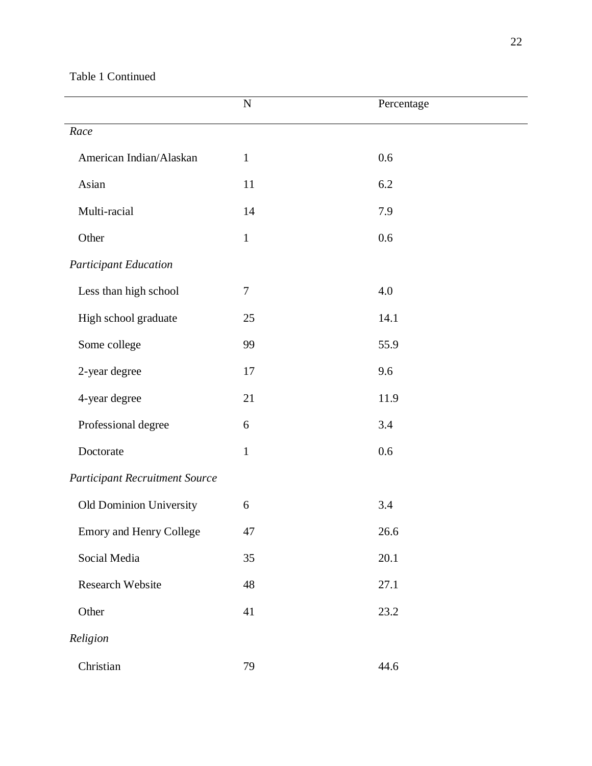Table 1 Continued

| | N | Percentage |
|---|---|---|
| *Race* | | |
| American Indian/Alaskan | 1 | 0.6 |
| Asian | 11 | 6.2 |
| Multi-racial | 14 | 7.9 |
| Other | 1 | 0.6 |
| *Participant Education* | | |
| Less than high school | 7 | 4.0 |
| High school graduate | 25 | 14.1 |
| Some college | 99 | 55.9 |
| 2-year degree | 17 | 9.6 |
| 4-year degree | 21 | 11.9 |
| Professional degree | 6 | 3.4 |
| Doctorate | 1 | 0.6 |
| *Participant Recruitment Source* | | |
| Old Dominion University | 6 | 3.4 |
| Emory and Henry College | 47 | 26.6 |
| Social Media | 35 | 20.1 |
| Research Website | 48 | 27.1 |
| Other | 41 | 23.2 |
| *Religion* | | |
| Christian | 79 | 44.6 |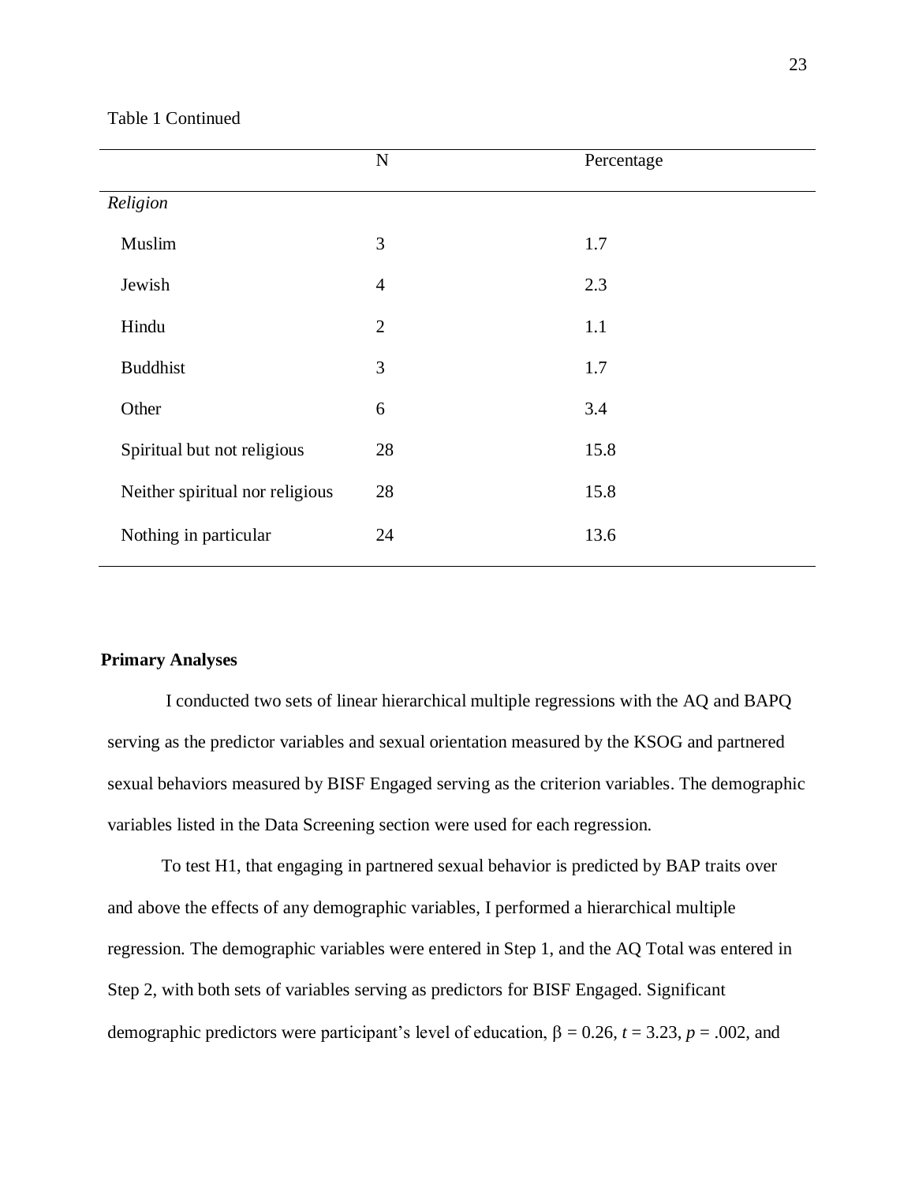Table 1 Continued

| | N | Percentage |
|---|---|---|
| *Religion* | | |
| Muslim | 3 | 1.7 |
| Jewish | 4 | 2.3 |
| Hindu | 2 | 1.1 |
| Buddhist | 3 | 1.7 |
| Other | 6 | 3.4 |
| Spiritual but not religious | 28 | 15.8 |
| Neither spiritual nor religious | 28 | 15.8 |
| Nothing in particular | 24 | 13.6 |

**Primary Analyses**

I conducted two sets of linear hierarchical multiple regressions with the AQ and BAPQ serving as the predictor variables and sexual orientation measured by the KSOG and partnered sexual behaviors measured by BISF Engaged serving as the criterion variables. The demographic variables listed in the Data Screening section were used for each regression.

To test H1, that engaging in partnered sexual behavior is predicted by BAP traits over and above the effects of any demographic variables, I performed a hierarchical multiple regression. The demographic variables were entered in Step 1, and the AQ Total was entered in Step 2, with both sets of variables serving as predictors for BISF Engaged. Significant demographic predictors were participant's level of education, $\beta = 0.26$, $t = 3.23$, $p = .002$, and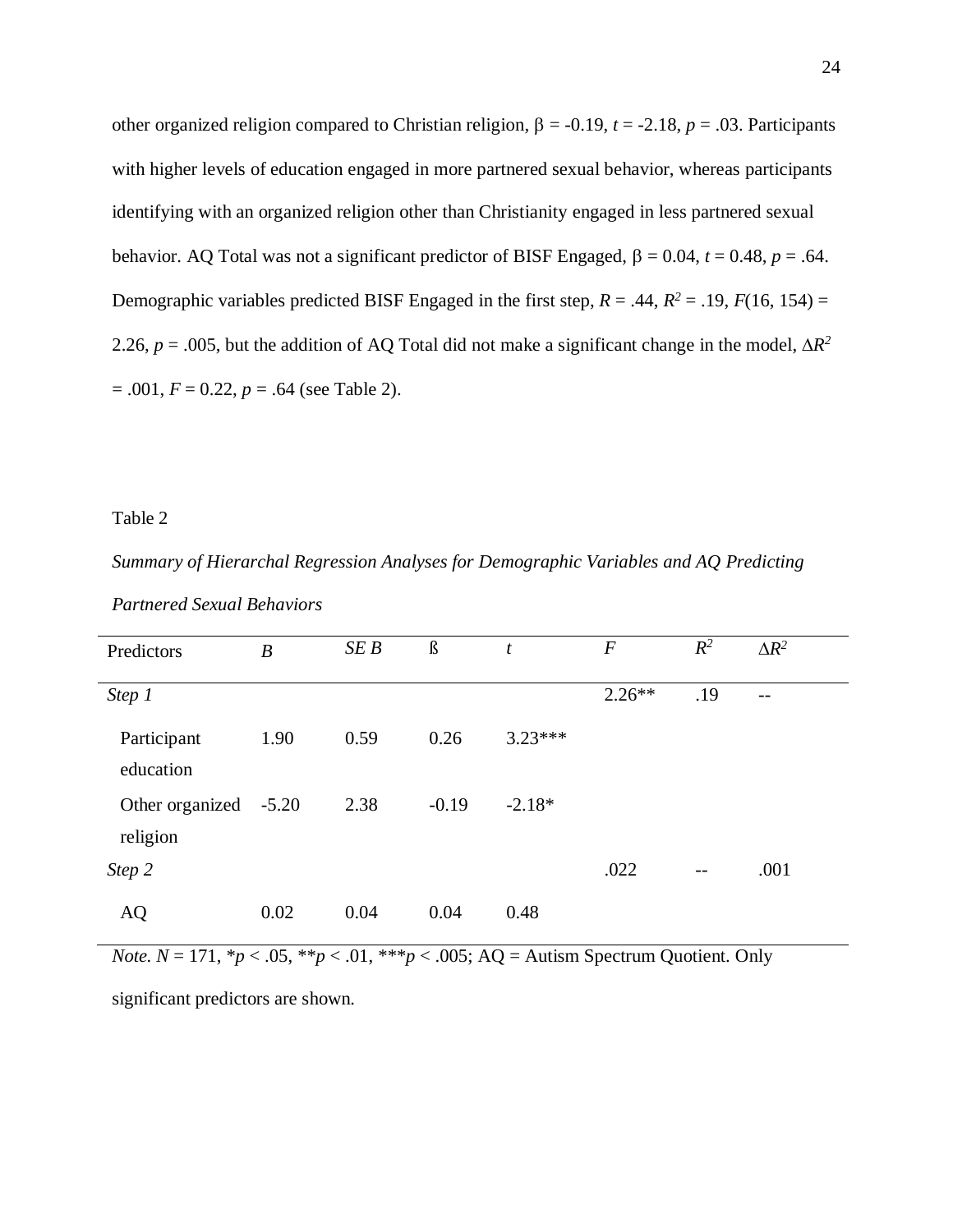other organized religion compared to Christian religion, β = -0.19, *t* = -2.18, *p* = .03. Participants with higher levels of education engaged in more partnered sexual behavior, whereas participants identifying with an organized religion other than Christianity engaged in less partnered sexual behavior. AQ Total was not a significant predictor of BISF Engaged, β = 0.04, *t* = 0.48, *p* = .64. Demographic variables predicted BISF Engaged in the first step, *R* = .44, $R^2$ = .19, *F*(16, 154) = 2.26, *p* = .005, but the addition of AQ Total did not make a significant change in the model, $\Delta R^2$ = .001, *F* = 0.22, *p* = .64 (see Table 2).

Table 2

*Summary of Hierarchal Regression Analyses for Demographic Variables and AQ Predicting Partnered Sexual Behaviors*

| Predictors | *B* | *SE B* | ß | *t* | *F* | $R^2$ | $\Delta R^2$ |
|---|---|---|---|---|---|---|---|
| *Step 1* | | | | | 2.26** | .19 | -- |
| Participant education | 1.90 | 0.59 | 0.26 | 3.23*** | | | |
| Other organized religion | -5.20 | 2.38 | -0.19 | -2.18* | | | |
| *Step 2* | | | | | .022 | -- | .001 |
| AQ | 0.02 | 0.04 | 0.04 | 0.48 | | | |

*Note. N* = 171, **p* < .05, ***p* < .01, ****p* < .005; AQ = Autism Spectrum Quotient. Only significant predictors are shown.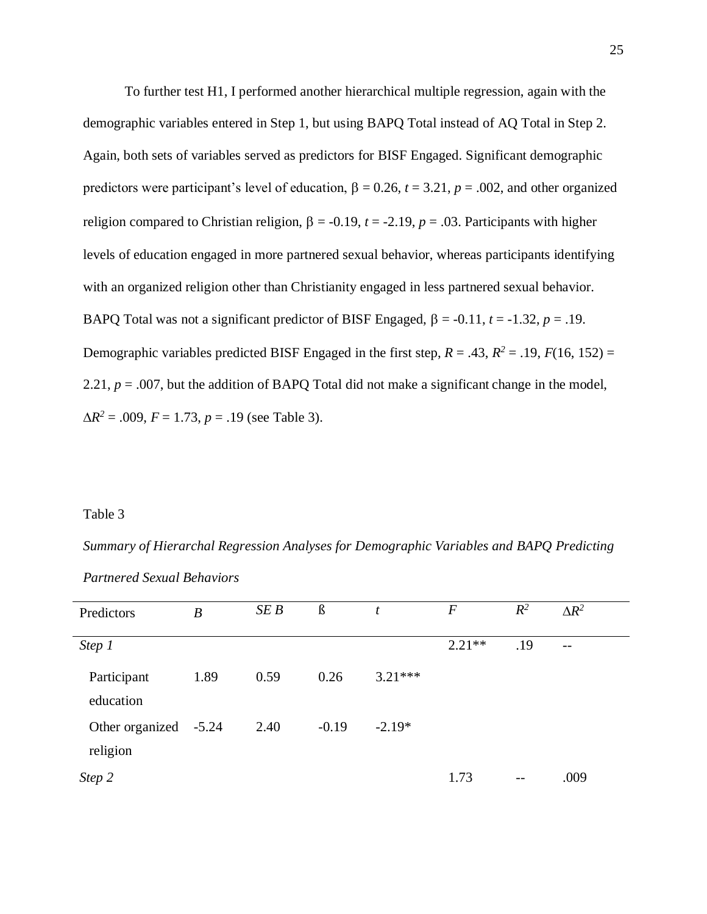To further test H1, I performed another hierarchical multiple regression, again with the demographic variables entered in Step 1, but using BAPQ Total instead of AQ Total in Step 2. Again, both sets of variables served as predictors for BISF Engaged. Significant demographic predictors were participant's level of education, $\beta = 0.26$, $t = 3.21$, $p = .002$, and other organized religion compared to Christian religion, $\beta = -0.19$, $t = -2.19$, $p = .03$. Participants with higher levels of education engaged in more partnered sexual behavior, whereas participants identifying with an organized religion other than Christianity engaged in less partnered sexual behavior. BAPQ Total was not a significant predictor of BISF Engaged, $\beta = -0.11$, $t = -1.32$, $p = .19$. Demographic variables predicted BISF Engaged in the first step, $R = .43$, $R^2 = .19$, $F(16, 152) = 2.21$, $p = .007$, but the addition of BAPQ Total did not make a significant change in the model, $\Delta R^2 = .009$, $F = 1.73$, $p = .19$ (see Table 3).

Table 3

*Summary of Hierarchal Regression Analyses for Demographic Variables and BAPQ Predicting Partnered Sexual Behaviors*

| Predictors | $B$ | $SE\ B$ | ß | $t$ | $F$ | $R^2$ | $\Delta R^2$ |
|---|---|---|---|---|---|---|---|
| *Step 1* | | | | | 2.21** | .19 | -- |
| Participant education | 1.89 | 0.59 | 0.26 | 3.21*** | | | |
| Other organized religion | -5.24 | 2.40 | -0.19 | -2.19* | | | |
| *Step 2* | | | | | 1.73 | -- | .009 |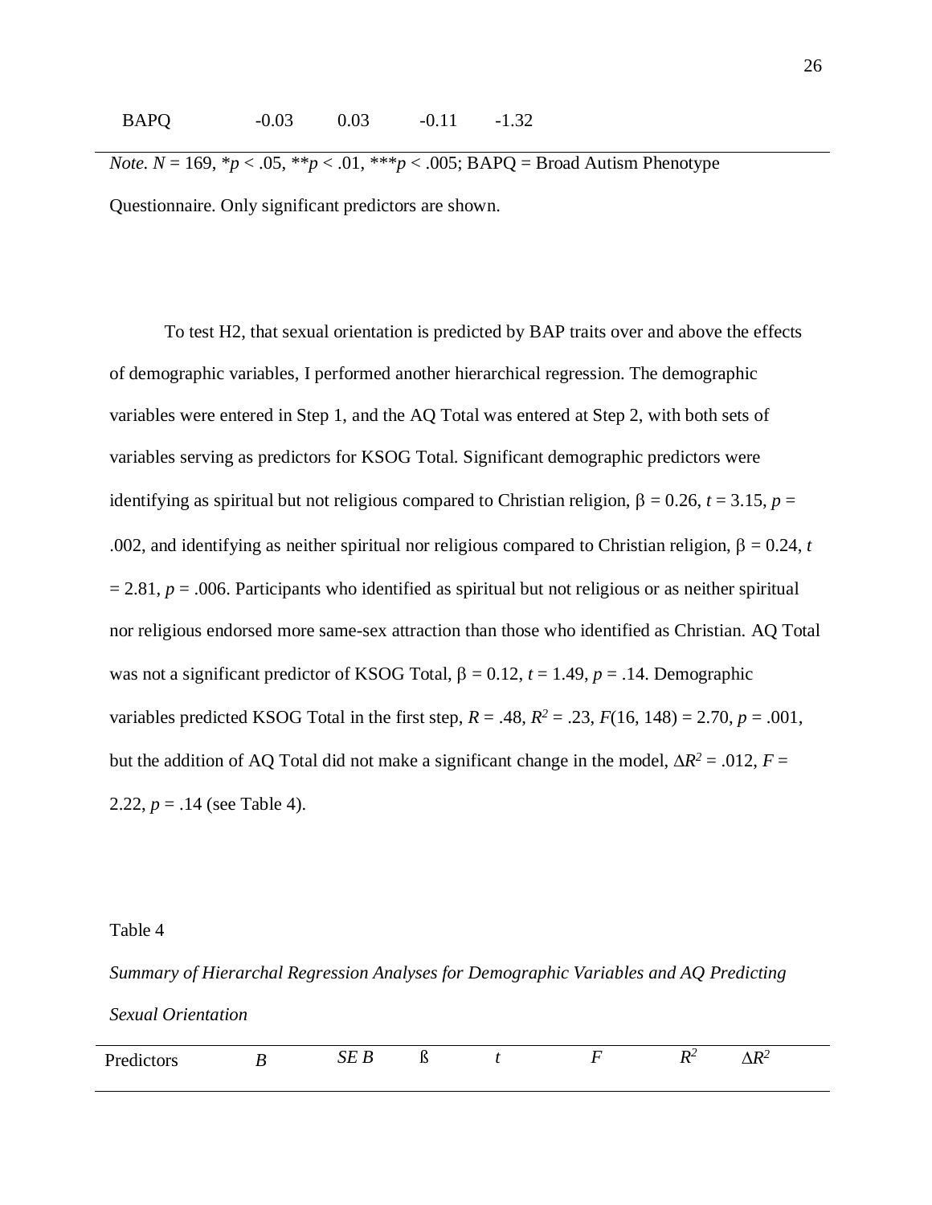| BAPQ | -0.03 | 0.03 | -0.11 | -1.32 |
|---|---|---|---|---|

*Note. N* = 169, $^{*}p < .05$, $^{**}p < .01$, $^{***}p < .005$; BAPQ = Broad Autism Phenotype Questionnaire. Only significant predictors are shown.

To test H2, that sexual orientation is predicted by BAP traits over and above the effects of demographic variables, I performed another hierarchical regression. The demographic variables were entered in Step 1, and the AQ Total was entered at Step 2, with both sets of variables serving as predictors for KSOG Total. Significant demographic predictors were identifying as spiritual but not religious compared to Christian religion, $\beta = 0.26$, $t = 3.15$, $p = .002$, and identifying as neither spiritual nor religious compared to Christian religion, $\beta = 0.24$, $t = 2.81$, $p = .006$. Participants who identified as spiritual but not religious or as neither spiritual nor religious endorsed more same-sex attraction than those who identified as Christian. AQ Total was not a significant predictor of KSOG Total, $\beta = 0.12$, $t = 1.49$, $p = .14$. Demographic variables predicted KSOG Total in the first step, $R = .48$, $R^2 = .23$, $F(16, 148) = 2.70$, $p = .001$, but the addition of AQ Total did not make a significant change in the model, $\Delta R^2 = .012$, $F = 2.22$, $p = .14$ (see Table 4).

Table 4

*Summary of Hierarchal Regression Analyses for Demographic Variables and AQ Predicting Sexual Orientation*

| Predictors | $B$ | $SE\ B$ | ß | $t$ | $F$ | $R^2$ | $\Delta R^2$ |
|---|---|---|---|---|---|---|---|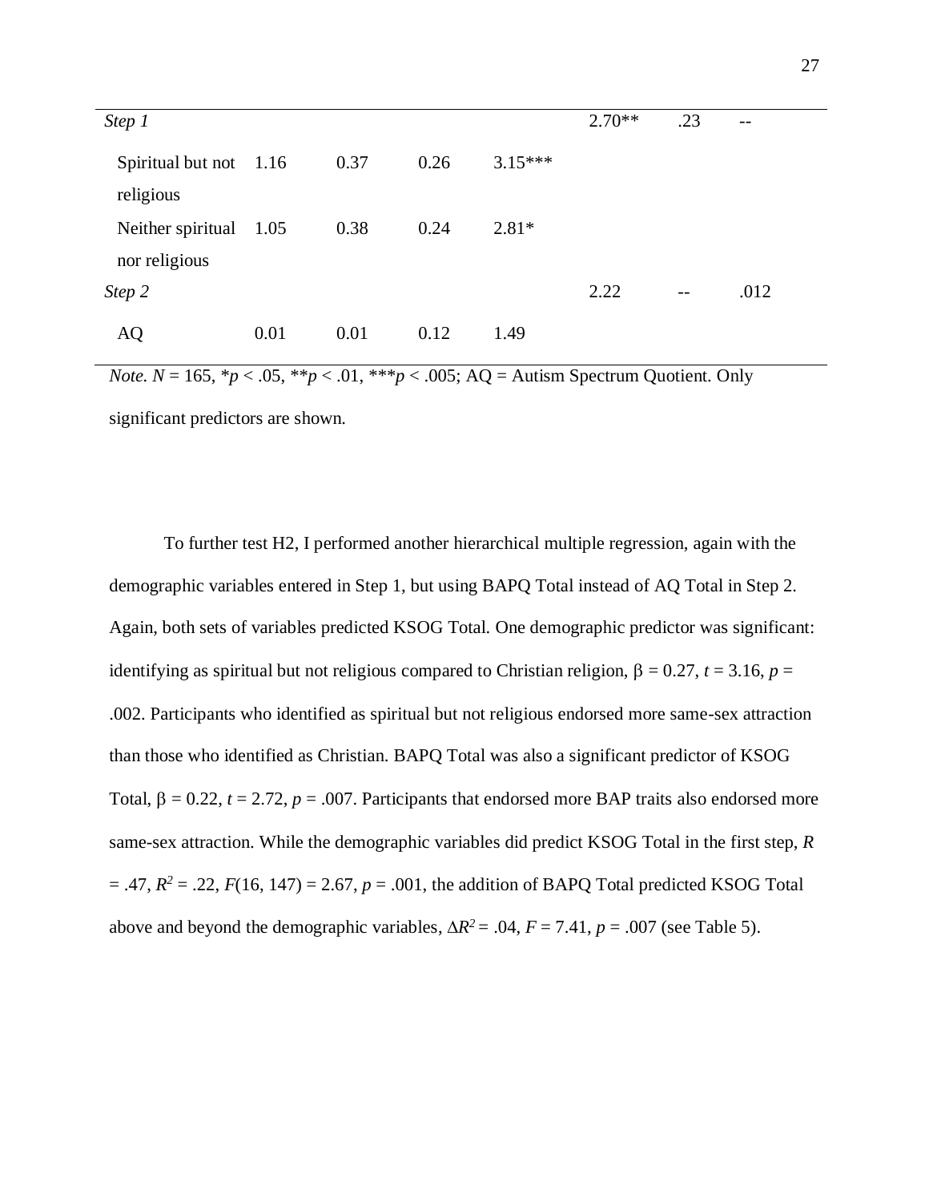| | | | | | | | |
|---|---|---|---|---|---|---|---|
| *Step 1* | | | | | 2.70** | .23 | -- |
| Spiritual but not religious | 1.16 | 0.37 | 0.26 | 3.15*** | | | |
| Neither spiritual nor religious | 1.05 | 0.38 | 0.24 | 2.81* | | | |
| *Step 2* | | | | | 2.22 | -- | .012 |
| AQ | 0.01 | 0.01 | 0.12 | 1.49 | | | |

*Note.* $N = 165$, $^*p < .05$, $^{**}p < .01$, $^{***}p < .005$; AQ = Autism Spectrum Quotient. Only significant predictors are shown.

To further test H2, I performed another hierarchical multiple regression, again with the demographic variables entered in Step 1, but using BAPQ Total instead of AQ Total in Step 2. Again, both sets of variables predicted KSOG Total. One demographic predictor was significant: identifying as spiritual but not religious compared to Christian religion, $\beta = 0.27$, $t = 3.16$, $p = .002$. Participants who identified as spiritual but not religious endorsed more same-sex attraction than those who identified as Christian. BAPQ Total was also a significant predictor of KSOG Total, $\beta = 0.22$, $t = 2.72$, $p = .007$. Participants that endorsed more BAP traits also endorsed more same-sex attraction. While the demographic variables did predict KSOG Total in the first step, $R = .47$, $R^2 = .22$, $F(16, 147) = 2.67$, $p = .001$, the addition of BAPQ Total predicted KSOG Total above and beyond the demographic variables, $\Delta R^2 = .04$, $F = 7.41$, $p = .007$ (see Table 5).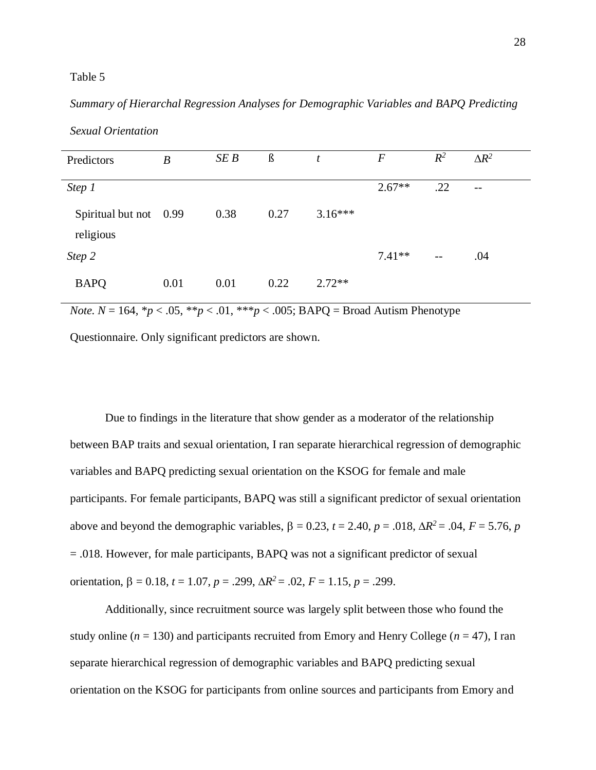Table 5

*Summary of Hierarchal Regression Analyses for Demographic Variables and BAPQ Predicting Sexual Orientation*

| Predictors | *B* | *SE B* | ß | *t* | *F* | $R^2$ | $\Delta R^2$ |
|---|---|---|---|---|---|---|---|
| *Step 1* | | | | | 2.67** | .22 | -- |
| Spiritual but not religious | 0.99 | 0.38 | 0.27 | 3.16*** | | | |
| *Step 2* | | | | | 7.41** | -- | .04 |
| BAPQ | 0.01 | 0.01 | 0.22 | 2.72** | | | |

*Note.* $N$ = 164, \*$p$ < .05, \*\*$p$ < .01, \*\*\*$p$ < .005; BAPQ = Broad Autism Phenotype Questionnaire. Only significant predictors are shown.

Due to findings in the literature that show gender as a moderator of the relationship between BAP traits and sexual orientation, I ran separate hierarchical regression of demographic variables and BAPQ predicting sexual orientation on the KSOG for female and male participants. For female participants, BAPQ was still a significant predictor of sexual orientation above and beyond the demographic variables, $\beta = 0.23$, $t = 2.40$, $p = .018$, $\Delta R^2 = .04$, $F = 5.76$, $p = .018$. However, for male participants, BAPQ was not a significant predictor of sexual orientation, $\beta = 0.18$, $t = 1.07$, $p = .299$, $\Delta R^2 = .02$, $F = 1.15$, $p = .299$.

Additionally, since recruitment source was largely split between those who found the study online ($n$ = 130) and participants recruited from Emory and Henry College ($n$ = 47), I ran separate hierarchical regression of demographic variables and BAPQ predicting sexual orientation on the KSOG for participants from online sources and participants from Emory and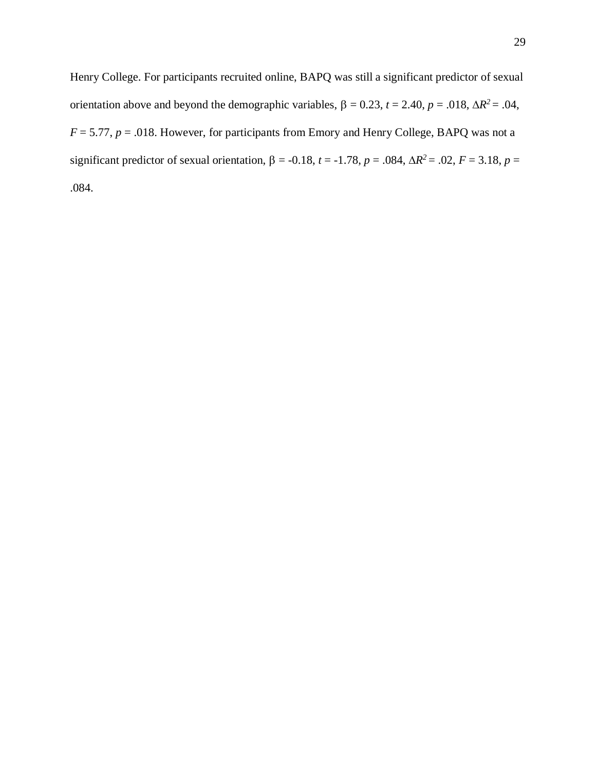Henry College. For participants recruited online, BAPQ was still a significant predictor of sexual orientation above and beyond the demographic variables, $\beta = 0.23$, $t = 2.40$, $p = .018$, $\Delta R^2 = .04$, $F = 5.77$, $p = .018$. However, for participants from Emory and Henry College, BAPQ was not a significant predictor of sexual orientation, $\beta = -0.18$, $t = -1.78$, $p = .084$, $\Delta R^2 = .02$, $F = 3.18$, $p = .084$.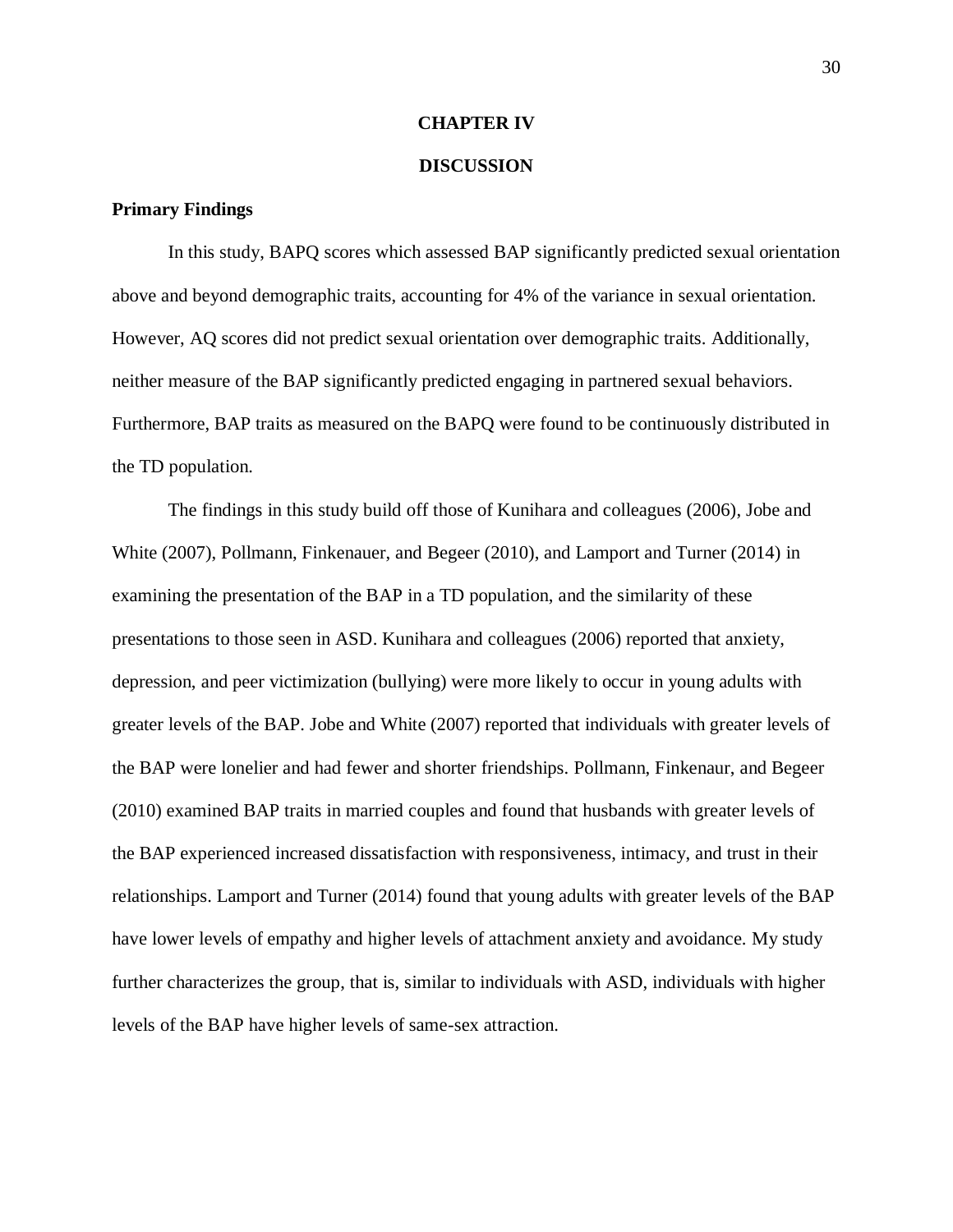# CHAPTER IV

# DISCUSSION

## Primary Findings

In this study, BAPQ scores which assessed BAP significantly predicted sexual orientation above and beyond demographic traits, accounting for 4% of the variance in sexual orientation. However, AQ scores did not predict sexual orientation over demographic traits. Additionally, neither measure of the BAP significantly predicted engaging in partnered sexual behaviors. Furthermore, BAP traits as measured on the BAPQ were found to be continuously distributed in the TD population.

The findings in this study build off those of Kunihara and colleagues (2006), Jobe and White (2007), Pollmann, Finkenauer, and Begeer (2010), and Lamport and Turner (2014) in examining the presentation of the BAP in a TD population, and the similarity of these presentations to those seen in ASD. Kunihara and colleagues (2006) reported that anxiety, depression, and peer victimization (bullying) were more likely to occur in young adults with greater levels of the BAP. Jobe and White (2007) reported that individuals with greater levels of the BAP were lonelier and had fewer and shorter friendships. Pollmann, Finkenaur, and Begeer (2010) examined BAP traits in married couples and found that husbands with greater levels of the BAP experienced increased dissatisfaction with responsiveness, intimacy, and trust in their relationships. Lamport and Turner (2014) found that young adults with greater levels of the BAP have lower levels of empathy and higher levels of attachment anxiety and avoidance. My study further characterizes the group, that is, similar to individuals with ASD, individuals with higher levels of the BAP have higher levels of same-sex attraction.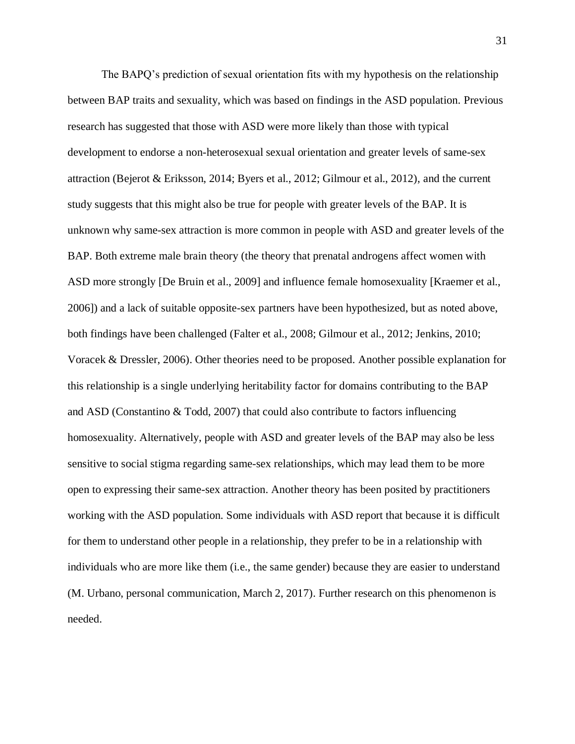The BAPQ's prediction of sexual orientation fits with my hypothesis on the relationship between BAP traits and sexuality, which was based on findings in the ASD population. Previous research has suggested that those with ASD were more likely than those with typical development to endorse a non-heterosexual sexual orientation and greater levels of same-sex attraction (Bejerot & Eriksson, 2014; Byers et al., 2012; Gilmour et al., 2012), and the current study suggests that this might also be true for people with greater levels of the BAP. It is unknown why same-sex attraction is more common in people with ASD and greater levels of the BAP. Both extreme male brain theory (the theory that prenatal androgens affect women with ASD more strongly [De Bruin et al., 2009] and influence female homosexuality [Kraemer et al., 2006]) and a lack of suitable opposite-sex partners have been hypothesized, but as noted above, both findings have been challenged (Falter et al., 2008; Gilmour et al., 2012; Jenkins, 2010; Voracek & Dressler, 2006). Other theories need to be proposed. Another possible explanation for this relationship is a single underlying heritability factor for domains contributing to the BAP and ASD (Constantino & Todd, 2007) that could also contribute to factors influencing homosexuality. Alternatively, people with ASD and greater levels of the BAP may also be less sensitive to social stigma regarding same-sex relationships, which may lead them to be more open to expressing their same-sex attraction. Another theory has been posited by practitioners working with the ASD population. Some individuals with ASD report that because it is difficult for them to understand other people in a relationship, they prefer to be in a relationship with individuals who are more like them (i.e., the same gender) because they are easier to understand (M. Urbano, personal communication, March 2, 2017). Further research on this phenomenon is needed.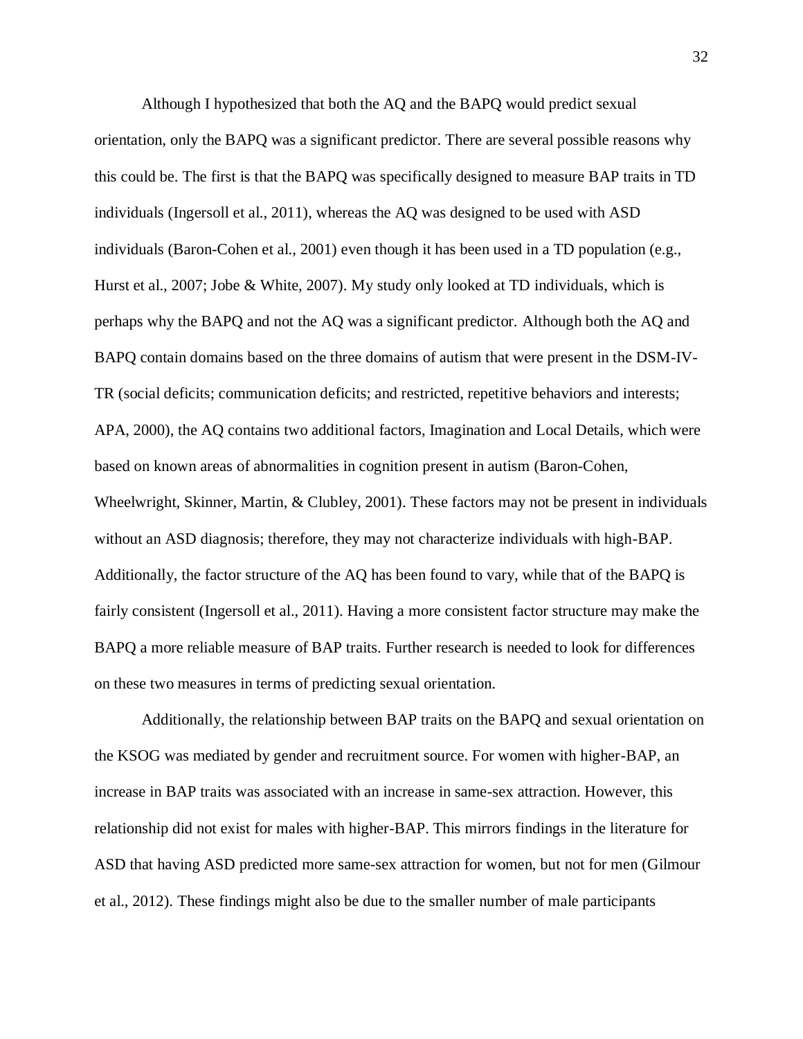Although I hypothesized that both the AQ and the BAPQ would predict sexual orientation, only the BAPQ was a significant predictor. There are several possible reasons why this could be. The first is that the BAPQ was specifically designed to measure BAP traits in TD individuals (Ingersoll et al., 2011), whereas the AQ was designed to be used with ASD individuals (Baron-Cohen et al., 2001) even though it has been used in a TD population (e.g., Hurst et al., 2007; Jobe & White, 2007). My study only looked at TD individuals, which is perhaps why the BAPQ and not the AQ was a significant predictor. Although both the AQ and BAPQ contain domains based on the three domains of autism that were present in the DSM-IV-TR (social deficits; communication deficits; and restricted, repetitive behaviors and interests; APA, 2000), the AQ contains two additional factors, Imagination and Local Details, which were based on known areas of abnormalities in cognition present in autism (Baron-Cohen, Wheelwright, Skinner, Martin, & Clubley, 2001). These factors may not be present in individuals without an ASD diagnosis; therefore, they may not characterize individuals with high-BAP. Additionally, the factor structure of the AQ has been found to vary, while that of the BAPQ is fairly consistent (Ingersoll et al., 2011). Having a more consistent factor structure may make the BAPQ a more reliable measure of BAP traits. Further research is needed to look for differences on these two measures in terms of predicting sexual orientation.

Additionally, the relationship between BAP traits on the BAPQ and sexual orientation on the KSOG was mediated by gender and recruitment source. For women with higher-BAP, an increase in BAP traits was associated with an increase in same-sex attraction. However, this relationship did not exist for males with higher-BAP. This mirrors findings in the literature for ASD that having ASD predicted more same-sex attraction for women, but not for men (Gilmour et al., 2012). These findings might also be due to the smaller number of male participants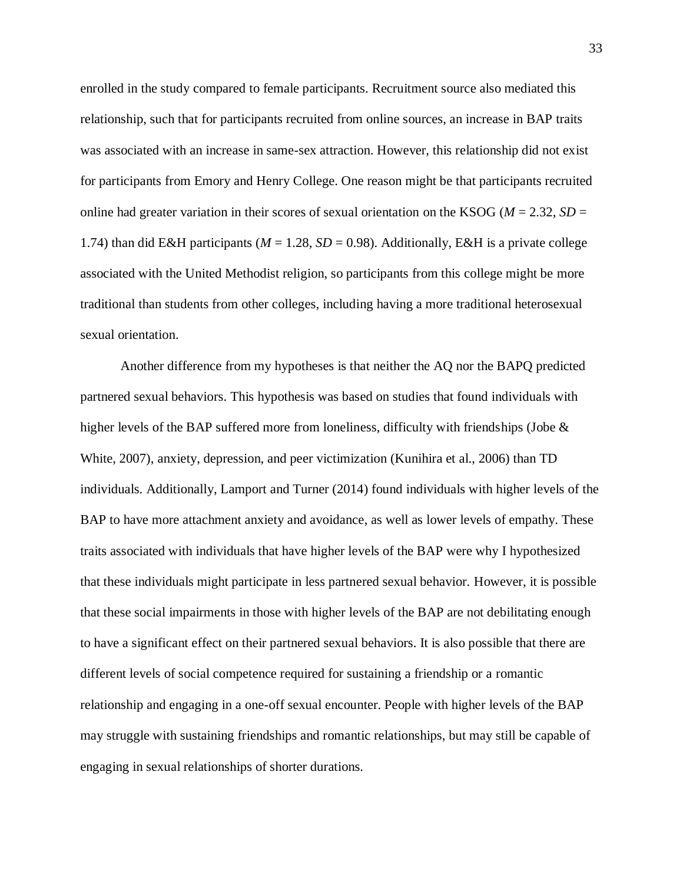enrolled in the study compared to female participants. Recruitment source also mediated this relationship, such that for participants recruited from online sources, an increase in BAP traits was associated with an increase in same-sex attraction. However, this relationship did not exist for participants from Emory and Henry College. One reason might be that participants recruited online had greater variation in their scores of sexual orientation on the KSOG ($M$ = 2.32, $SD$ = 1.74) than did E&H participants ($M$ = 1.28, $SD$ = 0.98). Additionally, E&H is a private college associated with the United Methodist religion, so participants from this college might be more traditional than students from other colleges, including having a more traditional heterosexual sexual orientation.

Another difference from my hypotheses is that neither the AQ nor the BAPQ predicted partnered sexual behaviors. This hypothesis was based on studies that found individuals with higher levels of the BAP suffered more from loneliness, difficulty with friendships (Jobe & White, 2007), anxiety, depression, and peer victimization (Kunihira et al., 2006) than TD individuals. Additionally, Lamport and Turner (2014) found individuals with higher levels of the BAP to have more attachment anxiety and avoidance, as well as lower levels of empathy. These traits associated with individuals that have higher levels of the BAP were why I hypothesized that these individuals might participate in less partnered sexual behavior. However, it is possible that these social impairments in those with higher levels of the BAP are not debilitating enough to have a significant effect on their partnered sexual behaviors. It is also possible that there are different levels of social competence required for sustaining a friendship or a romantic relationship and engaging in a one-off sexual encounter. People with higher levels of the BAP may struggle with sustaining friendships and romantic relationships, but may still be capable of engaging in sexual relationships of shorter durations.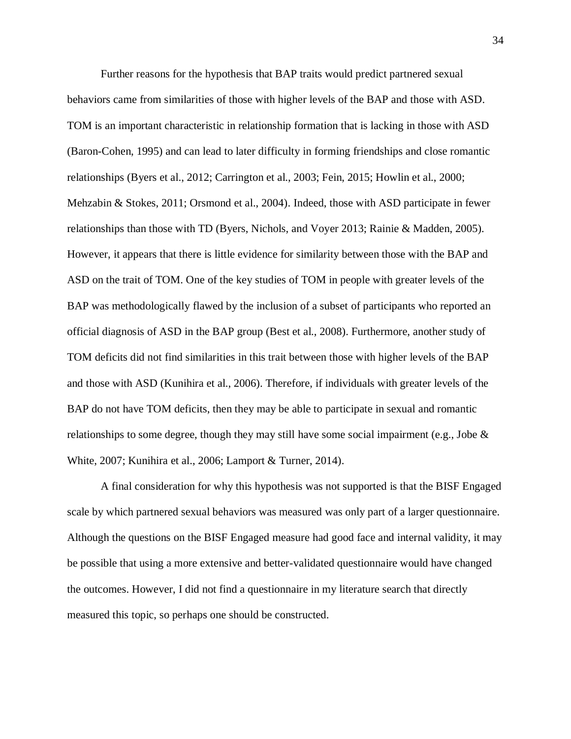Further reasons for the hypothesis that BAP traits would predict partnered sexual behaviors came from similarities of those with higher levels of the BAP and those with ASD. TOM is an important characteristic in relationship formation that is lacking in those with ASD (Baron-Cohen, 1995) and can lead to later difficulty in forming friendships and close romantic relationships (Byers et al., 2012; Carrington et al., 2003; Fein, 2015; Howlin et al., 2000; Mehzabin & Stokes, 2011; Orsmond et al., 2004). Indeed, those with ASD participate in fewer relationships than those with TD (Byers, Nichols, and Voyer 2013; Rainie & Madden, 2005). However, it appears that there is little evidence for similarity between those with the BAP and ASD on the trait of TOM. One of the key studies of TOM in people with greater levels of the BAP was methodologically flawed by the inclusion of a subset of participants who reported an official diagnosis of ASD in the BAP group (Best et al., 2008). Furthermore, another study of TOM deficits did not find similarities in this trait between those with higher levels of the BAP and those with ASD (Kunihira et al., 2006). Therefore, if individuals with greater levels of the BAP do not have TOM deficits, then they may be able to participate in sexual and romantic relationships to some degree, though they may still have some social impairment (e.g., Jobe & White, 2007; Kunihira et al., 2006; Lamport & Turner, 2014).

A final consideration for why this hypothesis was not supported is that the BISF Engaged scale by which partnered sexual behaviors was measured was only part of a larger questionnaire. Although the questions on the BISF Engaged measure had good face and internal validity, it may be possible that using a more extensive and better-validated questionnaire would have changed the outcomes. However, I did not find a questionnaire in my literature search that directly measured this topic, so perhaps one should be constructed.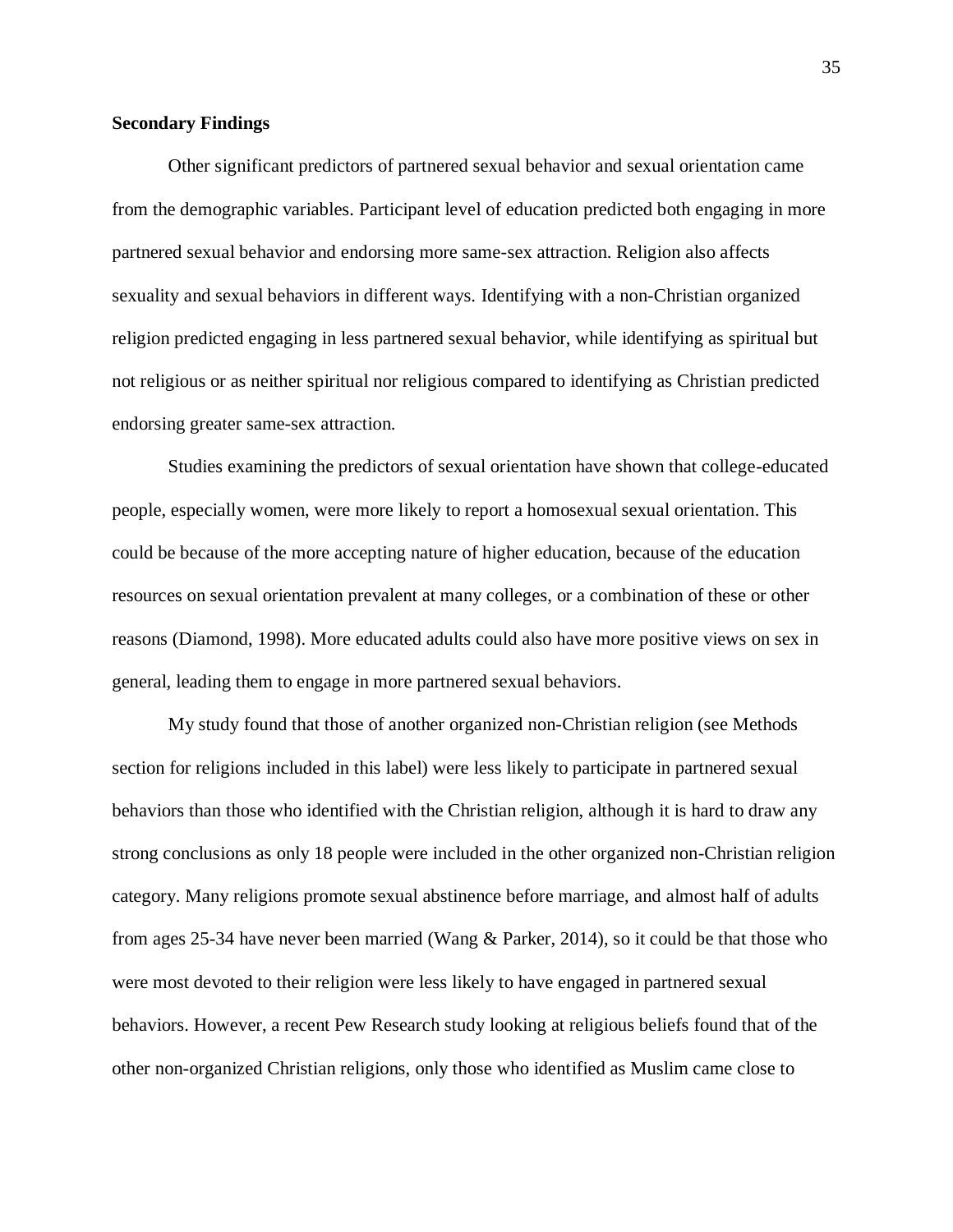**Secondary Findings**

Other significant predictors of partnered sexual behavior and sexual orientation came from the demographic variables. Participant level of education predicted both engaging in more partnered sexual behavior and endorsing more same-sex attraction. Religion also affects sexuality and sexual behaviors in different ways. Identifying with a non-Christian organized religion predicted engaging in less partnered sexual behavior, while identifying as spiritual but not religious or as neither spiritual nor religious compared to identifying as Christian predicted endorsing greater same-sex attraction.

Studies examining the predictors of sexual orientation have shown that college-educated people, especially women, were more likely to report a homosexual sexual orientation. This could be because of the more accepting nature of higher education, because of the education resources on sexual orientation prevalent at many colleges, or a combination of these or other reasons (Diamond, 1998). More educated adults could also have more positive views on sex in general, leading them to engage in more partnered sexual behaviors.

My study found that those of another organized non-Christian religion (see Methods section for religions included in this label) were less likely to participate in partnered sexual behaviors than those who identified with the Christian religion, although it is hard to draw any strong conclusions as only 18 people were included in the other organized non-Christian religion category. Many religions promote sexual abstinence before marriage, and almost half of adults from ages 25-34 have never been married (Wang & Parker, 2014), so it could be that those who were most devoted to their religion were less likely to have engaged in partnered sexual behaviors. However, a recent Pew Research study looking at religious beliefs found that of the other non-organized Christian religions, only those who identified as Muslim came close to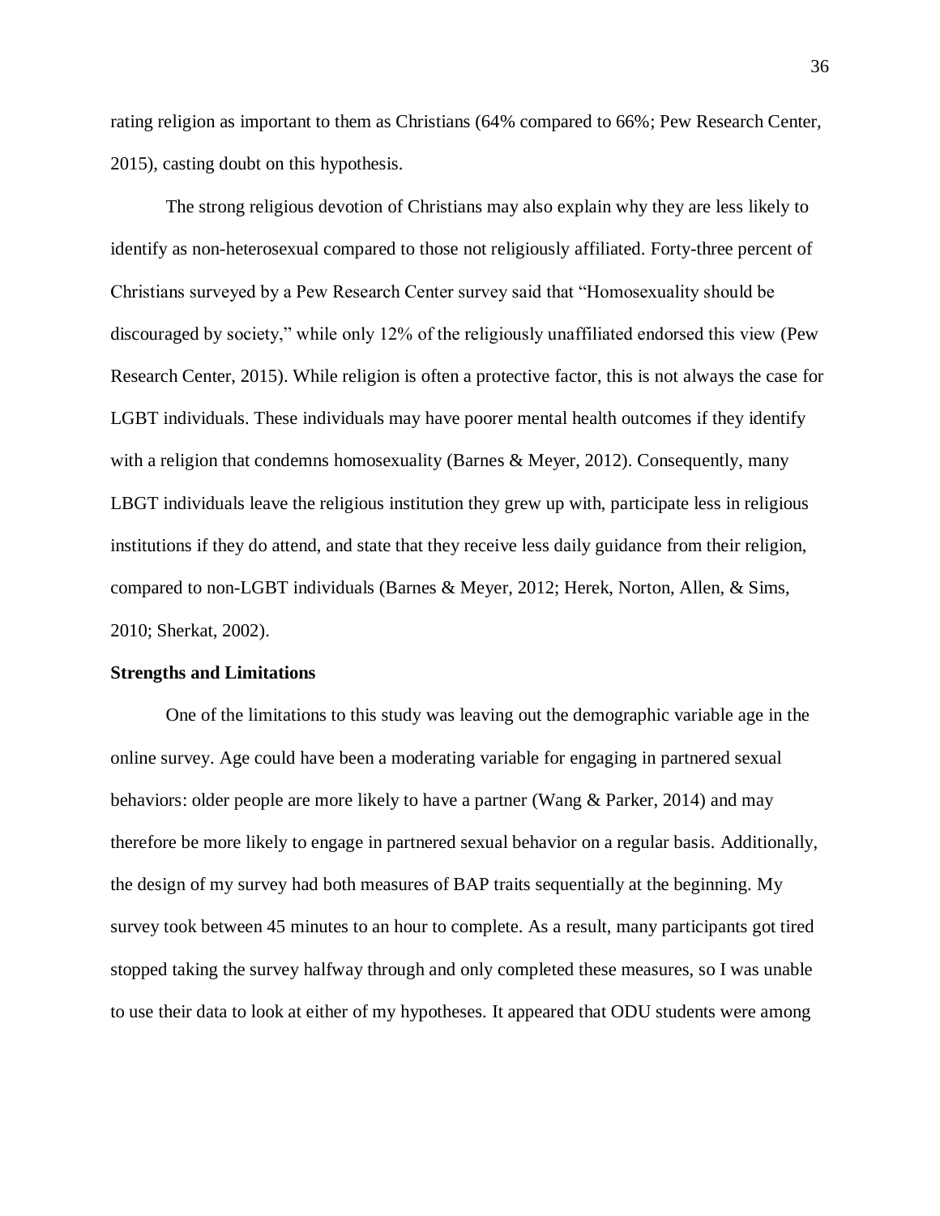rating religion as important to them as Christians (64% compared to 66%; Pew Research Center, 2015), casting doubt on this hypothesis.

The strong religious devotion of Christians may also explain why they are less likely to identify as non-heterosexual compared to those not religiously affiliated. Forty-three percent of Christians surveyed by a Pew Research Center survey said that "Homosexuality should be discouraged by society," while only 12% of the religiously unaffiliated endorsed this view (Pew Research Center, 2015). While religion is often a protective factor, this is not always the case for LGBT individuals. These individuals may have poorer mental health outcomes if they identify with a religion that condemns homosexuality (Barnes & Meyer, 2012). Consequently, many LBGT individuals leave the religious institution they grew up with, participate less in religious institutions if they do attend, and state that they receive less daily guidance from their religion, compared to non-LGBT individuals (Barnes & Meyer, 2012; Herek, Norton, Allen, & Sims, 2010; Sherkat, 2002).

**Strengths and Limitations**

One of the limitations to this study was leaving out the demographic variable age in the online survey. Age could have been a moderating variable for engaging in partnered sexual behaviors: older people are more likely to have a partner (Wang & Parker, 2014) and may therefore be more likely to engage in partnered sexual behavior on a regular basis. Additionally, the design of my survey had both measures of BAP traits sequentially at the beginning. My survey took between 45 minutes to an hour to complete. As a result, many participants got tired stopped taking the survey halfway through and only completed these measures, so I was unable to use their data to look at either of my hypotheses. It appeared that ODU students were among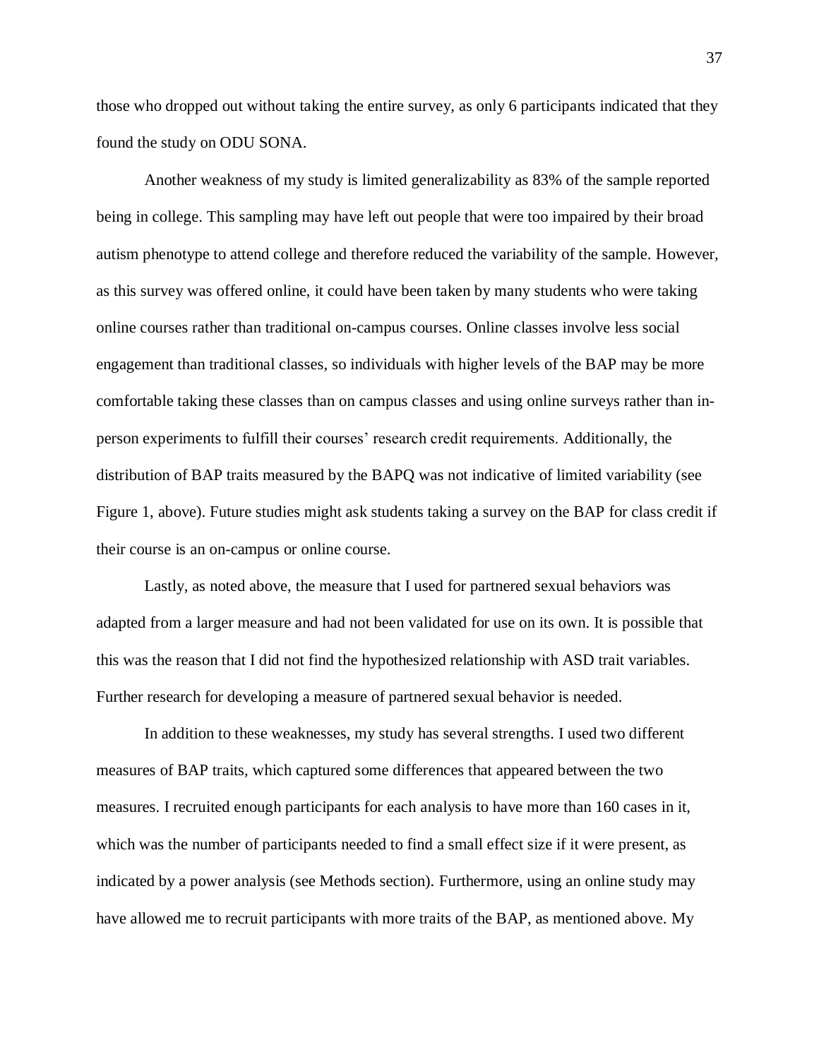those who dropped out without taking the entire survey, as only 6 participants indicated that they found the study on ODU SONA.

Another weakness of my study is limited generalizability as 83% of the sample reported being in college. This sampling may have left out people that were too impaired by their broad autism phenotype to attend college and therefore reduced the variability of the sample. However, as this survey was offered online, it could have been taken by many students who were taking online courses rather than traditional on-campus courses. Online classes involve less social engagement than traditional classes, so individuals with higher levels of the BAP may be more comfortable taking these classes than on campus classes and using online surveys rather than in-person experiments to fulfill their courses' research credit requirements. Additionally, the distribution of BAP traits measured by the BAPQ was not indicative of limited variability (see Figure 1, above). Future studies might ask students taking a survey on the BAP for class credit if their course is an on-campus or online course.

Lastly, as noted above, the measure that I used for partnered sexual behaviors was adapted from a larger measure and had not been validated for use on its own. It is possible that this was the reason that I did not find the hypothesized relationship with ASD trait variables. Further research for developing a measure of partnered sexual behavior is needed.

In addition to these weaknesses, my study has several strengths. I used two different measures of BAP traits, which captured some differences that appeared between the two measures. I recruited enough participants for each analysis to have more than 160 cases in it, which was the number of participants needed to find a small effect size if it were present, as indicated by a power analysis (see Methods section). Furthermore, using an online study may have allowed me to recruit participants with more traits of the BAP, as mentioned above. My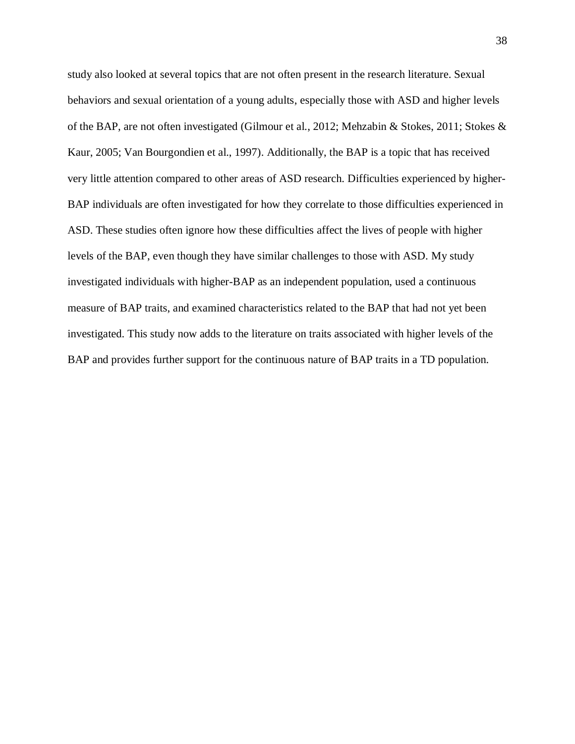study also looked at several topics that are not often present in the research literature. Sexual behaviors and sexual orientation of a young adults, especially those with ASD and higher levels of the BAP, are not often investigated (Gilmour et al., 2012; Mehzabin & Stokes, 2011; Stokes & Kaur, 2005; Van Bourgondien et al., 1997). Additionally, the BAP is a topic that has received very little attention compared to other areas of ASD research. Difficulties experienced by higher-BAP individuals are often investigated for how they correlate to those difficulties experienced in ASD. These studies often ignore how these difficulties affect the lives of people with higher levels of the BAP, even though they have similar challenges to those with ASD. My study investigated individuals with higher-BAP as an independent population, used a continuous measure of BAP traits, and examined characteristics related to the BAP that had not yet been investigated. This study now adds to the literature on traits associated with higher levels of the BAP and provides further support for the continuous nature of BAP traits in a TD population.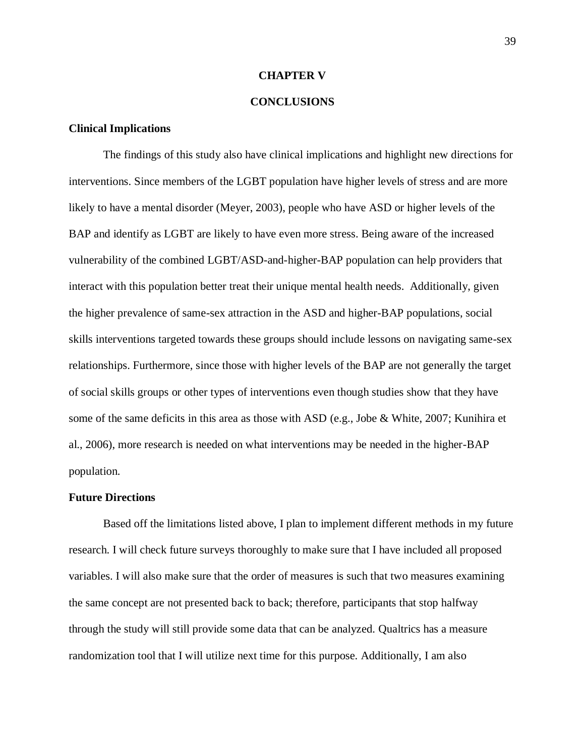# CHAPTER V

# CONCLUSIONS

## Clinical Implications

The findings of this study also have clinical implications and highlight new directions for interventions. Since members of the LGBT population have higher levels of stress and are more likely to have a mental disorder (Meyer, 2003), people who have ASD or higher levels of the BAP and identify as LGBT are likely to have even more stress. Being aware of the increased vulnerability of the combined LGBT/ASD-and-higher-BAP population can help providers that interact with this population better treat their unique mental health needs. Additionally, given the higher prevalence of same-sex attraction in the ASD and higher-BAP populations, social skills interventions targeted towards these groups should include lessons on navigating same-sex relationships. Furthermore, since those with higher levels of the BAP are not generally the target of social skills groups or other types of interventions even though studies show that they have some of the same deficits in this area as those with ASD (e.g., Jobe & White, 2007; Kunihira et al., 2006), more research is needed on what interventions may be needed in the higher-BAP population.

## Future Directions

Based off the limitations listed above, I plan to implement different methods in my future research. I will check future surveys thoroughly to make sure that I have included all proposed variables. I will also make sure that the order of measures is such that two measures examining the same concept are not presented back to back; therefore, participants that stop halfway through the study will still provide some data that can be analyzed. Qualtrics has a measure randomization tool that I will utilize next time for this purpose. Additionally, I am also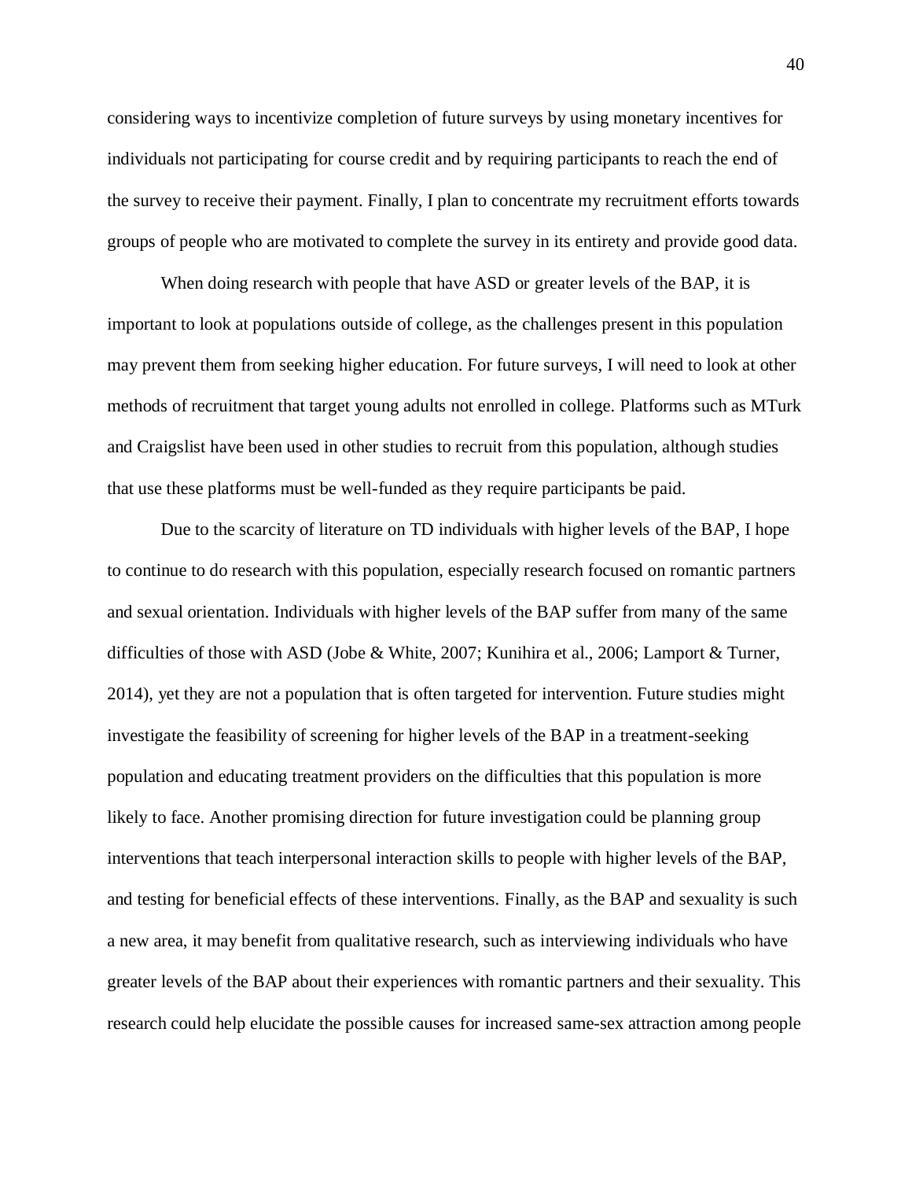considering ways to incentivize completion of future surveys by using monetary incentives for individuals not participating for course credit and by requiring participants to reach the end of the survey to receive their payment. Finally, I plan to concentrate my recruitment efforts towards groups of people who are motivated to complete the survey in its entirety and provide good data.

When doing research with people that have ASD or greater levels of the BAP, it is important to look at populations outside of college, as the challenges present in this population may prevent them from seeking higher education. For future surveys, I will need to look at other methods of recruitment that target young adults not enrolled in college. Platforms such as MTurk and Craigslist have been used in other studies to recruit from this population, although studies that use these platforms must be well-funded as they require participants be paid.

Due to the scarcity of literature on TD individuals with higher levels of the BAP, I hope to continue to do research with this population, especially research focused on romantic partners and sexual orientation. Individuals with higher levels of the BAP suffer from many of the same difficulties of those with ASD (Jobe & White, 2007; Kunihira et al., 2006; Lamport & Turner, 2014), yet they are not a population that is often targeted for intervention. Future studies might investigate the feasibility of screening for higher levels of the BAP in a treatment-seeking population and educating treatment providers on the difficulties that this population is more likely to face. Another promising direction for future investigation could be planning group interventions that teach interpersonal interaction skills to people with higher levels of the BAP, and testing for beneficial effects of these interventions. Finally, as the BAP and sexuality is such a new area, it may benefit from qualitative research, such as interviewing individuals who have greater levels of the BAP about their experiences with romantic partners and their sexuality. This research could help elucidate the possible causes for increased same-sex attraction among people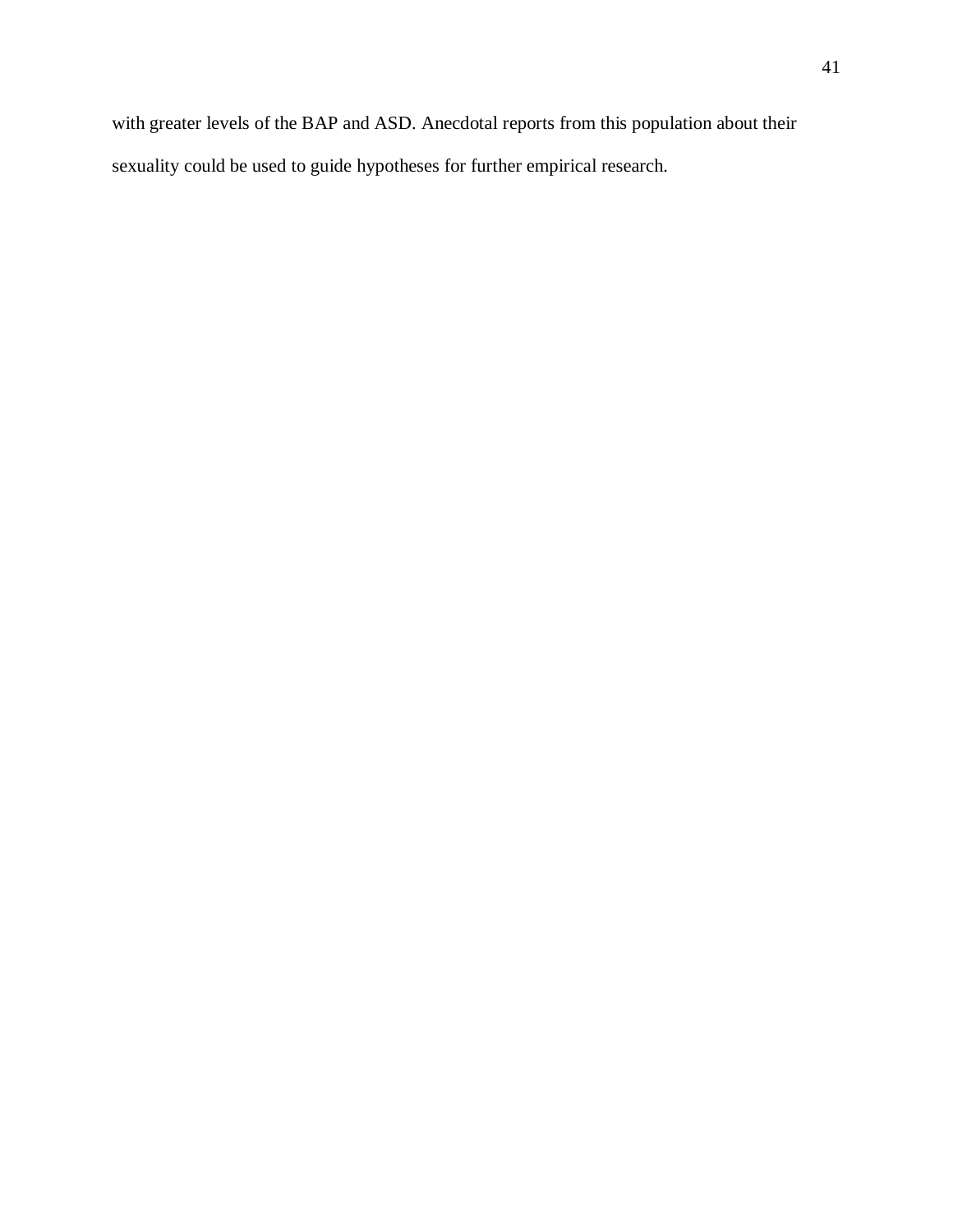with greater levels of the BAP and ASD. Anecdotal reports from this population about their sexuality could be used to guide hypotheses for further empirical research.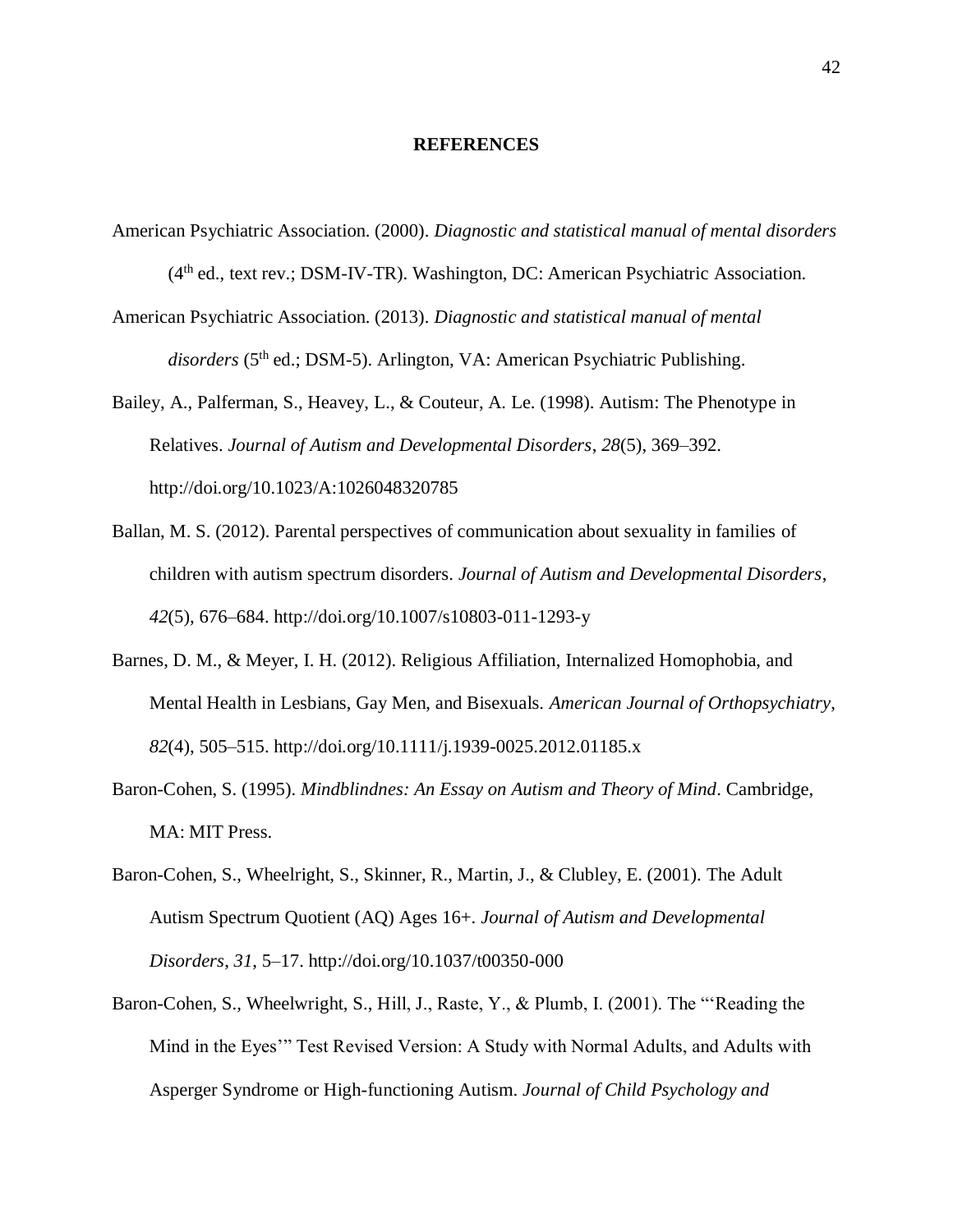# REFERENCES

American Psychiatric Association. (2000). *Diagnostic and statistical manual of mental disorders* (4th ed., text rev.; DSM-IV-TR). Washington, DC: American Psychiatric Association.

American Psychiatric Association. (2013). *Diagnostic and statistical manual of mental disorders* (5th ed.; DSM-5). Arlington, VA: American Psychiatric Publishing.

Bailey, A., Palferman, S., Heavey, L., & Couteur, A. Le. (1998). Autism: The Phenotype in Relatives. *Journal of Autism and Developmental Disorders*, *28*(5), 369–392. http://doi.org/10.1023/A:1026048320785

Ballan, M. S. (2012). Parental perspectives of communication about sexuality in families of children with autism spectrum disorders. *Journal of Autism and Developmental Disorders*, *42*(5), 676–684. http://doi.org/10.1007/s10803-011-1293-y

Barnes, D. M., & Meyer, I. H. (2012). Religious Affiliation, Internalized Homophobia, and Mental Health in Lesbians, Gay Men, and Bisexuals. *American Journal of Orthopsychiatry*, *82*(4), 505–515. http://doi.org/10.1111/j.1939-0025.2012.01185.x

Baron-Cohen, S. (1995). *Mindblindnes: An Essay on Autism and Theory of Mind*. Cambridge, MA: MIT Press.

Baron-Cohen, S., Wheelright, S., Skinner, R., Martin, J., & Clubley, E. (2001). The Adult Autism Spectrum Quotient (AQ) Ages 16+. *Journal of Autism and Developmental Disorders*, *31*, 5–17. http://doi.org/10.1037/t00350-000

Baron-Cohen, S., Wheelwright, S., Hill, J., Raste, Y., & Plumb, I. (2001). The "'Reading the Mind in the Eyes'" Test Revised Version: A Study with Normal Adults, and Adults with Asperger Syndrome or High-functioning Autism. *Journal of Child Psychology and*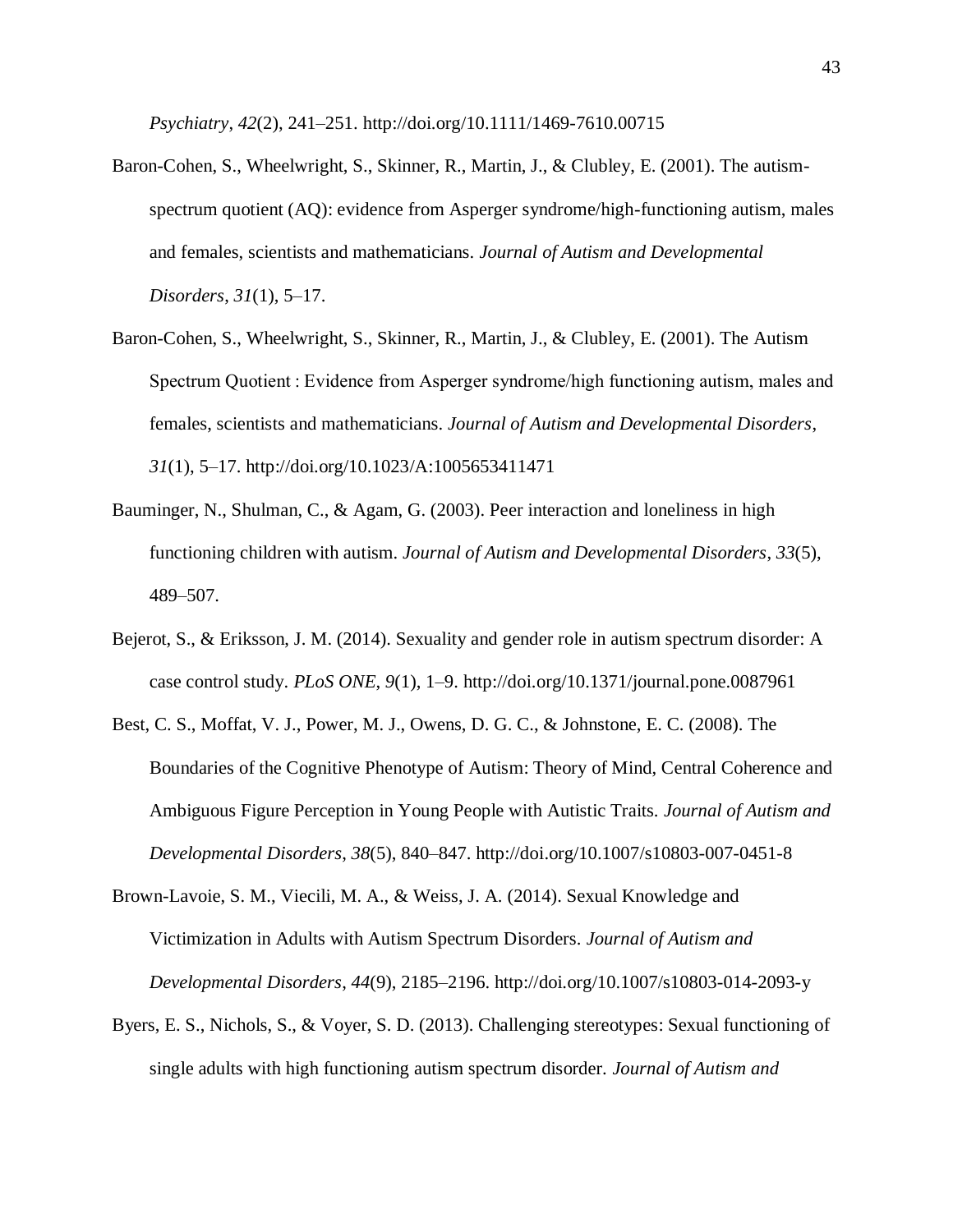*Psychiatry*, *42*(2), 241–251. http://doi.org/10.1111/1469-7610.00715

Baron-Cohen, S., Wheelwright, S., Skinner, R., Martin, J., & Clubley, E. (2001). The autism-spectrum quotient (AQ): evidence from Asperger syndrome/high-functioning autism, males and females, scientists and mathematicians. *Journal of Autism and Developmental Disorders*, *31*(1), 5–17.

Baron-Cohen, S., Wheelwright, S., Skinner, R., Martin, J., & Clubley, E. (2001). The Autism Spectrum Quotient : Evidence from Asperger syndrome/high functioning autism, males and females, scientists and mathematicians. *Journal of Autism and Developmental Disorders*, *31*(1), 5–17. http://doi.org/10.1023/A:1005653411471

Bauminger, N., Shulman, C., & Agam, G. (2003). Peer interaction and loneliness in high functioning children with autism. *Journal of Autism and Developmental Disorders*, *33*(5), 489–507.

Bejerot, S., & Eriksson, J. M. (2014). Sexuality and gender role in autism spectrum disorder: A case control study. *PLoS ONE*, *9*(1), 1–9. http://doi.org/10.1371/journal.pone.0087961

Best, C. S., Moffat, V. J., Power, M. J., Owens, D. G. C., & Johnstone, E. C. (2008). The Boundaries of the Cognitive Phenotype of Autism: Theory of Mind, Central Coherence and Ambiguous Figure Perception in Young People with Autistic Traits. *Journal of Autism and Developmental Disorders*, *38*(5), 840–847. http://doi.org/10.1007/s10803-007-0451-8

Brown-Lavoie, S. M., Viecili, M. A., & Weiss, J. A. (2014). Sexual Knowledge and Victimization in Adults with Autism Spectrum Disorders. *Journal of Autism and Developmental Disorders*, *44*(9), 2185–2196. http://doi.org/10.1007/s10803-014-2093-y

Byers, E. S., Nichols, S., & Voyer, S. D. (2013). Challenging stereotypes: Sexual functioning of single adults with high functioning autism spectrum disorder. *Journal of Autism and*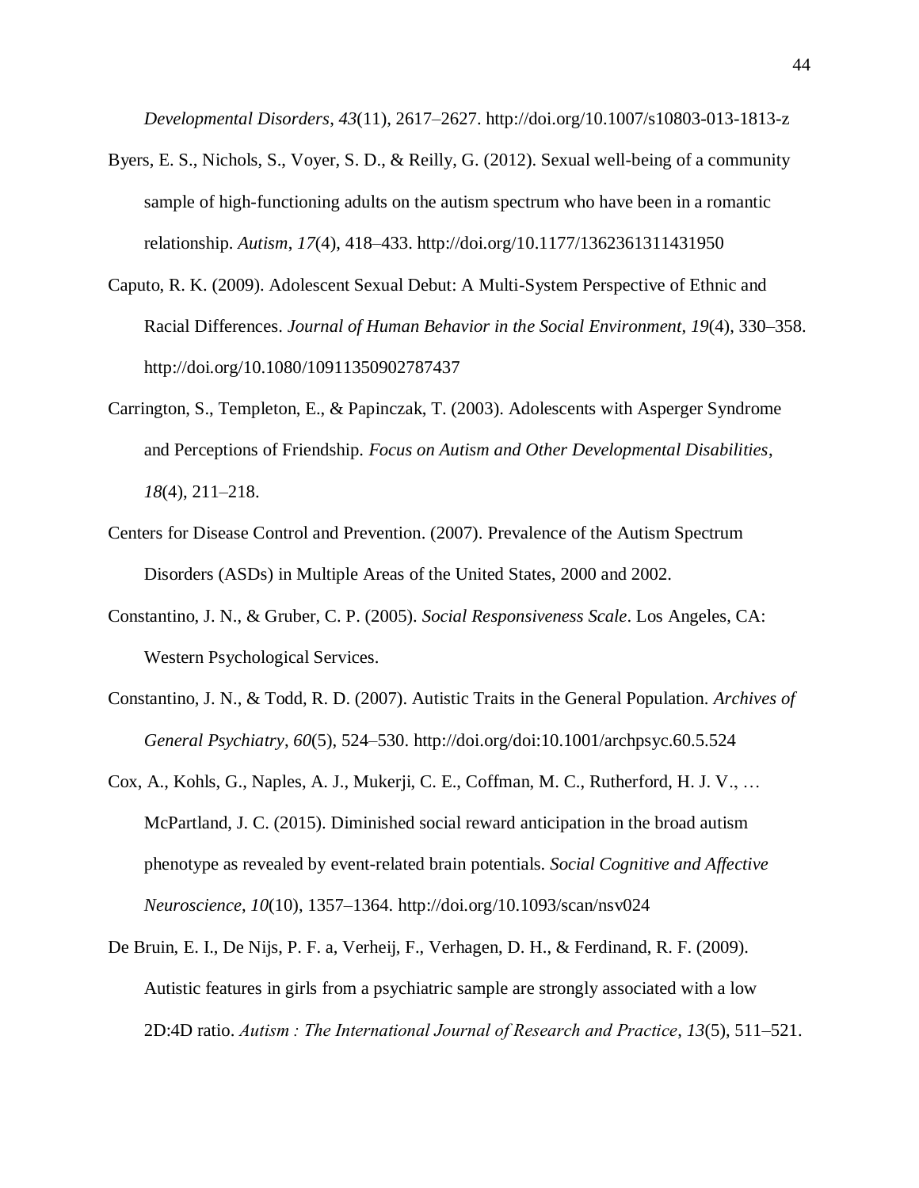*Developmental Disorders*, *43*(11), 2617–2627. http://doi.org/10.1007/s10803-013-1813-z

Byers, E. S., Nichols, S., Voyer, S. D., & Reilly, G. (2012). Sexual well-being of a community sample of high-functioning adults on the autism spectrum who have been in a romantic relationship. *Autism*, *17*(4), 418–433. http://doi.org/10.1177/1362361311431950

Caputo, R. K. (2009). Adolescent Sexual Debut: A Multi-System Perspective of Ethnic and Racial Differences. *Journal of Human Behavior in the Social Environment*, *19*(4), 330–358. http://doi.org/10.1080/10911350902787437

Carrington, S., Templeton, E., & Papinczak, T. (2003). Adolescents with Asperger Syndrome and Perceptions of Friendship. *Focus on Autism and Other Developmental Disabilities*, *18*(4), 211–218.

Centers for Disease Control and Prevention. (2007). Prevalence of the Autism Spectrum Disorders (ASDs) in Multiple Areas of the United States, 2000 and 2002.

Constantino, J. N., & Gruber, C. P. (2005). *Social Responsiveness Scale*. Los Angeles, CA: Western Psychological Services.

Constantino, J. N., & Todd, R. D. (2007). Autistic Traits in the General Population. *Archives of General Psychiatry*, *60*(5), 524–530. http://doi.org/doi:10.1001/archpsyc.60.5.524

Cox, A., Kohls, G., Naples, A. J., Mukerji, C. E., Coffman, M. C., Rutherford, H. J. V., … McPartland, J. C. (2015). Diminished social reward anticipation in the broad autism phenotype as revealed by event-related brain potentials. *Social Cognitive and Affective Neuroscience*, *10*(10), 1357–1364. http://doi.org/10.1093/scan/nsv024

De Bruin, E. I., De Nijs, P. F. a, Verheij, F., Verhagen, D. H., & Ferdinand, R. F. (2009). Autistic features in girls from a psychiatric sample are strongly associated with a low 2D:4D ratio. *Autism : The International Journal of Research and Practice*, *13*(5), 511–521.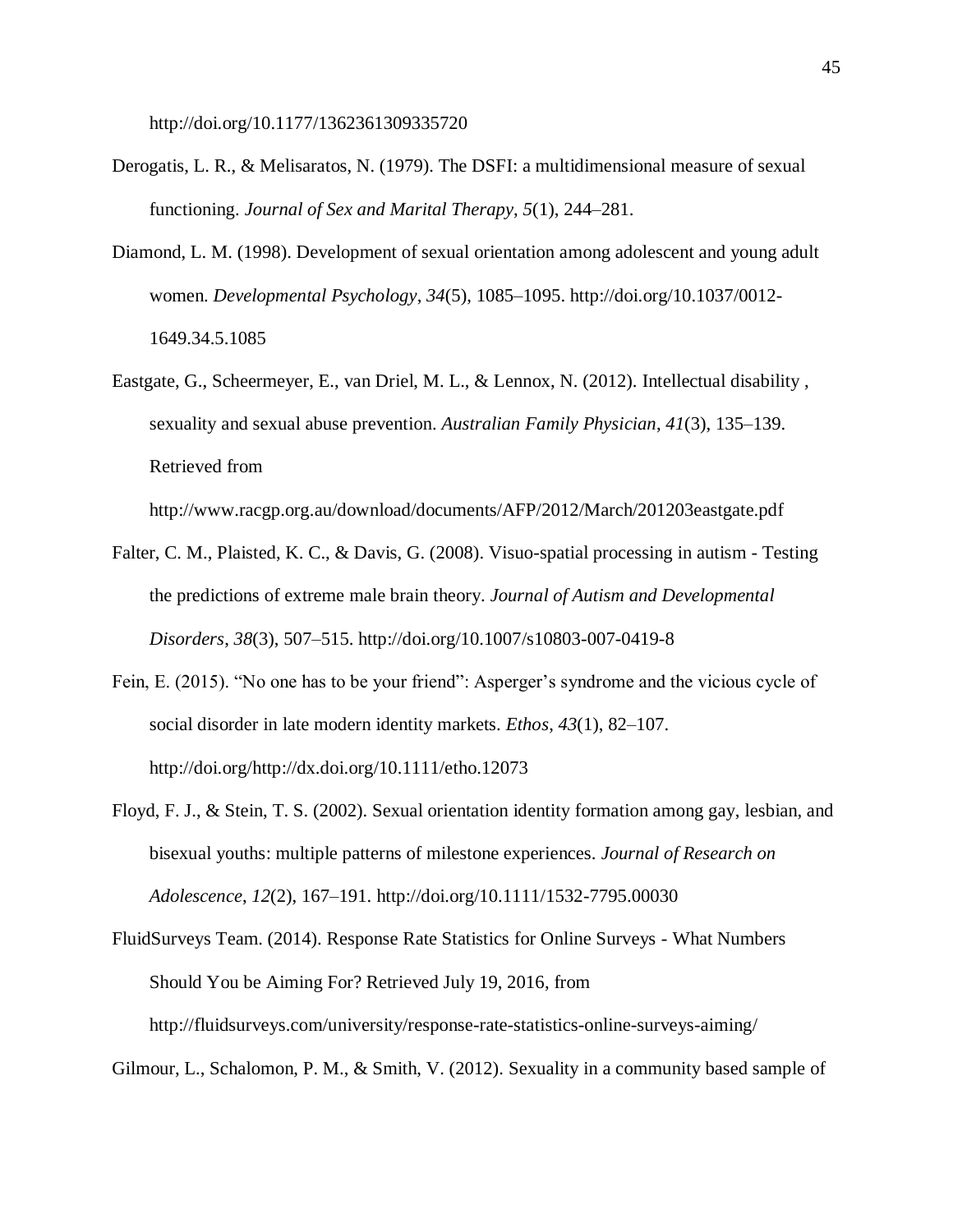http://doi.org/10.1177/1362361309335720

Derogatis, L. R., & Melisaratos, N. (1979). The DSFI: a multidimensional measure of sexual functioning. *Journal of Sex and Marital Therapy*, *5*(1), 244–281.

Diamond, L. M. (1998). Development of sexual orientation among adolescent and young adult women. *Developmental Psychology*, *34*(5), 1085–1095. http://doi.org/10.1037/0012-1649.34.5.1085

Eastgate, G., Scheermeyer, E., van Driel, M. L., & Lennox, N. (2012). Intellectual disability , sexuality and sexual abuse prevention. *Australian Family Physician*, *41*(3), 135–139. Retrieved from http://www.racgp.org.au/download/documents/AFP/2012/March/201203eastgate.pdf

Falter, C. M., Plaisted, K. C., & Davis, G. (2008). Visuo-spatial processing in autism - Testing the predictions of extreme male brain theory. *Journal of Autism and Developmental Disorders*, *38*(3), 507–515. http://doi.org/10.1007/s10803-007-0419-8

Fein, E. (2015). "No one has to be your friend": Asperger's syndrome and the vicious cycle of social disorder in late modern identity markets. *Ethos*, *43*(1), 82–107. http://doi.org/http://dx.doi.org/10.1111/etho.12073

Floyd, F. J., & Stein, T. S. (2002). Sexual orientation identity formation among gay, lesbian, and bisexual youths: multiple patterns of milestone experiences. *Journal of Research on Adolescence*, *12*(2), 167–191. http://doi.org/10.1111/1532-7795.00030

FluidSurveys Team. (2014). Response Rate Statistics for Online Surveys - What Numbers Should You be Aiming For? Retrieved July 19, 2016, from http://fluidsurveys.com/university/response-rate-statistics-online-surveys-aiming/

Gilmour, L., Schalomon, P. M., & Smith, V. (2012). Sexuality in a community based sample of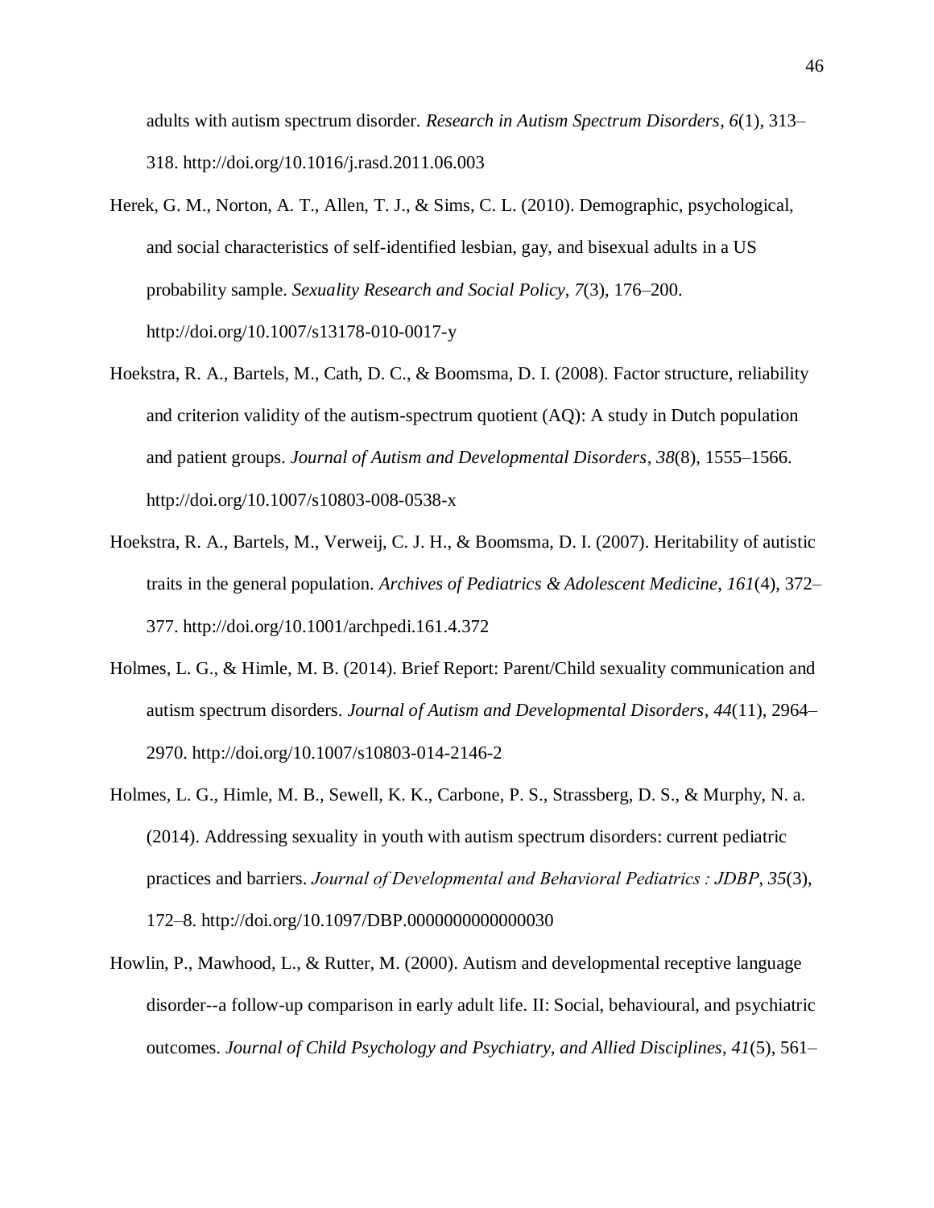adults with autism spectrum disorder. *Research in Autism Spectrum Disorders*, *6*(1), 313–318. http://doi.org/10.1016/j.rasd.2011.06.003

Herek, G. M., Norton, A. T., Allen, T. J., & Sims, C. L. (2010). Demographic, psychological, and social characteristics of self-identified lesbian, gay, and bisexual adults in a US probability sample. *Sexuality Research and Social Policy*, *7*(3), 176–200. http://doi.org/10.1007/s13178-010-0017-y

Hoekstra, R. A., Bartels, M., Cath, D. C., & Boomsma, D. I. (2008). Factor structure, reliability and criterion validity of the autism-spectrum quotient (AQ): A study in Dutch population and patient groups. *Journal of Autism and Developmental Disorders*, *38*(8), 1555–1566. http://doi.org/10.1007/s10803-008-0538-x

Hoekstra, R. A., Bartels, M., Verweij, C. J. H., & Boomsma, D. I. (2007). Heritability of autistic traits in the general population. *Archives of Pediatrics & Adolescent Medicine*, *161*(4), 372–377. http://doi.org/10.1001/archpedi.161.4.372

Holmes, L. G., & Himle, M. B. (2014). Brief Report: Parent/Child sexuality communication and autism spectrum disorders. *Journal of Autism and Developmental Disorders*, *44*(11), 2964–2970. http://doi.org/10.1007/s10803-014-2146-2

Holmes, L. G., Himle, M. B., Sewell, K. K., Carbone, P. S., Strassberg, D. S., & Murphy, N. a. (2014). Addressing sexuality in youth with autism spectrum disorders: current pediatric practices and barriers. *Journal of Developmental and Behavioral Pediatrics : JDBP*, *35*(3), 172–8. http://doi.org/10.1097/DBP.0000000000000030

Howlin, P., Mawhood, L., & Rutter, M. (2000). Autism and developmental receptive language disorder--a follow-up comparison in early adult life. II: Social, behavioural, and psychiatric outcomes. *Journal of Child Psychology and Psychiatry, and Allied Disciplines*, *41*(5), 561–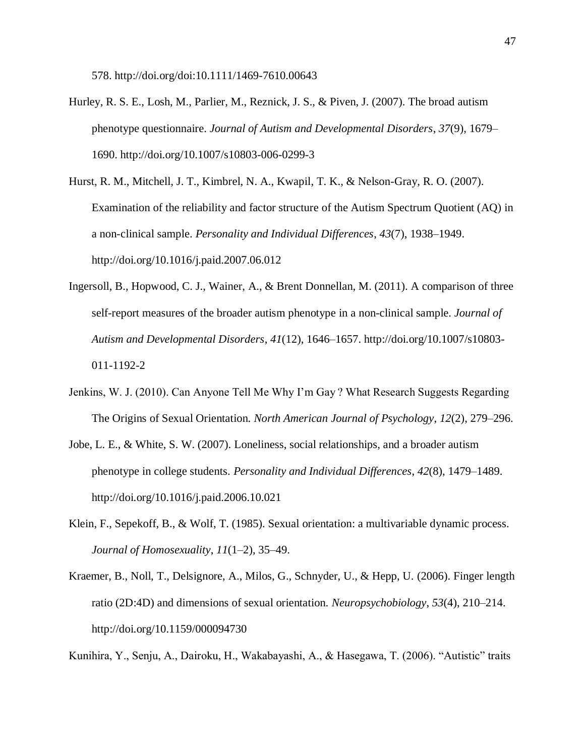578. http://doi.org/doi:10.1111/1469-7610.00643

Hurley, R. S. E., Losh, M., Parlier, M., Reznick, J. S., & Piven, J. (2007). The broad autism phenotype questionnaire. *Journal of Autism and Developmental Disorders*, *37*(9), 1679–1690. http://doi.org/10.1007/s10803-006-0299-3

Hurst, R. M., Mitchell, J. T., Kimbrel, N. A., Kwapil, T. K., & Nelson-Gray, R. O. (2007). Examination of the reliability and factor structure of the Autism Spectrum Quotient (AQ) in a non-clinical sample. *Personality and Individual Differences*, *43*(7), 1938–1949. http://doi.org/10.1016/j.paid.2007.06.012

Ingersoll, B., Hopwood, C. J., Wainer, A., & Brent Donnellan, M. (2011). A comparison of three self-report measures of the broader autism phenotype in a non-clinical sample. *Journal of Autism and Developmental Disorders*, *41*(12), 1646–1657. http://doi.org/10.1007/s10803-011-1192-2

Jenkins, W. J. (2010). Can Anyone Tell Me Why I'm Gay ? What Research Suggests Regarding The Origins of Sexual Orientation. *North American Journal of Psychology*, *12*(2), 279–296.

Jobe, L. E., & White, S. W. (2007). Loneliness, social relationships, and a broader autism phenotype in college students. *Personality and Individual Differences*, *42*(8), 1479–1489. http://doi.org/10.1016/j.paid.2006.10.021

Klein, F., Sepekoff, B., & Wolf, T. (1985). Sexual orientation: a multivariable dynamic process. *Journal of Homosexuality*, *11*(1–2), 35–49.

Kraemer, B., Noll, T., Delsignore, A., Milos, G., Schnyder, U., & Hepp, U. (2006). Finger length ratio (2D:4D) and dimensions of sexual orientation. *Neuropsychobiology*, *53*(4), 210–214. http://doi.org/10.1159/000094730

Kunihira, Y., Senju, A., Dairoku, H., Wakabayashi, A., & Hasegawa, T. (2006). "Autistic" traits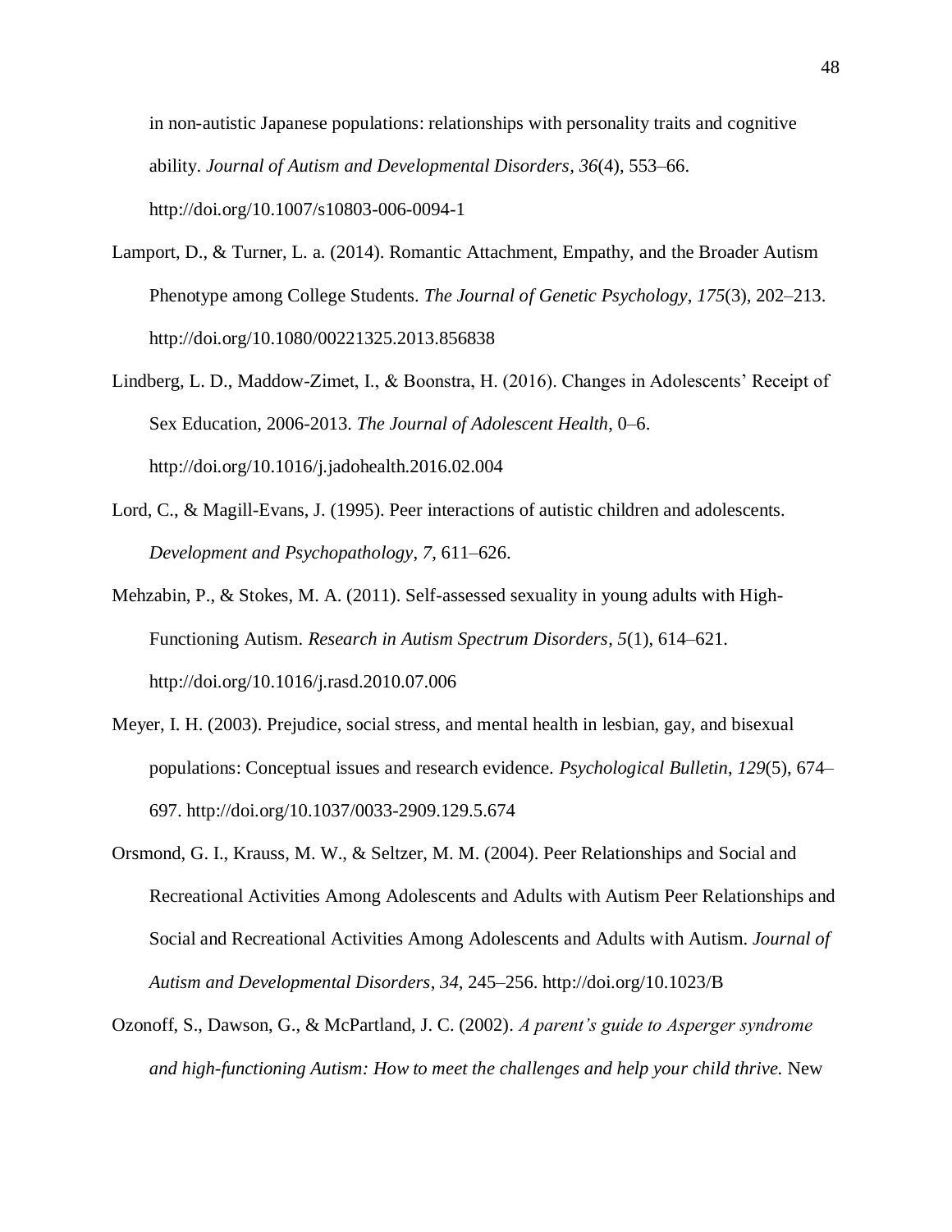in non-autistic Japanese populations: relationships with personality traits and cognitive ability. *Journal of Autism and Developmental Disorders*, *36*(4), 553–66. http://doi.org/10.1007/s10803-006-0094-1

Lamport, D., & Turner, L. a. (2014). Romantic Attachment, Empathy, and the Broader Autism Phenotype among College Students. *The Journal of Genetic Psychology*, *175*(3), 202–213. http://doi.org/10.1080/00221325.2013.856838

Lindberg, L. D., Maddow-Zimet, I., & Boonstra, H. (2016). Changes in Adolescents' Receipt of Sex Education, 2006-2013. *The Journal of Adolescent Health*, 0–6. http://doi.org/10.1016/j.jadohealth.2016.02.004

Lord, C., & Magill-Evans, J. (1995). Peer interactions of autistic children and adolescents. *Development and Psychopathology*, *7*, 611–626.

Mehzabin, P., & Stokes, M. A. (2011). Self-assessed sexuality in young adults with High-Functioning Autism. *Research in Autism Spectrum Disorders*, *5*(1), 614–621. http://doi.org/10.1016/j.rasd.2010.07.006

Meyer, I. H. (2003). Prejudice, social stress, and mental health in lesbian, gay, and bisexual populations: Conceptual issues and research evidence. *Psychological Bulletin*, *129*(5), 674–697. http://doi.org/10.1037/0033-2909.129.5.674

Orsmond, G. I., Krauss, M. W., & Seltzer, M. M. (2004). Peer Relationships and Social and Recreational Activities Among Adolescents and Adults with Autism Peer Relationships and Social and Recreational Activities Among Adolescents and Adults with Autism. *Journal of Autism and Developmental Disorders*, *34*, 245–256. http://doi.org/10.1023/B

Ozonoff, S., Dawson, G., & McPartland, J. C. (2002). *A parent's guide to Asperger syndrome and high-functioning Autism: How to meet the challenges and help your child thrive.* New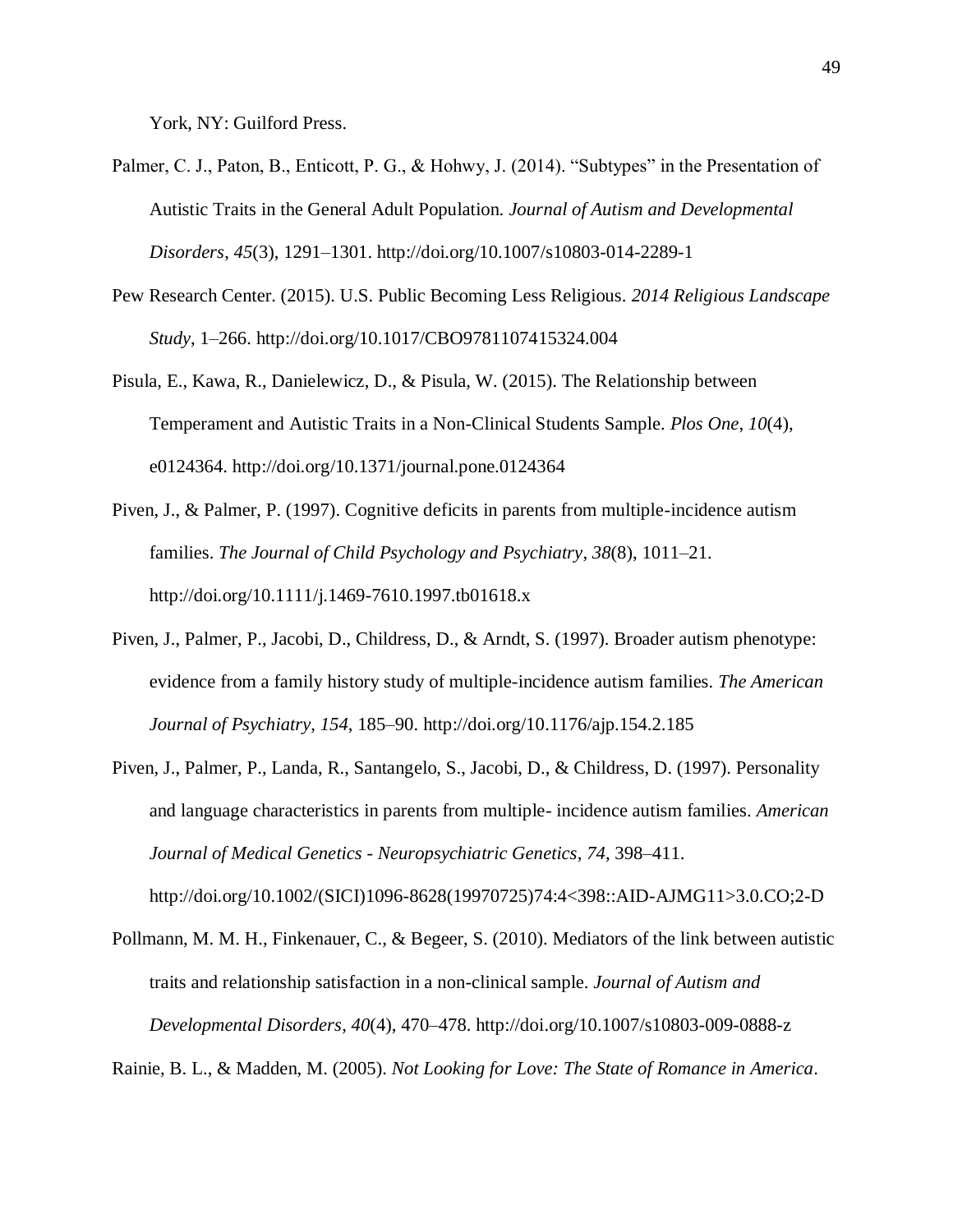York, NY: Guilford Press.

Palmer, C. J., Paton, B., Enticott, P. G., & Hohwy, J. (2014). “Subtypes” in the Presentation of Autistic Traits in the General Adult Population. *Journal of Autism and Developmental Disorders*, *45*(3), 1291–1301. http://doi.org/10.1007/s10803-014-2289-1

Pew Research Center. (2015). U.S. Public Becoming Less Religious. *2014 Religious Landscape Study*, 1–266. http://doi.org/10.1017/CBO9781107415324.004

Pisula, E., Kawa, R., Danielewicz, D., & Pisula, W. (2015). The Relationship between Temperament and Autistic Traits in a Non-Clinical Students Sample. *Plos One*, *10*(4), e0124364. http://doi.org/10.1371/journal.pone.0124364

Piven, J., & Palmer, P. (1997). Cognitive deficits in parents from multiple-incidence autism families. *The Journal of Child Psychology and Psychiatry*, *38*(8), 1011–21. http://doi.org/10.1111/j.1469-7610.1997.tb01618.x

Piven, J., Palmer, P., Jacobi, D., Childress, D., & Arndt, S. (1997). Broader autism phenotype: evidence from a family history study of multiple-incidence autism families. *The American Journal of Psychiatry*, *154*, 185–90. http://doi.org/10.1176/ajp.154.2.185

Piven, J., Palmer, P., Landa, R., Santangelo, S., Jacobi, D., & Childress, D. (1997). Personality and language characteristics in parents from multiple- incidence autism families. *American Journal of Medical Genetics - Neuropsychiatric Genetics*, *74*, 398–411. http://doi.org/10.1002/(SICI)1096-8628(19970725)74:4<398::AID-AJMG11>3.0.CO;2-D

Pollmann, M. M. H., Finkenauer, C., & Begeer, S. (2010). Mediators of the link between autistic traits and relationship satisfaction in a non-clinical sample. *Journal of Autism and Developmental Disorders*, *40*(4), 470–478. http://doi.org/10.1007/s10803-009-0888-z

Rainie, B. L., & Madden, M. (2005). *Not Looking for Love: The State of Romance in America*.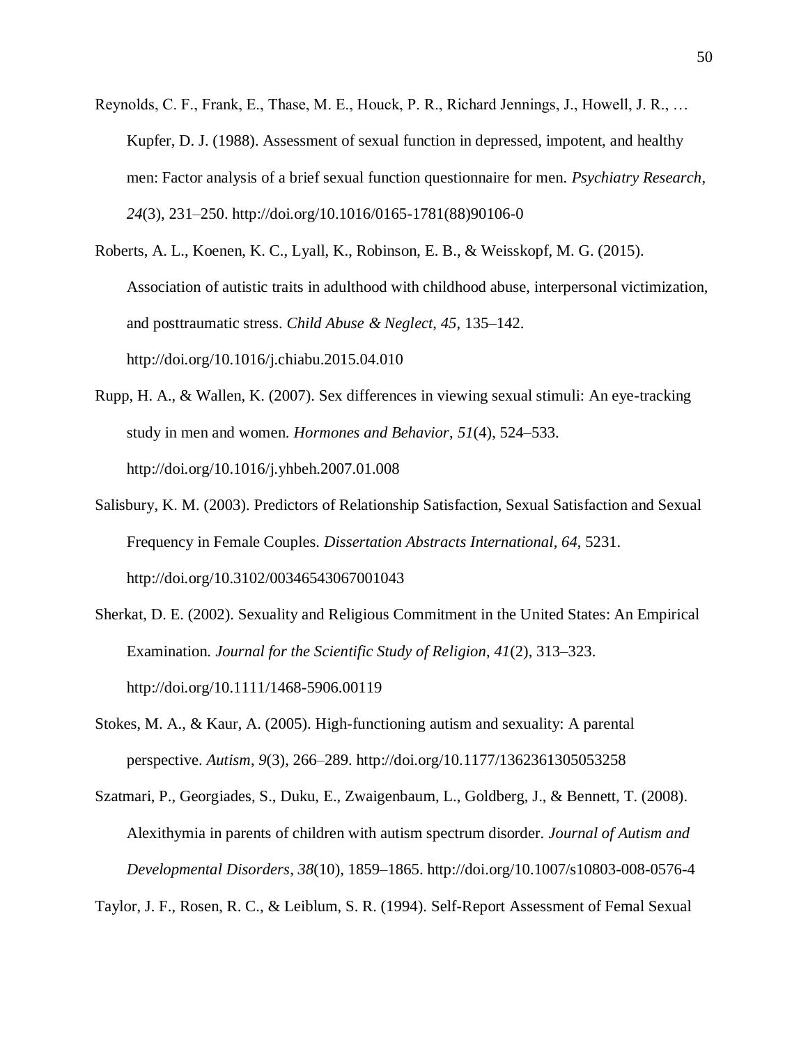Reynolds, C. F., Frank, E., Thase, M. E., Houck, P. R., Richard Jennings, J., Howell, J. R., … Kupfer, D. J. (1988). Assessment of sexual function in depressed, impotent, and healthy men: Factor analysis of a brief sexual function questionnaire for men. *Psychiatry Research*, *24*(3), 231–250. http://doi.org/10.1016/0165-1781(88)90106-0

Roberts, A. L., Koenen, K. C., Lyall, K., Robinson, E. B., & Weisskopf, M. G. (2015). Association of autistic traits in adulthood with childhood abuse, interpersonal victimization, and posttraumatic stress. *Child Abuse & Neglect*, *45*, 135–142. http://doi.org/10.1016/j.chiabu.2015.04.010

Rupp, H. A., & Wallen, K. (2007). Sex differences in viewing sexual stimuli: An eye-tracking study in men and women. *Hormones and Behavior*, *51*(4), 524–533. http://doi.org/10.1016/j.yhbeh.2007.01.008

Salisbury, K. M. (2003). Predictors of Relationship Satisfaction, Sexual Satisfaction and Sexual Frequency in Female Couples. *Dissertation Abstracts International*, *64*, 5231. http://doi.org/10.3102/00346543067001043

Sherkat, D. E. (2002). Sexuality and Religious Commitment in the United States: An Empirical Examination. *Journal for the Scientific Study of Religion*, *41*(2), 313–323. http://doi.org/10.1111/1468-5906.00119

Stokes, M. A., & Kaur, A. (2005). High-functioning autism and sexuality: A parental perspective. *Autism*, *9*(3), 266–289. http://doi.org/10.1177/1362361305053258

Szatmari, P., Georgiades, S., Duku, E., Zwaigenbaum, L., Goldberg, J., & Bennett, T. (2008). Alexithymia in parents of children with autism spectrum disorder. *Journal of Autism and Developmental Disorders*, *38*(10), 1859–1865. http://doi.org/10.1007/s10803-008-0576-4

Taylor, J. F., Rosen, R. C., & Leiblum, S. R. (1994). Self-Report Assessment of Femal Sexual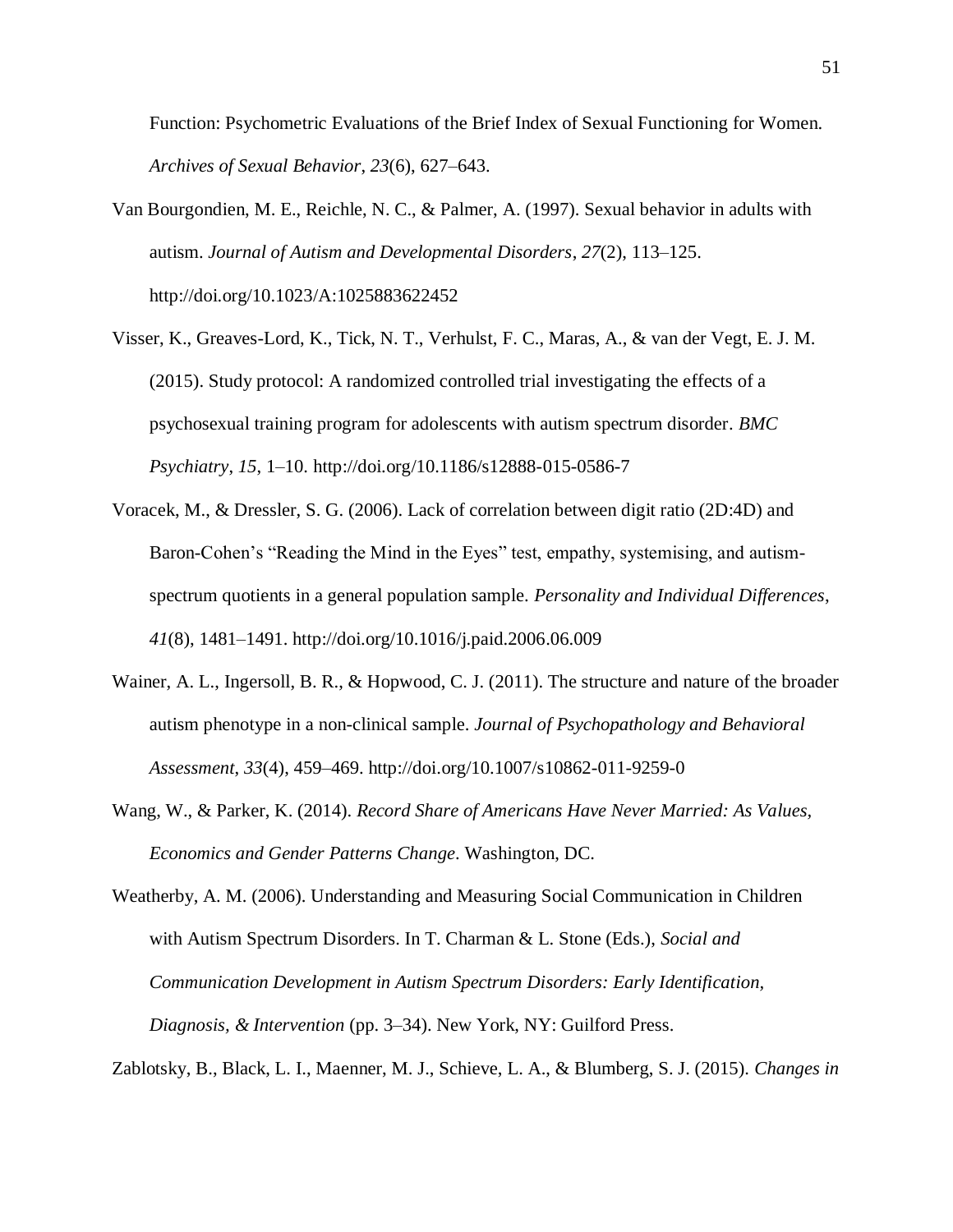Function: Psychometric Evaluations of the Brief Index of Sexual Functioning for Women. *Archives of Sexual Behavior*, *23*(6), 627–643.

Van Bourgondien, M. E., Reichle, N. C., & Palmer, A. (1997). Sexual behavior in adults with autism. *Journal of Autism and Developmental Disorders*, *27*(2), 113–125. http://doi.org/10.1023/A:1025883622452

Visser, K., Greaves-Lord, K., Tick, N. T., Verhulst, F. C., Maras, A., & van der Vegt, E. J. M. (2015). Study protocol: A randomized controlled trial investigating the effects of a psychosexual training program for adolescents with autism spectrum disorder. *BMC Psychiatry*, *15*, 1–10. http://doi.org/10.1186/s12888-015-0586-7

Voracek, M., & Dressler, S. G. (2006). Lack of correlation between digit ratio (2D:4D) and Baron-Cohen's "Reading the Mind in the Eyes" test, empathy, systemising, and autism-spectrum quotients in a general population sample. *Personality and Individual Differences*, *41*(8), 1481–1491. http://doi.org/10.1016/j.paid.2006.06.009

Wainer, A. L., Ingersoll, B. R., & Hopwood, C. J. (2011). The structure and nature of the broader autism phenotype in a non-clinical sample. *Journal of Psychopathology and Behavioral Assessment*, *33*(4), 459–469. http://doi.org/10.1007/s10862-011-9259-0

Wang, W., & Parker, K. (2014). *Record Share of Americans Have Never Married: As Values, Economics and Gender Patterns Change*. Washington, DC.

Weatherby, A. M. (2006). Understanding and Measuring Social Communication in Children with Autism Spectrum Disorders. In T. Charman & L. Stone (Eds.), *Social and Communication Development in Autism Spectrum Disorders: Early Identification, Diagnosis, & Intervention* (pp. 3–34). New York, NY: Guilford Press.

Zablotsky, B., Black, L. I., Maenner, M. J., Schieve, L. A., & Blumberg, S. J. (2015). *Changes in*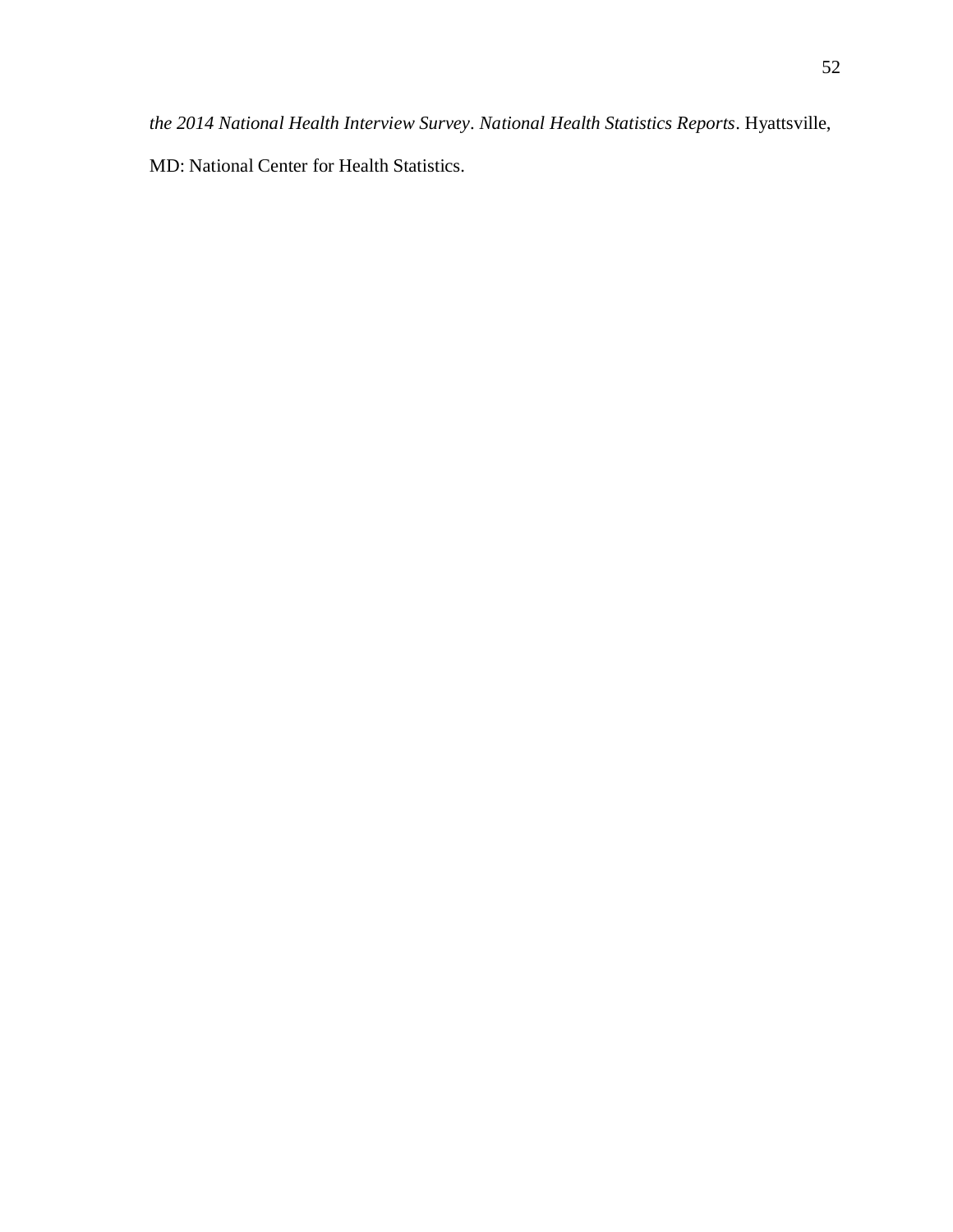*the 2014 National Health Interview Survey*. *National Health Statistics Reports*. Hyattsville, MD: National Center for Health Statistics.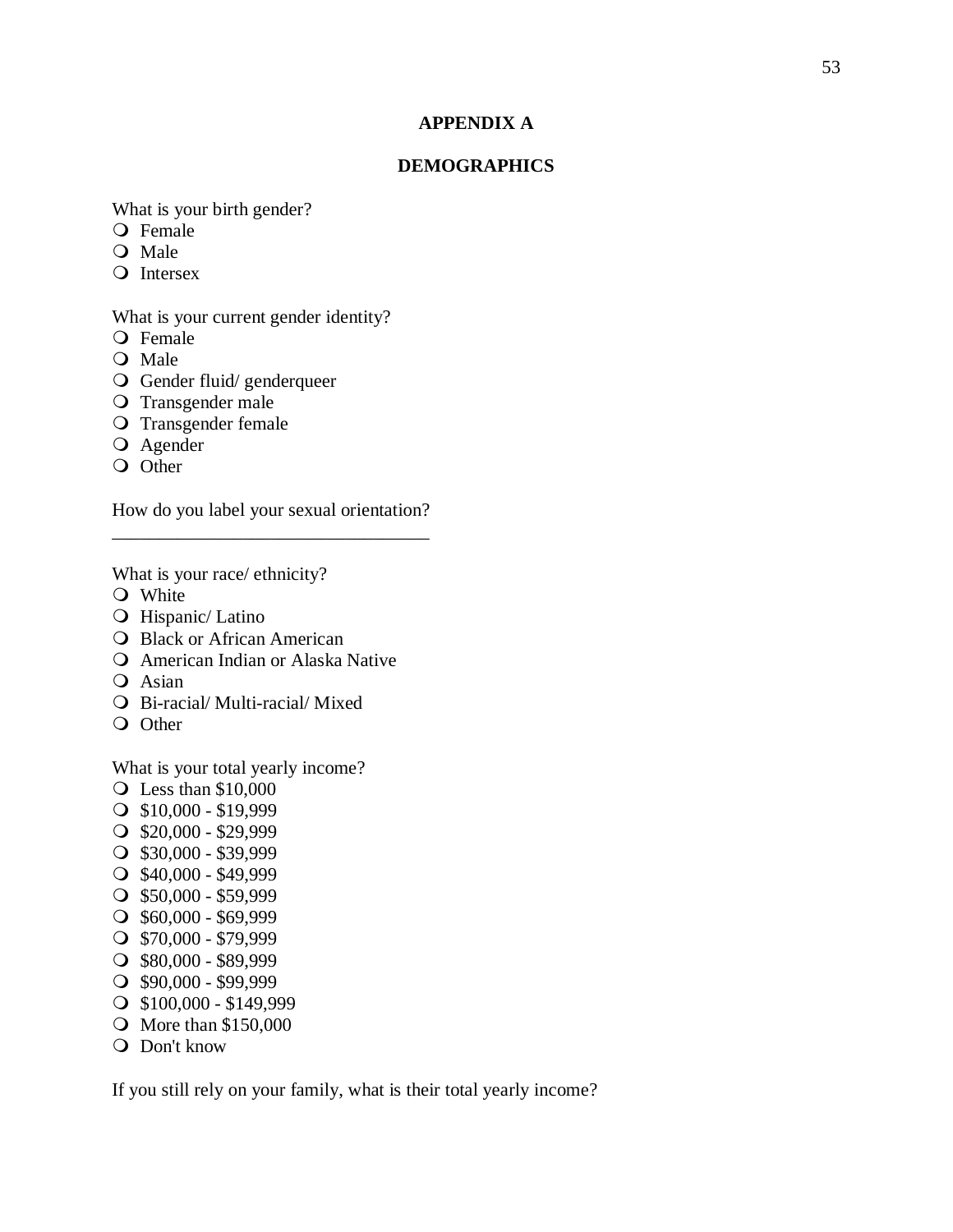## APPENDIX A

## DEMOGRAPHICS

What is your birth gender?

- Female
- Male
- Intersex

What is your current gender identity?

- Female
- Male
- Gender fluid/ genderqueer
- Transgender male
- Transgender female
- Agender
- Other

How do you label your sexual orientation?

___________________________________

What is your race/ ethnicity?

- White
- Hispanic/ Latino
- Black or African American
- American Indian or Alaska Native
- Asian
- Bi-racial/ Multi-racial/ Mixed
- Other

What is your total yearly income?

- Less than $10,000
- $10,000 - $19,999
- $20,000 - $29,999
- $30,000 - $39,999
- $40,000 - $49,999
- $50,000 - $59,999
- $60,000 - $69,999
- $70,000 - $79,999
- $80,000 - $89,999
- $90,000 - $99,999
- $100,000 - $149,999
- More than $150,000
- Don't know

If you still rely on your family, what is their total yearly income?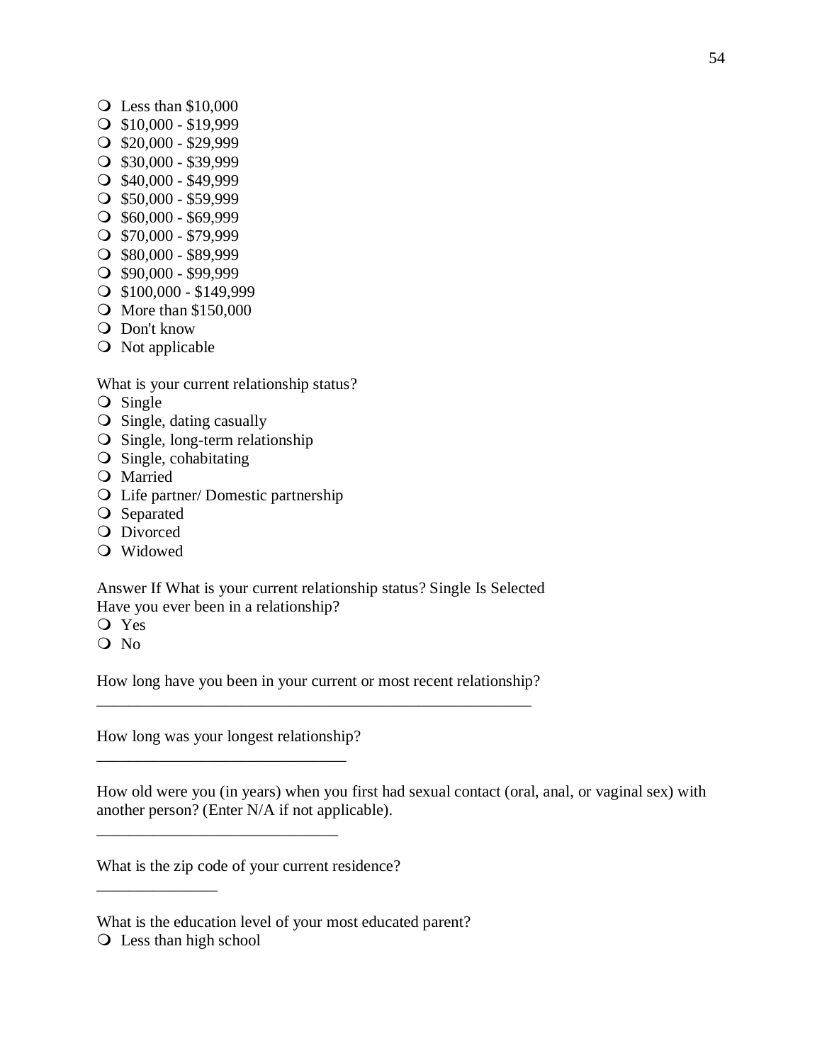- Less than $10,000
- $10,000 - $19,999
- $20,000 - $29,999
- $30,000 - $39,999
- $40,000 - $49,999
- $50,000 - $59,999
- $60,000 - $69,999
- $70,000 - $79,999
- $80,000 - $89,999
- $90,000 - $99,999
- $100,000 - $149,999
- More than $150,000
- Don't know
- Not applicable

What is your current relationship status?

- Single
- Single, dating casually
- Single, long-term relationship
- Single, cohabitating
- Married
- Life partner/ Domestic partnership
- Separated
- Divorced
- Widowed

Answer If What is your current relationship status? Single Is Selected
Have you ever been in a relationship?

- Yes
- No

How long have you been in your current or most recent relationship?

________________________________________________________

How long was your longest relationship?

________________________________

How old were you (in years) when you first had sexual contact (oral, anal, or vaginal sex) with another person? (Enter N/A if not applicable).

_______________________________

What is the zip code of your current residence?

_______________

What is the education level of your most educated parent?

- Less than high school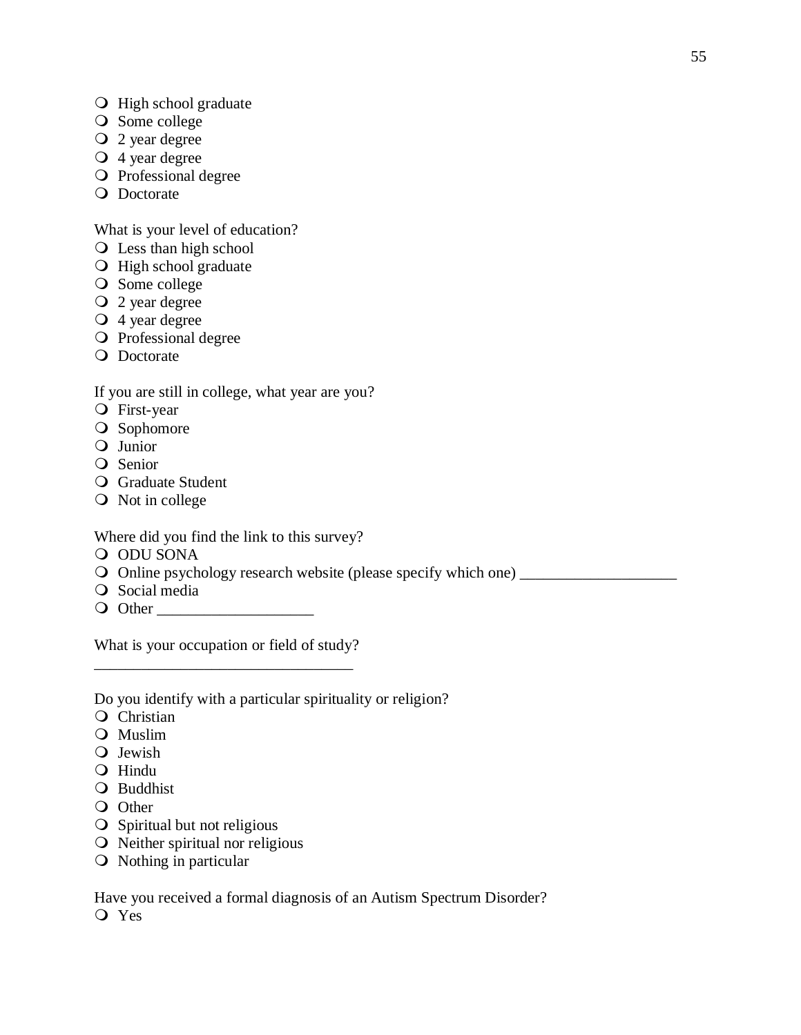- High school graduate
- Some college
- 2 year degree
- 4 year degree
- Professional degree
- Doctorate

What is your level of education?
- Less than high school
- High school graduate
- Some college
- 2 year degree
- 4 year degree
- Professional degree
- Doctorate

If you are still in college, what year are you?
- First-year
- Sophomore
- Junior
- Senior
- Graduate Student
- Not in college

Where did you find the link to this survey?
- ODU SONA
- Online psychology research website (please specify which one) ____________________
- Social media
- Other ____________________

What is your occupation or field of study?

_________________________________

Do you identify with a particular spirituality or religion?
- Christian
- Muslim
- Jewish
- Hindu
- Buddhist
- Other
- Spiritual but not religious
- Neither spiritual nor religious
- Nothing in particular

Have you received a formal diagnosis of an Autism Spectrum Disorder?
- Yes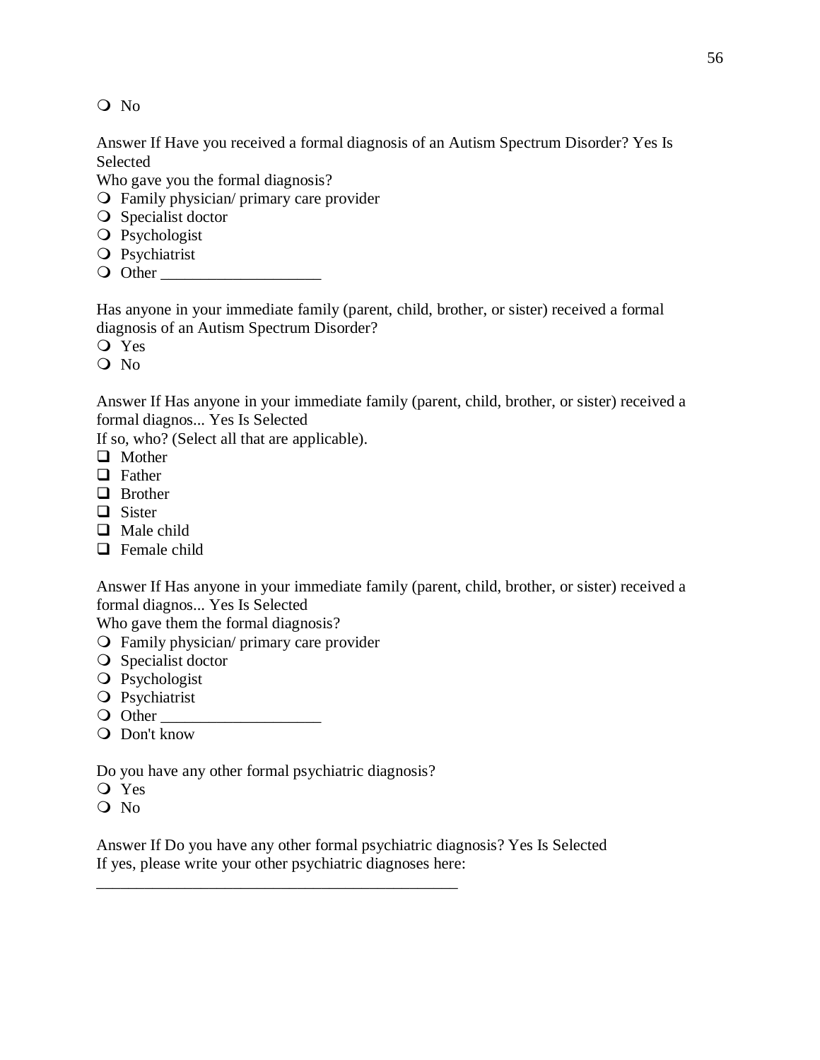- No

Answer If Have you received a formal diagnosis of an Autism Spectrum Disorder? Yes Is Selected

Who gave you the formal diagnosis?

- Family physician/ primary care provider
- Specialist doctor
- Psychologist
- Psychiatrist
- Other ____________________

Has anyone in your immediate family (parent, child, brother, or sister) received a formal diagnosis of an Autism Spectrum Disorder?

- Yes
- No

Answer If Has anyone in your immediate family (parent, child, brother, or sister) received a formal diagnos... Yes Is Selected

If so, who? (Select all that are applicable).

- [ ] Mother
- [ ] Father
- [ ] Brother
- [ ] Sister
- [ ] Male child
- [ ] Female child

Answer If Has anyone in your immediate family (parent, child, brother, or sister) received a formal diagnos... Yes Is Selected

Who gave them the formal diagnosis?

- Family physician/ primary care provider
- Specialist doctor
- Psychologist
- Psychiatrist
- Other ____________________
- Don't know

Do you have any other formal psychiatric diagnosis?

- Yes
- No

Answer If Do you have any other formal psychiatric diagnosis? Yes Is Selected

If yes, please write your other psychiatric diagnoses here:

______________________________________________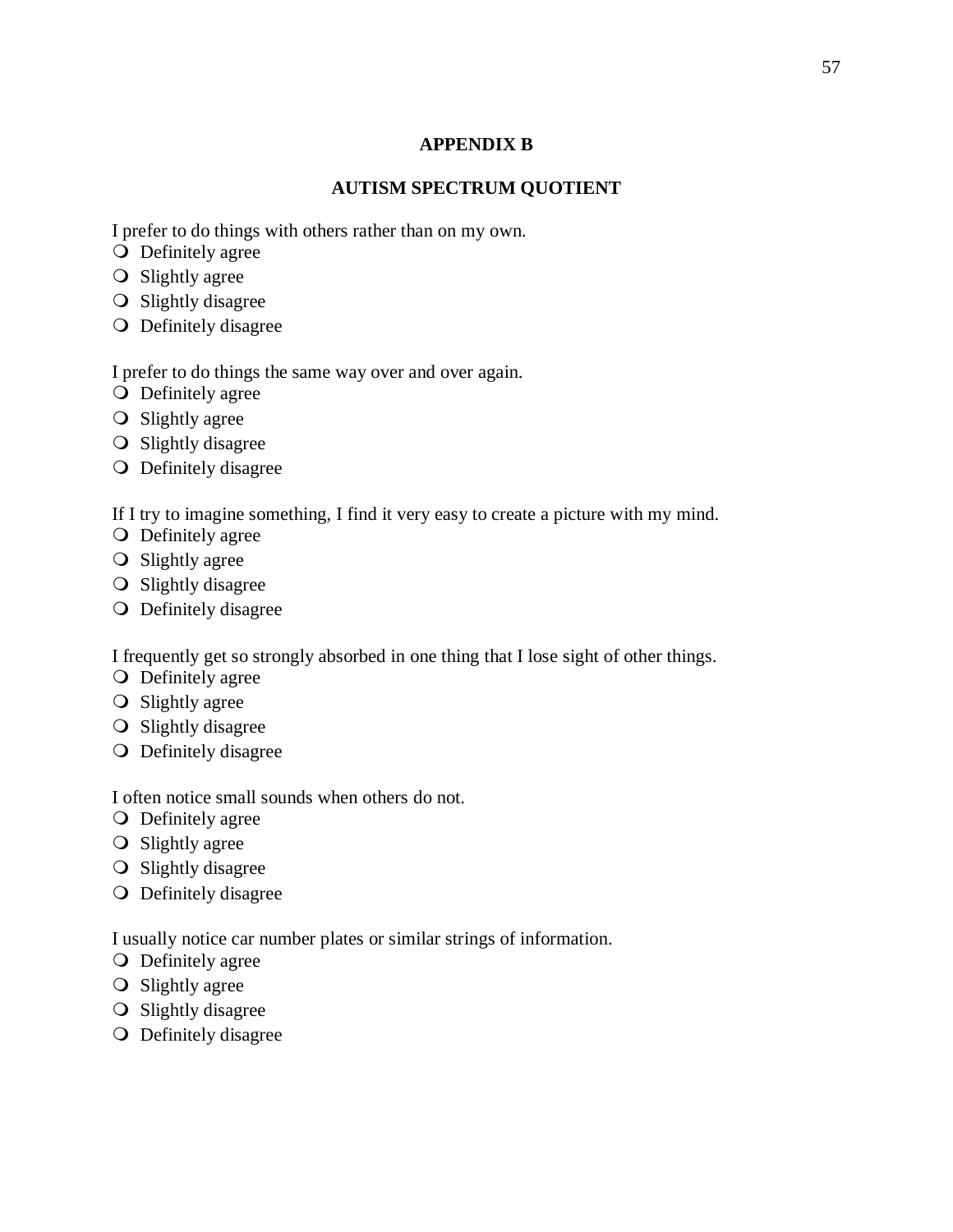## APPENDIX B

## AUTISM SPECTRUM QUOTIENT

I prefer to do things with others rather than on my own.

- Definitely agree
- Slightly agree
- Slightly disagree
- Definitely disagree

I prefer to do things the same way over and over again.

- Definitely agree
- Slightly agree
- Slightly disagree
- Definitely disagree

If I try to imagine something, I find it very easy to create a picture with my mind.

- Definitely agree
- Slightly agree
- Slightly disagree
- Definitely disagree

I frequently get so strongly absorbed in one thing that I lose sight of other things.

- Definitely agree
- Slightly agree
- Slightly disagree
- Definitely disagree

I often notice small sounds when others do not.

- Definitely agree
- Slightly agree
- Slightly disagree
- Definitely disagree

I usually notice car number plates or similar strings of information.

- Definitely agree
- Slightly agree
- Slightly disagree
- Definitely disagree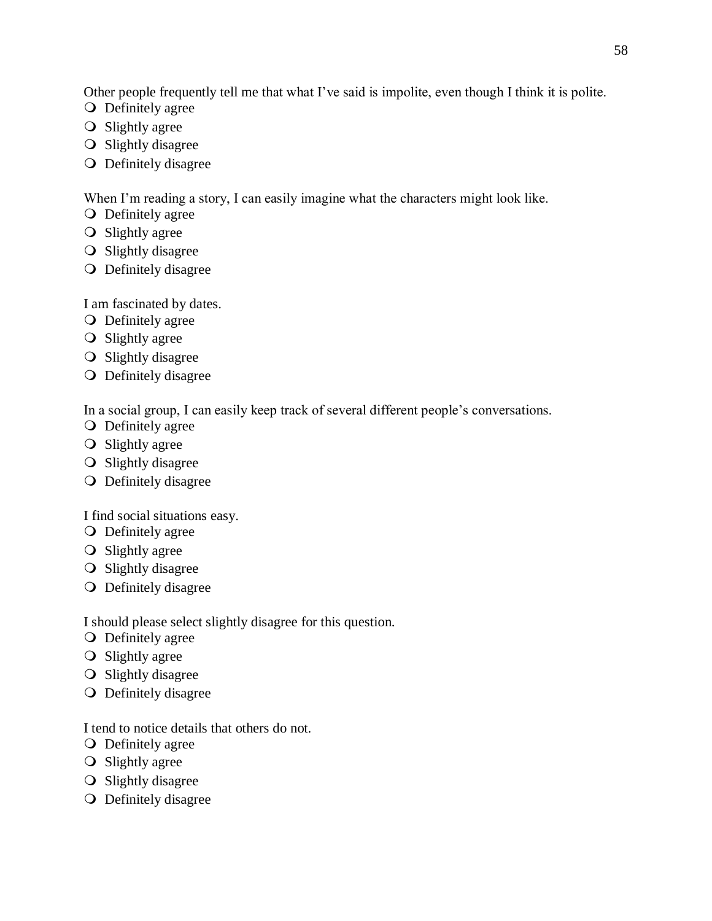Other people frequently tell me that what I've said is impolite, even though I think it is polite.

- Definitely agree
- Slightly agree
- Slightly disagree
- Definitely disagree

When I'm reading a story, I can easily imagine what the characters might look like.

- Definitely agree
- Slightly agree
- Slightly disagree
- Definitely disagree

I am fascinated by dates.

- Definitely agree
- Slightly agree
- Slightly disagree
- Definitely disagree

In a social group, I can easily keep track of several different people's conversations.

- Definitely agree
- Slightly agree
- Slightly disagree
- Definitely disagree

I find social situations easy.

- Definitely agree
- Slightly agree
- Slightly disagree
- Definitely disagree

I should please select slightly disagree for this question.

- Definitely agree
- Slightly agree
- Slightly disagree
- Definitely disagree

I tend to notice details that others do not.

- Definitely agree
- Slightly agree
- Slightly disagree
- Definitely disagree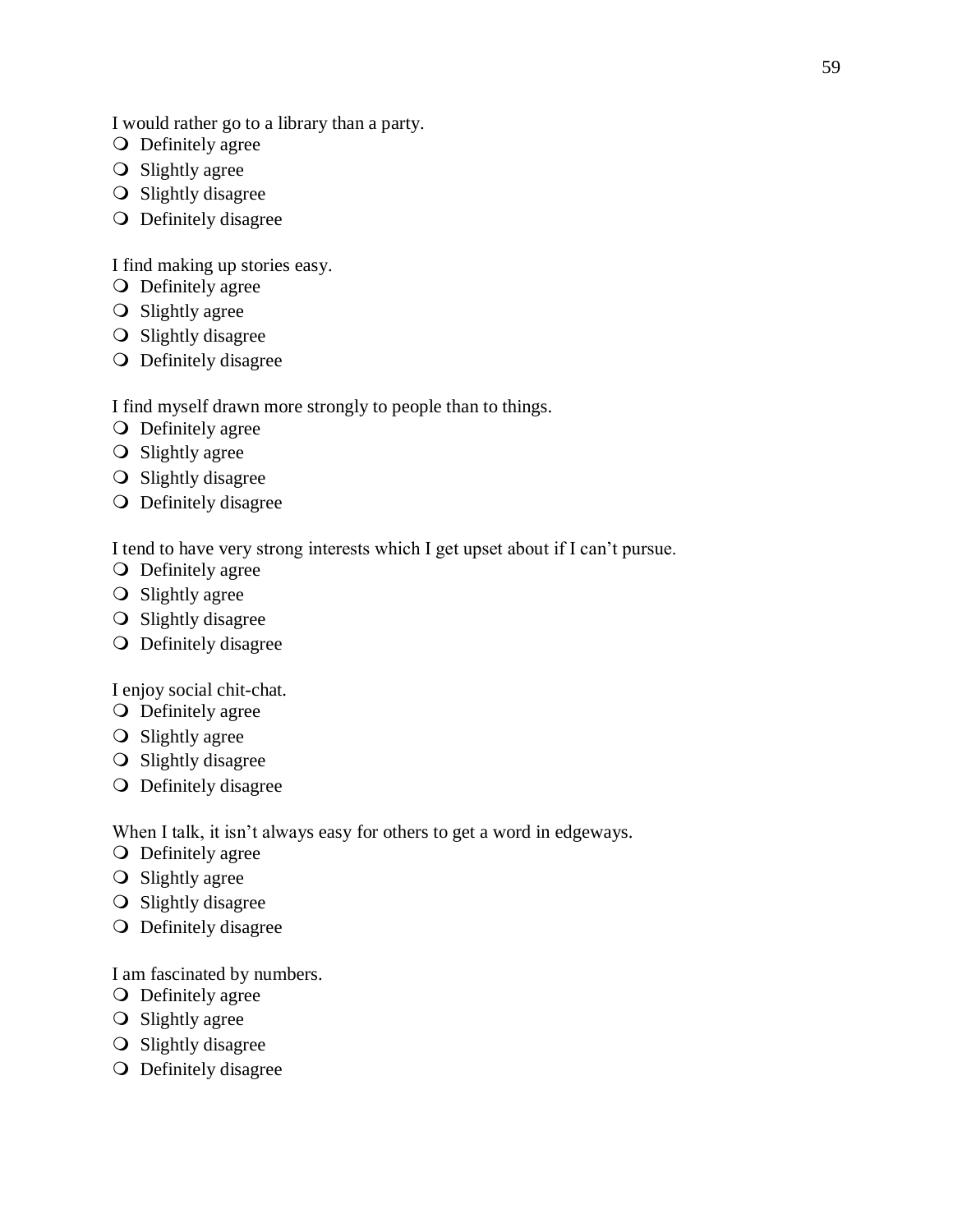I would rather go to a library than a party.

- Definitely agree
- Slightly agree
- Slightly disagree
- Definitely disagree

I find making up stories easy.

- Definitely agree
- Slightly agree
- Slightly disagree
- Definitely disagree

I find myself drawn more strongly to people than to things.

- Definitely agree
- Slightly agree
- Slightly disagree
- Definitely disagree

I tend to have very strong interests which I get upset about if I can't pursue.

- Definitely agree
- Slightly agree
- Slightly disagree
- Definitely disagree

I enjoy social chit-chat.

- Definitely agree
- Slightly agree
- Slightly disagree
- Definitely disagree

When I talk, it isn't always easy for others to get a word in edgeways.

- Definitely agree
- Slightly agree
- Slightly disagree
- Definitely disagree

I am fascinated by numbers.

- Definitely agree
- Slightly agree
- Slightly disagree
- Definitely disagree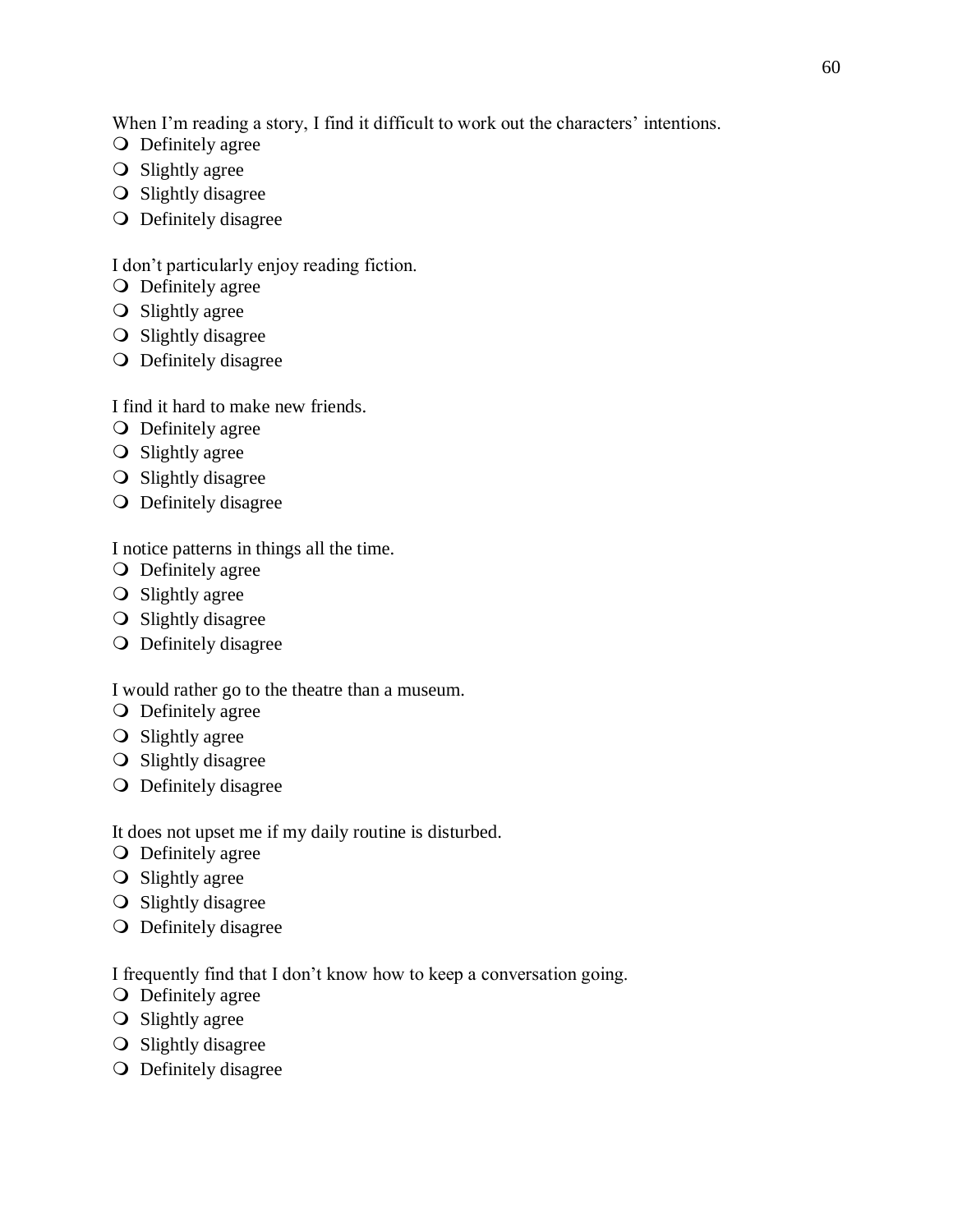When I'm reading a story, I find it difficult to work out the characters' intentions.

- ❍ Definitely agree
- ❍ Slightly agree
- ❍ Slightly disagree
- ❍ Definitely disagree

I don't particularly enjoy reading fiction.

- ❍ Definitely agree
- ❍ Slightly agree
- ❍ Slightly disagree
- ❍ Definitely disagree

I find it hard to make new friends.

- ❍ Definitely agree
- ❍ Slightly agree
- ❍ Slightly disagree
- ❍ Definitely disagree

I notice patterns in things all the time.

- ❍ Definitely agree
- ❍ Slightly agree
- ❍ Slightly disagree
- ❍ Definitely disagree

I would rather go to the theatre than a museum.

- ❍ Definitely agree
- ❍ Slightly agree
- ❍ Slightly disagree
- ❍ Definitely disagree

It does not upset me if my daily routine is disturbed.

- ❍ Definitely agree
- ❍ Slightly agree
- ❍ Slightly disagree
- ❍ Definitely disagree

I frequently find that I don't know how to keep a conversation going.

- ❍ Definitely agree
- ❍ Slightly agree
- ❍ Slightly disagree
- ❍ Definitely disagree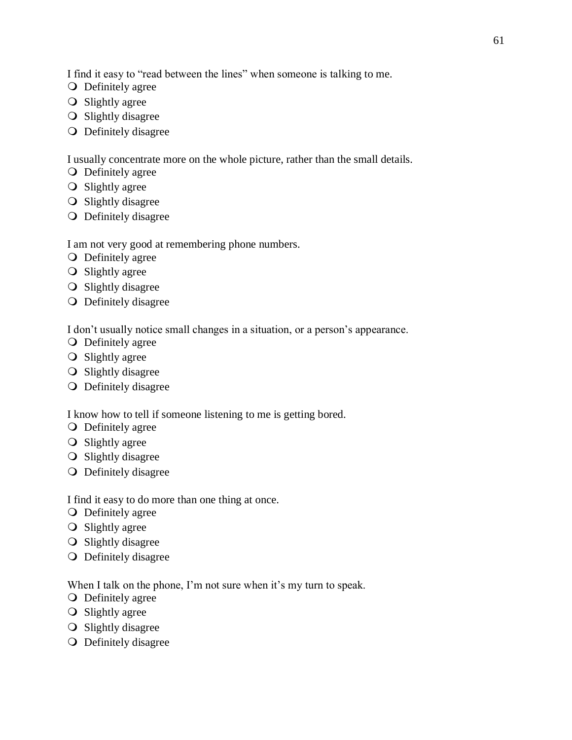I find it easy to “read between the lines” when someone is talking to me.

- Definitely agree
- Slightly agree
- Slightly disagree
- Definitely disagree

I usually concentrate more on the whole picture, rather than the small details.

- Definitely agree
- Slightly agree
- Slightly disagree
- Definitely disagree

I am not very good at remembering phone numbers.

- Definitely agree
- Slightly agree
- Slightly disagree
- Definitely disagree

I don’t usually notice small changes in a situation, or a person’s appearance.

- Definitely agree
- Slightly agree
- Slightly disagree
- Definitely disagree

I know how to tell if someone listening to me is getting bored.

- Definitely agree
- Slightly agree
- Slightly disagree
- Definitely disagree

I find it easy to do more than one thing at once.

- Definitely agree
- Slightly agree
- Slightly disagree
- Definitely disagree

When I talk on the phone, I’m not sure when it’s my turn to speak.

- Definitely agree
- Slightly agree
- Slightly disagree
- Definitely disagree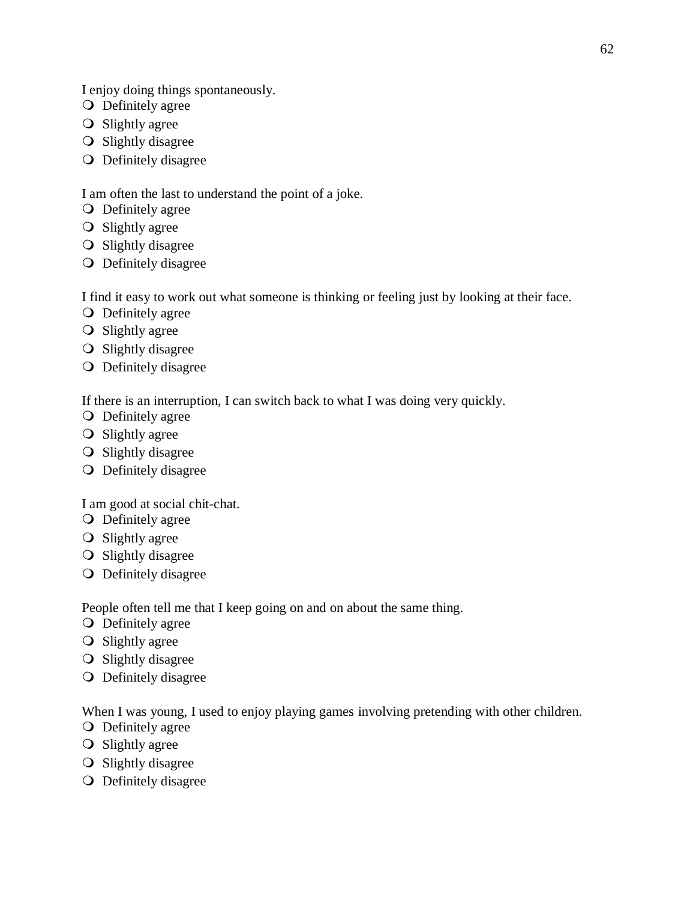I enjoy doing things spontaneously.

- Definitely agree
- Slightly agree
- Slightly disagree
- Definitely disagree

I am often the last to understand the point of a joke.

- Definitely agree
- Slightly agree
- Slightly disagree
- Definitely disagree

I find it easy to work out what someone is thinking or feeling just by looking at their face.

- Definitely agree
- Slightly agree
- Slightly disagree
- Definitely disagree

If there is an interruption, I can switch back to what I was doing very quickly.

- Definitely agree
- Slightly agree
- Slightly disagree
- Definitely disagree

I am good at social chit-chat.

- Definitely agree
- Slightly agree
- Slightly disagree
- Definitely disagree

People often tell me that I keep going on and on about the same thing.

- Definitely agree
- Slightly agree
- Slightly disagree
- Definitely disagree

When I was young, I used to enjoy playing games involving pretending with other children.

- Definitely agree
- Slightly agree
- Slightly disagree
- Definitely disagree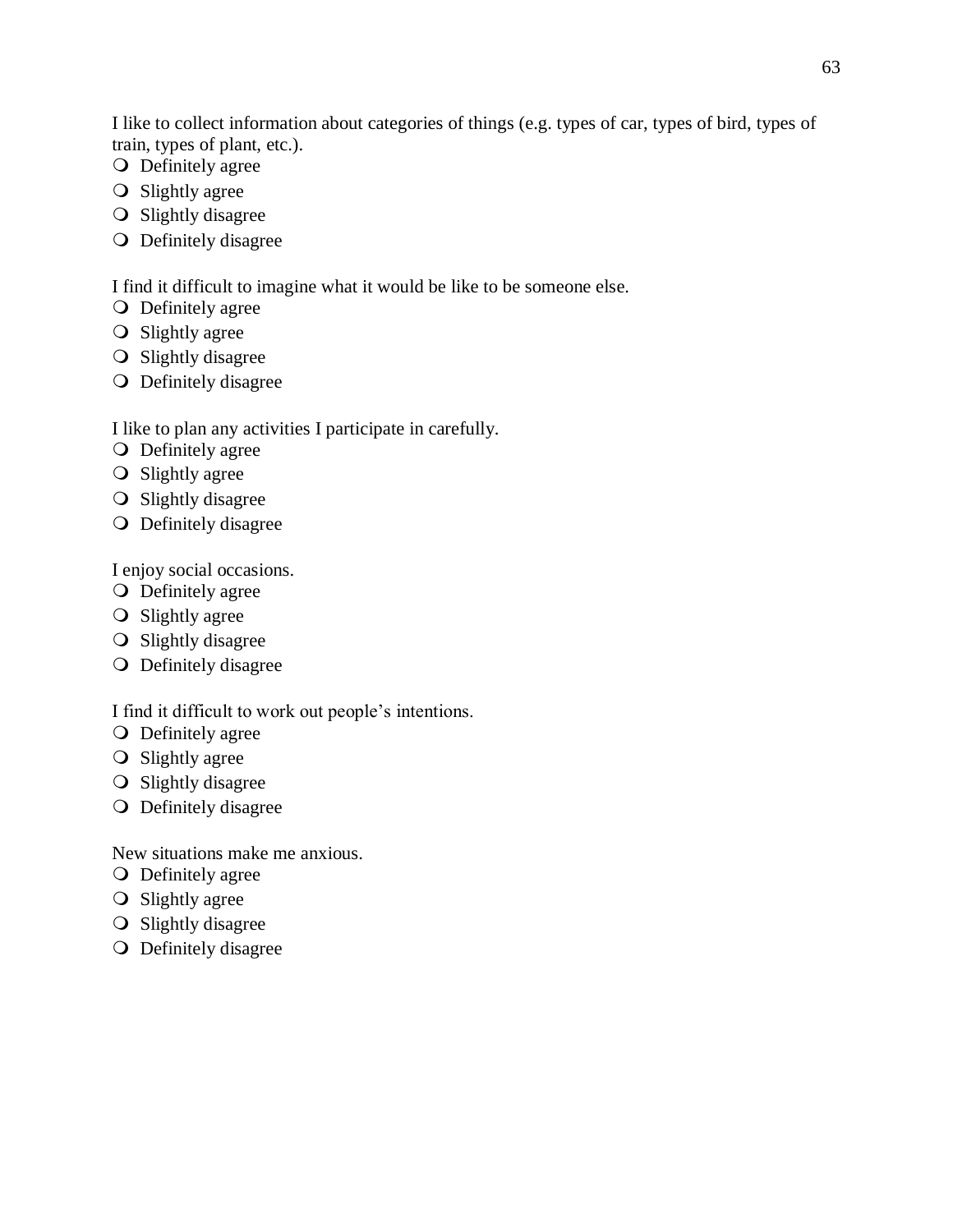I like to collect information about categories of things (e.g. types of car, types of bird, types of train, types of plant, etc.).

- Definitely agree
- Slightly agree
- Slightly disagree
- Definitely disagree

I find it difficult to imagine what it would be like to be someone else.

- Definitely agree
- Slightly agree
- Slightly disagree
- Definitely disagree

I like to plan any activities I participate in carefully.

- Definitely agree
- Slightly agree
- Slightly disagree
- Definitely disagree

I enjoy social occasions.

- Definitely agree
- Slightly agree
- Slightly disagree
- Definitely disagree

I find it difficult to work out people's intentions.

- Definitely agree
- Slightly agree
- Slightly disagree
- Definitely disagree

New situations make me anxious.

- Definitely agree
- Slightly agree
- Slightly disagree
- Definitely disagree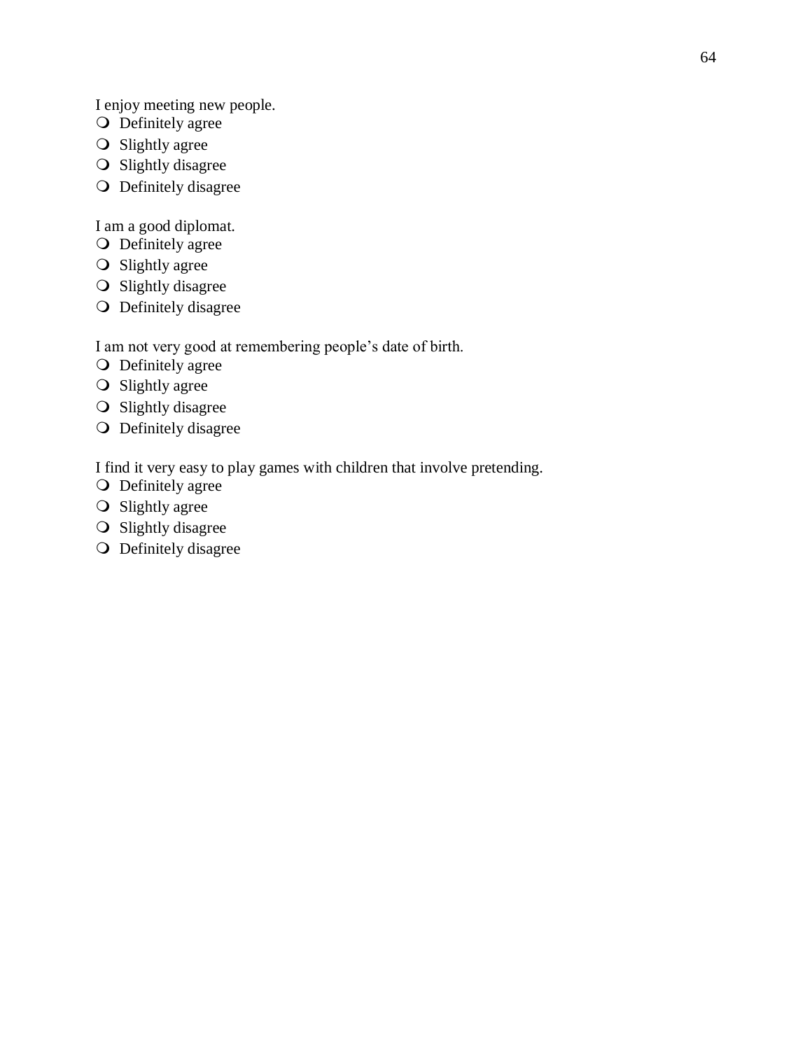I enjoy meeting new people.

- Definitely agree
- Slightly agree
- Slightly disagree
- Definitely disagree

I am a good diplomat.

- Definitely agree
- Slightly agree
- Slightly disagree
- Definitely disagree

I am not very good at remembering people's date of birth.

- Definitely agree
- Slightly agree
- Slightly disagree
- Definitely disagree

I find it very easy to play games with children that involve pretending.

- Definitely agree
- Slightly agree
- Slightly disagree
- Definitely disagree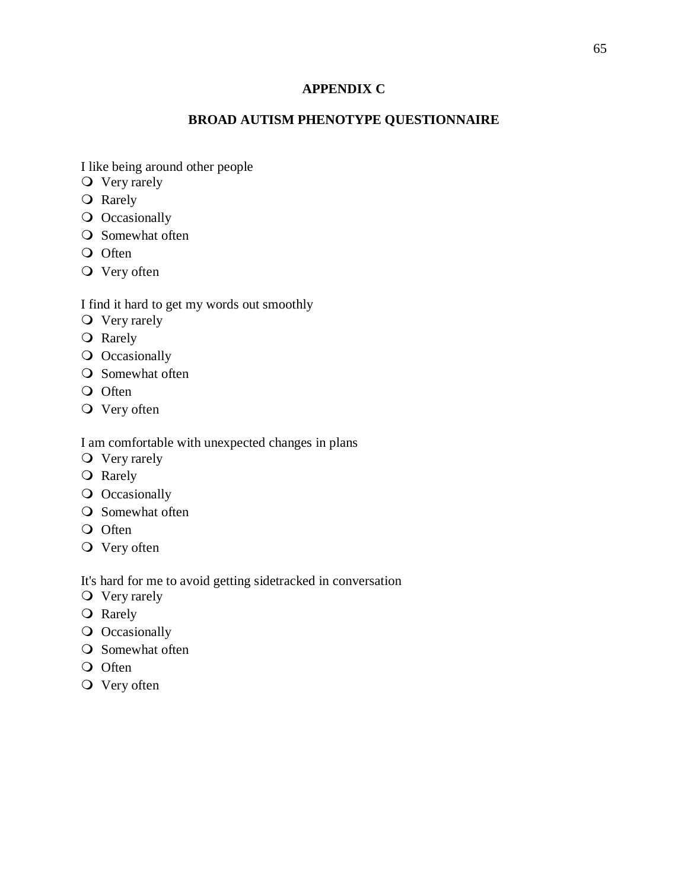## APPENDIX C

## BROAD AUTISM PHENOTYPE QUESTIONNAIRE

I like being around other people

- Very rarely
- Rarely
- Occasionally
- Somewhat often
- Often
- Very often

I find it hard to get my words out smoothly

- Very rarely
- Rarely
- Occasionally
- Somewhat often
- Often
- Very often

I am comfortable with unexpected changes in plans

- Very rarely
- Rarely
- Occasionally
- Somewhat often
- Often
- Very often

It's hard for me to avoid getting sidetracked in conversation

- Very rarely
- Rarely
- Occasionally
- Somewhat often
- Often
- Very often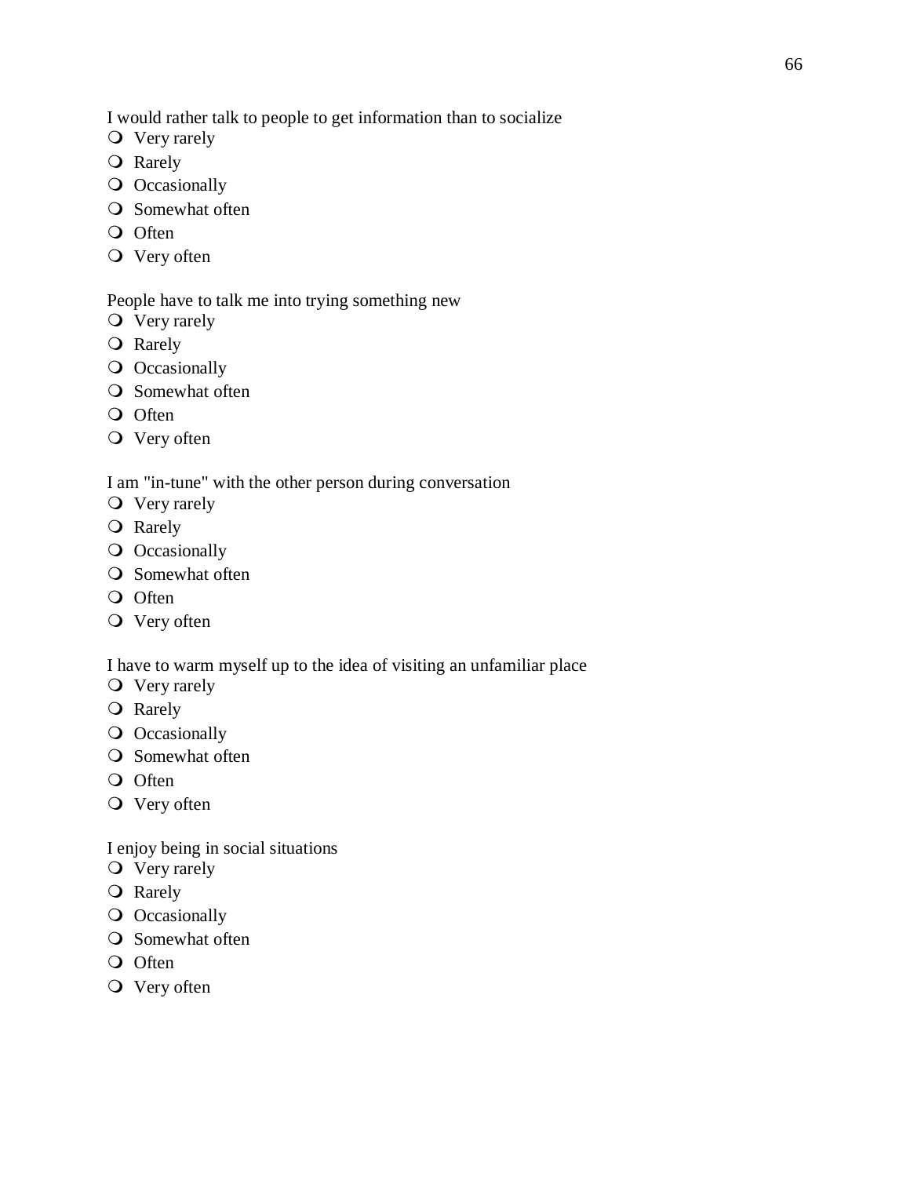I would rather talk to people to get information than to socialize

- Very rarely
- Rarely
- Occasionally
- Somewhat often
- Often
- Very often

People have to talk me into trying something new

- Very rarely
- Rarely
- Occasionally
- Somewhat often
- Often
- Very often

I am "in-tune" with the other person during conversation

- Very rarely
- Rarely
- Occasionally
- Somewhat often
- Often
- Very often

I have to warm myself up to the idea of visiting an unfamiliar place

- Very rarely
- Rarely
- Occasionally
- Somewhat often
- Often
- Very often

I enjoy being in social situations

- Very rarely
- Rarely
- Occasionally
- Somewhat often
- Often
- Very often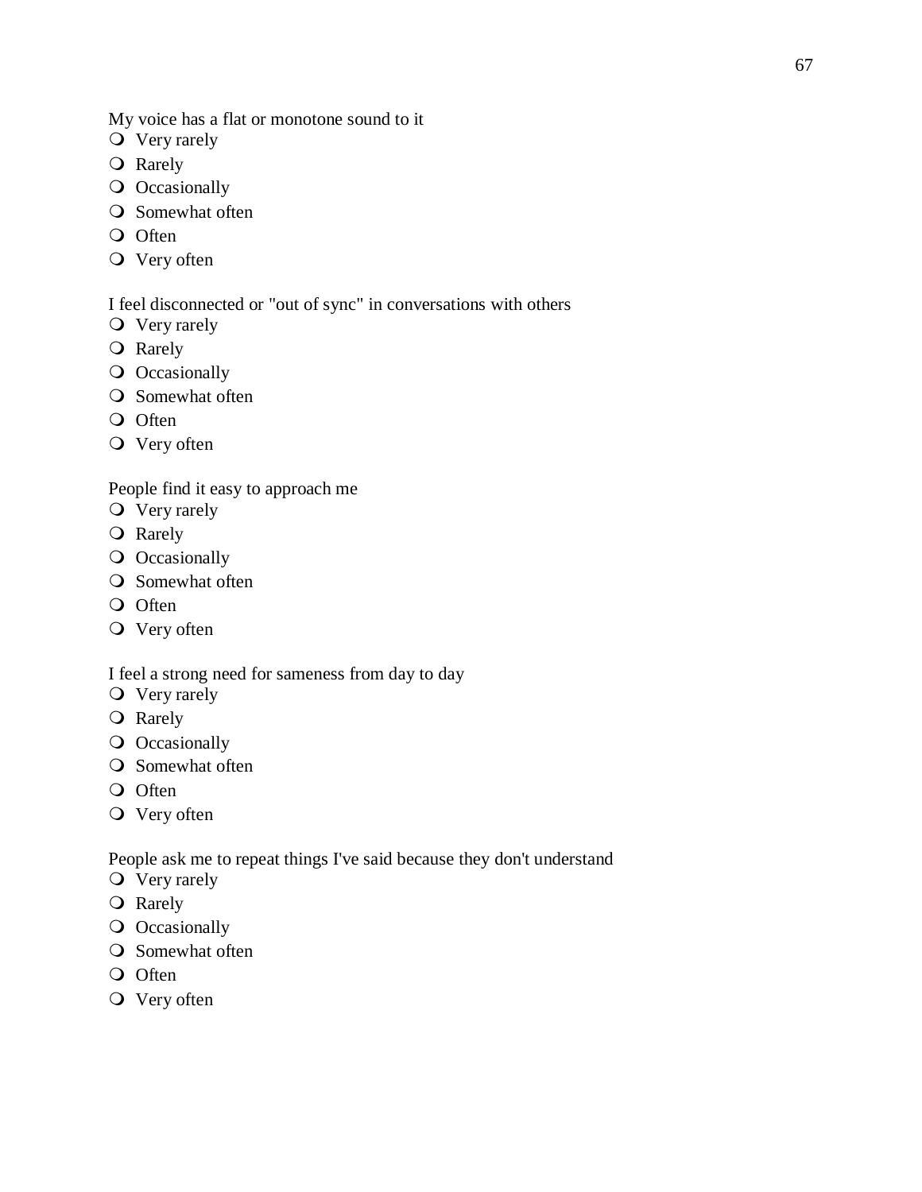My voice has a flat or monotone sound to it

- Very rarely
- Rarely
- Occasionally
- Somewhat often
- Often
- Very often

I feel disconnected or "out of sync" in conversations with others

- Very rarely
- Rarely
- Occasionally
- Somewhat often
- Often
- Very often

People find it easy to approach me

- Very rarely
- Rarely
- Occasionally
- Somewhat often
- Often
- Very often

I feel a strong need for sameness from day to day

- Very rarely
- Rarely
- Occasionally
- Somewhat often
- Often
- Very often

People ask me to repeat things I've said because they don't understand

- Very rarely
- Rarely
- Occasionally
- Somewhat often
- Often
- Very often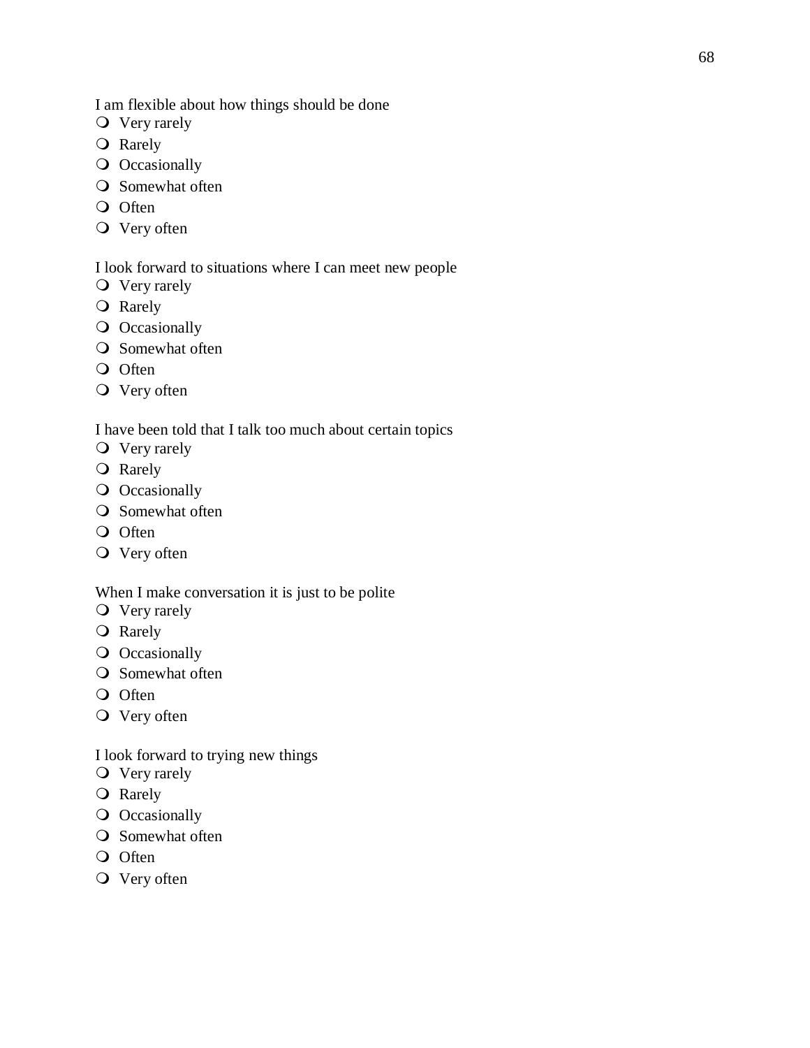I am flexible about how things should be done

- ❍ Very rarely
- ❍ Rarely
- ❍ Occasionally
- ❍ Somewhat often
- ❍ Often
- ❍ Very often

I look forward to situations where I can meet new people

- ❍ Very rarely
- ❍ Rarely
- ❍ Occasionally
- ❍ Somewhat often
- ❍ Often
- ❍ Very often

I have been told that I talk too much about certain topics

- ❍ Very rarely
- ❍ Rarely
- ❍ Occasionally
- ❍ Somewhat often
- ❍ Often
- ❍ Very often

When I make conversation it is just to be polite

- ❍ Very rarely
- ❍ Rarely
- ❍ Occasionally
- ❍ Somewhat often
- ❍ Often
- ❍ Very often

I look forward to trying new things

- ❍ Very rarely
- ❍ Rarely
- ❍ Occasionally
- ❍ Somewhat often
- ❍ Often
- ❍ Very often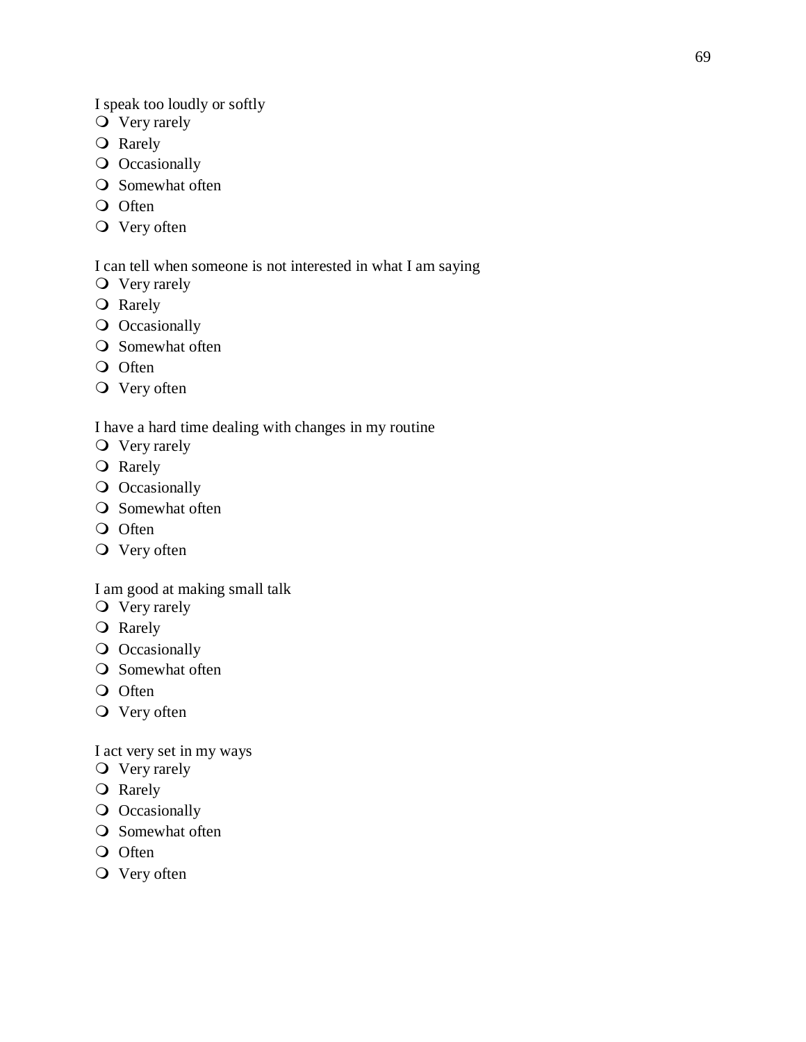I speak too loudly or softly

- Very rarely
- Rarely
- Occasionally
- Somewhat often
- Often
- Very often

I can tell when someone is not interested in what I am saying

- Very rarely
- Rarely
- Occasionally
- Somewhat often
- Often
- Very often

I have a hard time dealing with changes in my routine

- Very rarely
- Rarely
- Occasionally
- Somewhat often
- Often
- Very often

I am good at making small talk

- Very rarely
- Rarely
- Occasionally
- Somewhat often
- Often
- Very often

I act very set in my ways

- Very rarely
- Rarely
- Occasionally
- Somewhat often
- Often
- Very often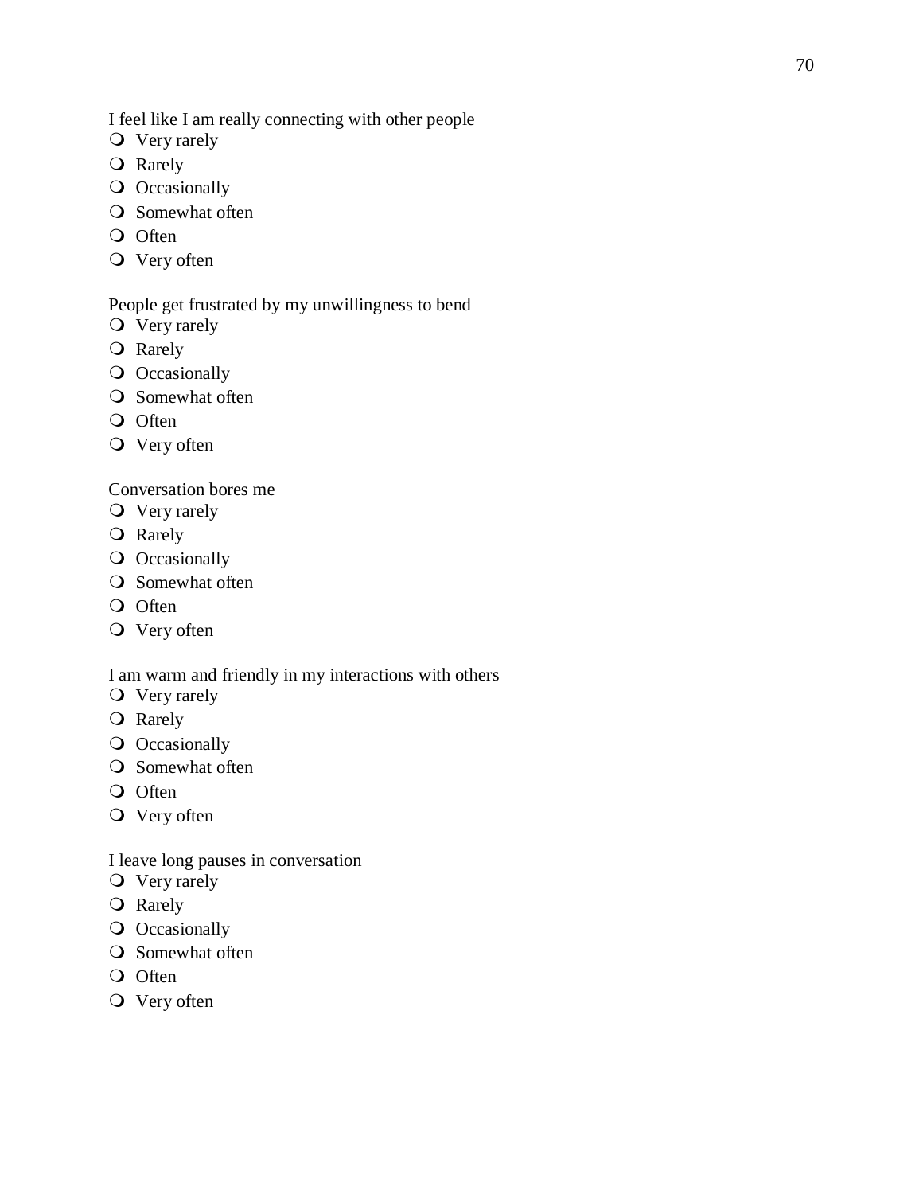I feel like I am really connecting with other people

- Very rarely
- Rarely
- Occasionally
- Somewhat often
- Often
- Very often

People get frustrated by my unwillingness to bend

- Very rarely
- Rarely
- Occasionally
- Somewhat often
- Often
- Very often

Conversation bores me

- Very rarely
- Rarely
- Occasionally
- Somewhat often
- Often
- Very often

I am warm and friendly in my interactions with others

- Very rarely
- Rarely
- Occasionally
- Somewhat often
- Often
- Very often

I leave long pauses in conversation

- Very rarely
- Rarely
- Occasionally
- Somewhat often
- Often
- Very often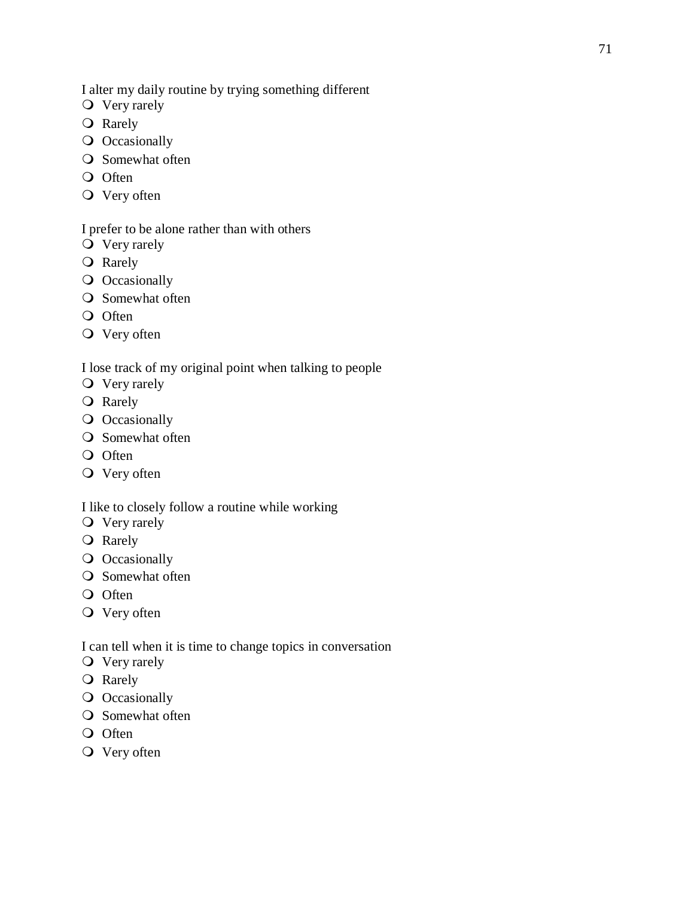I alter my daily routine by trying something different

- Very rarely
- Rarely
- Occasionally
- Somewhat often
- Often
- Very often

I prefer to be alone rather than with others

- Very rarely
- Rarely
- Occasionally
- Somewhat often
- Often
- Very often

I lose track of my original point when talking to people

- Very rarely
- Rarely
- Occasionally
- Somewhat often
- Often
- Very often

I like to closely follow a routine while working

- Very rarely
- Rarely
- Occasionally
- Somewhat often
- Often
- Very often

I can tell when it is time to change topics in conversation

- Very rarely
- Rarely
- Occasionally
- Somewhat often
- Often
- Very often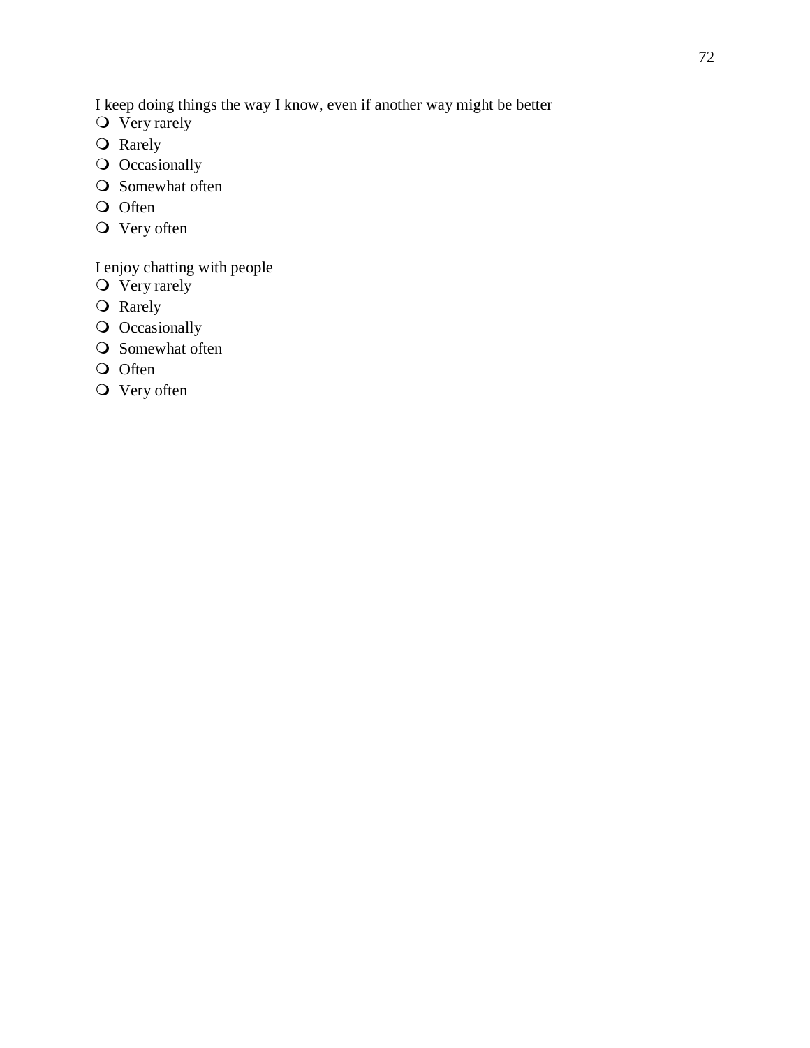I keep doing things the way I know, even if another way might be better

- Very rarely
- Rarely
- Occasionally
- Somewhat often
- Often
- Very often

I enjoy chatting with people

- Very rarely
- Rarely
- Occasionally
- Somewhat often
- Often
- Very often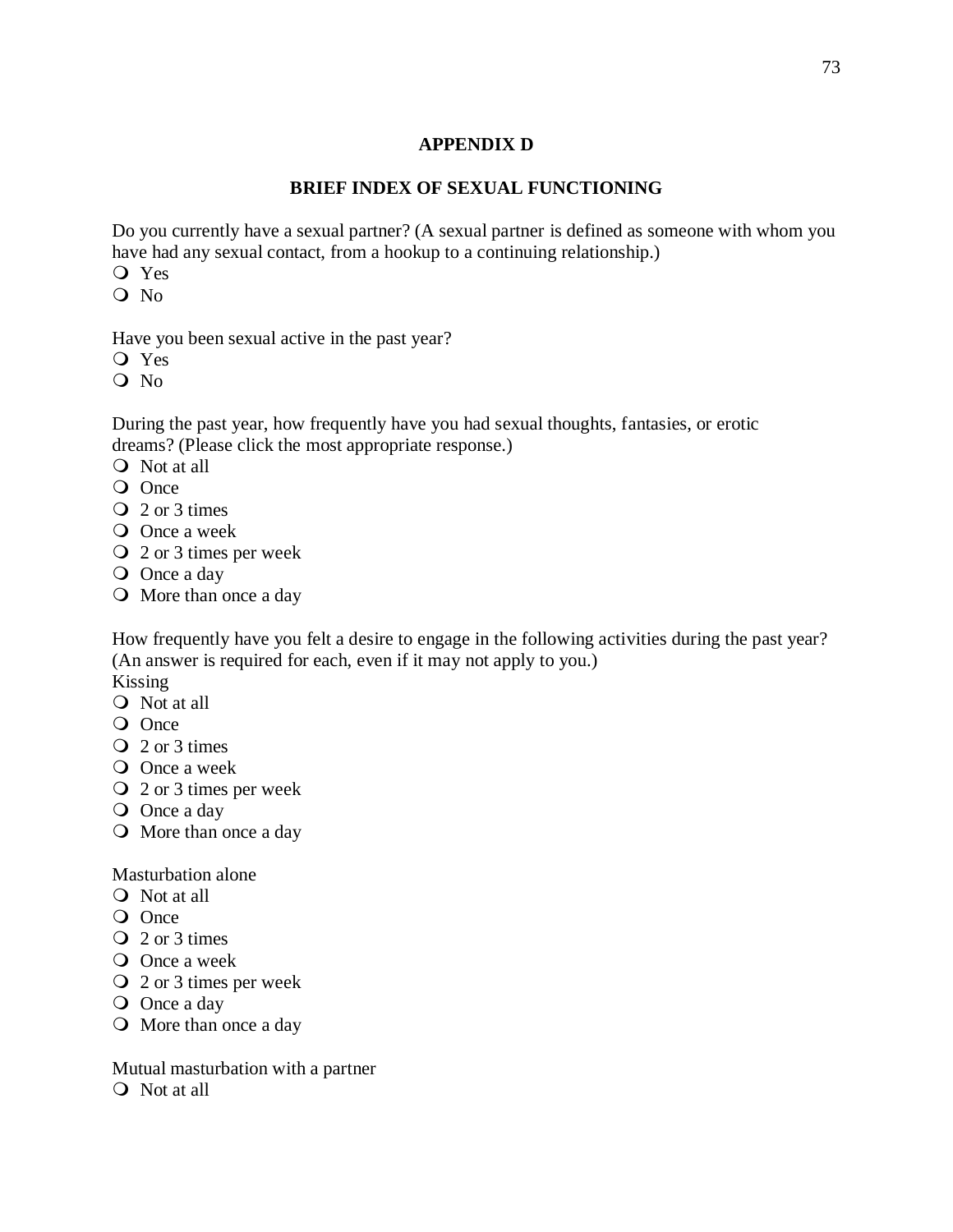# APPENDIX D

## BRIEF INDEX OF SEXUAL FUNCTIONING

Do you currently have a sexual partner? (A sexual partner is defined as someone with whom you have had any sexual contact, from a hookup to a continuing relationship.)

- ❍ Yes
- ❍ No

Have you been sexual active in the past year?

- ❍ Yes
- ❍ No

During the past year, how frequently have you had sexual thoughts, fantasies, or erotic dreams? (Please click the most appropriate response.)

- ❍ Not at all
- ❍ Once
- ❍ 2 or 3 times
- ❍ Once a week
- ❍ 2 or 3 times per week
- ❍ Once a day
- ❍ More than once a day

How frequently have you felt a desire to engage in the following activities during the past year? (An answer is required for each, even if it may not apply to you.)

Kissing

- ❍ Not at all
- ❍ Once
- ❍ 2 or 3 times
- ❍ Once a week
- ❍ 2 or 3 times per week
- ❍ Once a day
- ❍ More than once a day

Masturbation alone

- ❍ Not at all
- ❍ Once
- ❍ 2 or 3 times
- ❍ Once a week
- ❍ 2 or 3 times per week
- ❍ Once a day
- ❍ More than once a day

Mutual masturbation with a partner

- ❍ Not at all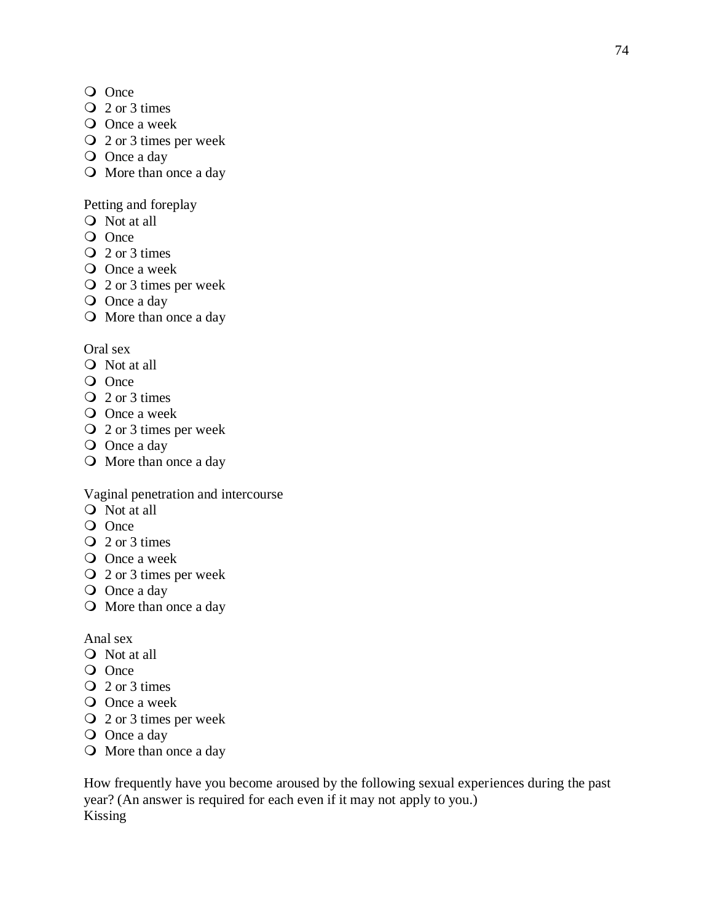- Once
- 2 or 3 times
- Once a week
- 2 or 3 times per week
- Once a day
- More than once a day

Petting and foreplay
- Not at all
- Once
- 2 or 3 times
- Once a week
- 2 or 3 times per week
- Once a day
- More than once a day

Oral sex
- Not at all
- Once
- 2 or 3 times
- Once a week
- 2 or 3 times per week
- Once a day
- More than once a day

Vaginal penetration and intercourse
- Not at all
- Once
- 2 or 3 times
- Once a week
- 2 or 3 times per week
- Once a day
- More than once a day

Anal sex
- Not at all
- Once
- 2 or 3 times
- Once a week
- 2 or 3 times per week
- Once a day
- More than once a day

How frequently have you become aroused by the following sexual experiences during the past year? (An answer is required for each even if it may not apply to you.)
Kissing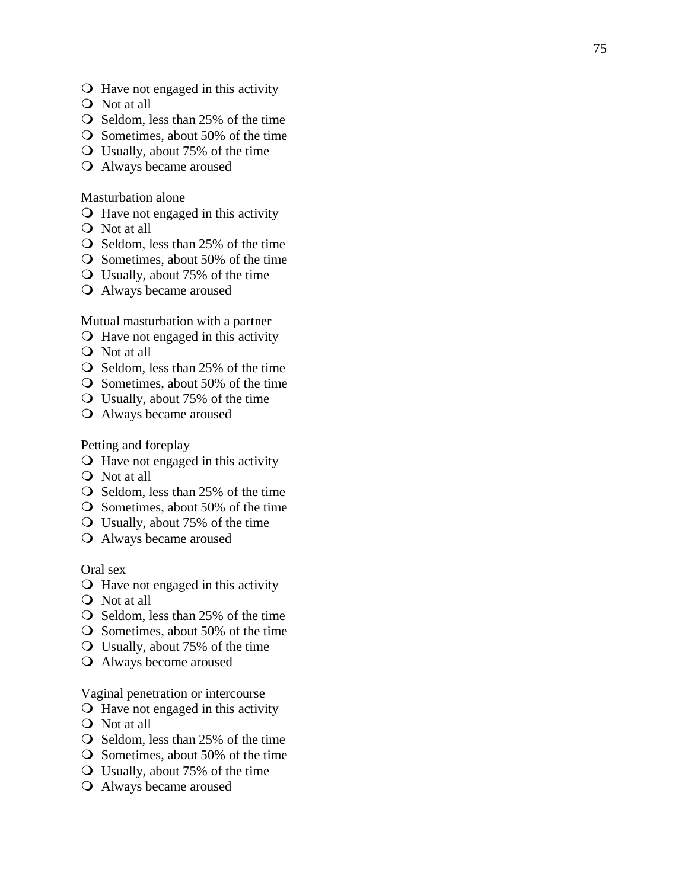- Have not engaged in this activity
- Not at all
- Seldom, less than 25% of the time
- Sometimes, about 50% of the time
- Usually, about 75% of the time
- Always became aroused

Masturbation alone

- Have not engaged in this activity
- Not at all
- Seldom, less than 25% of the time
- Sometimes, about 50% of the time
- Usually, about 75% of the time
- Always became aroused

Mutual masturbation with a partner

- Have not engaged in this activity
- Not at all
- Seldom, less than 25% of the time
- Sometimes, about 50% of the time
- Usually, about 75% of the time
- Always became aroused

Petting and foreplay

- Have not engaged in this activity
- Not at all
- Seldom, less than 25% of the time
- Sometimes, about 50% of the time
- Usually, about 75% of the time
- Always became aroused

Oral sex

- Have not engaged in this activity
- Not at all
- Seldom, less than 25% of the time
- Sometimes, about 50% of the time
- Usually, about 75% of the time
- Always become aroused

Vaginal penetration or intercourse

- Have not engaged in this activity
- Not at all
- Seldom, less than 25% of the time
- Sometimes, about 50% of the time
- Usually, about 75% of the time
- Always became aroused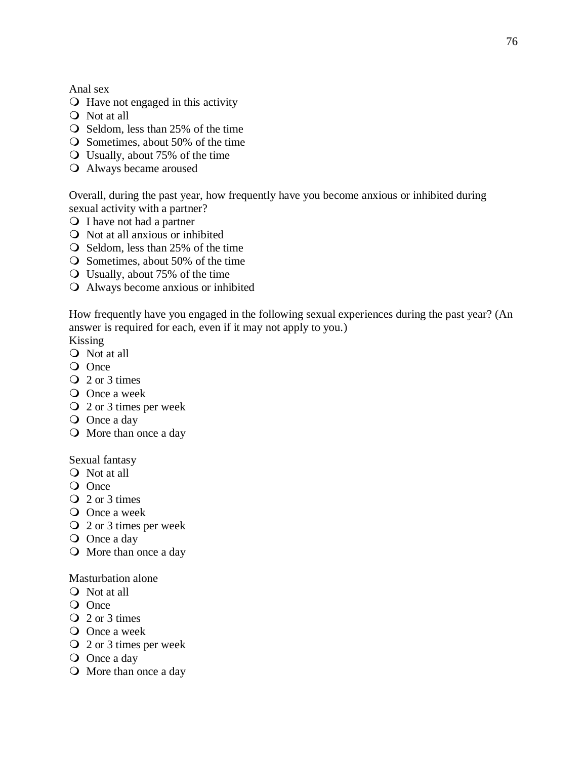Anal sex

- Have not engaged in this activity
- Not at all
- Seldom, less than 25% of the time
- Sometimes, about 50% of the time
- Usually, about 75% of the time
- Always became aroused

Overall, during the past year, how frequently have you become anxious or inhibited during sexual activity with a partner?

- I have not had a partner
- Not at all anxious or inhibited
- Seldom, less than 25% of the time
- Sometimes, about 50% of the time
- Usually, about 75% of the time
- Always become anxious or inhibited

How frequently have you engaged in the following sexual experiences during the past year? (An answer is required for each, even if it may not apply to you.)

Kissing

- Not at all
- Once
- 2 or 3 times
- Once a week
- 2 or 3 times per week
- Once a day
- More than once a day

Sexual fantasy

- Not at all
- Once
- 2 or 3 times
- Once a week
- 2 or 3 times per week
- Once a day
- More than once a day

Masturbation alone

- Not at all
- Once
- 2 or 3 times
- Once a week
- 2 or 3 times per week
- Once a day
- More than once a day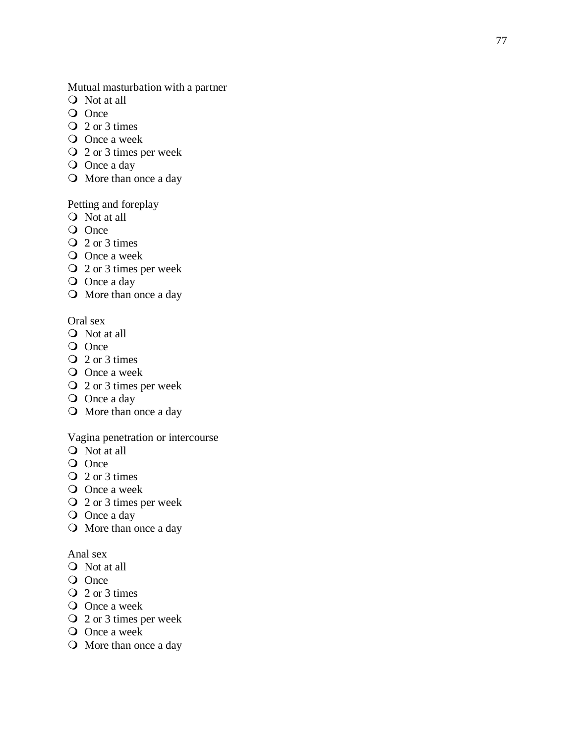Mutual masturbation with a partner

- Not at all
- Once
- 2 or 3 times
- Once a week
- 2 or 3 times per week
- Once a day
- More than once a day

Petting and foreplay

- Not at all
- Once
- 2 or 3 times
- Once a week
- 2 or 3 times per week
- Once a day
- More than once a day

Oral sex

- Not at all
- Once
- 2 or 3 times
- Once a week
- 2 or 3 times per week
- Once a day
- More than once a day

Vagina penetration or intercourse

- Not at all
- Once
- 2 or 3 times
- Once a week
- 2 or 3 times per week
- Once a day
- More than once a day

Anal sex

- Not at all
- Once
- 2 or 3 times
- Once a week
- 2 or 3 times per week
- Once a week
- More than once a day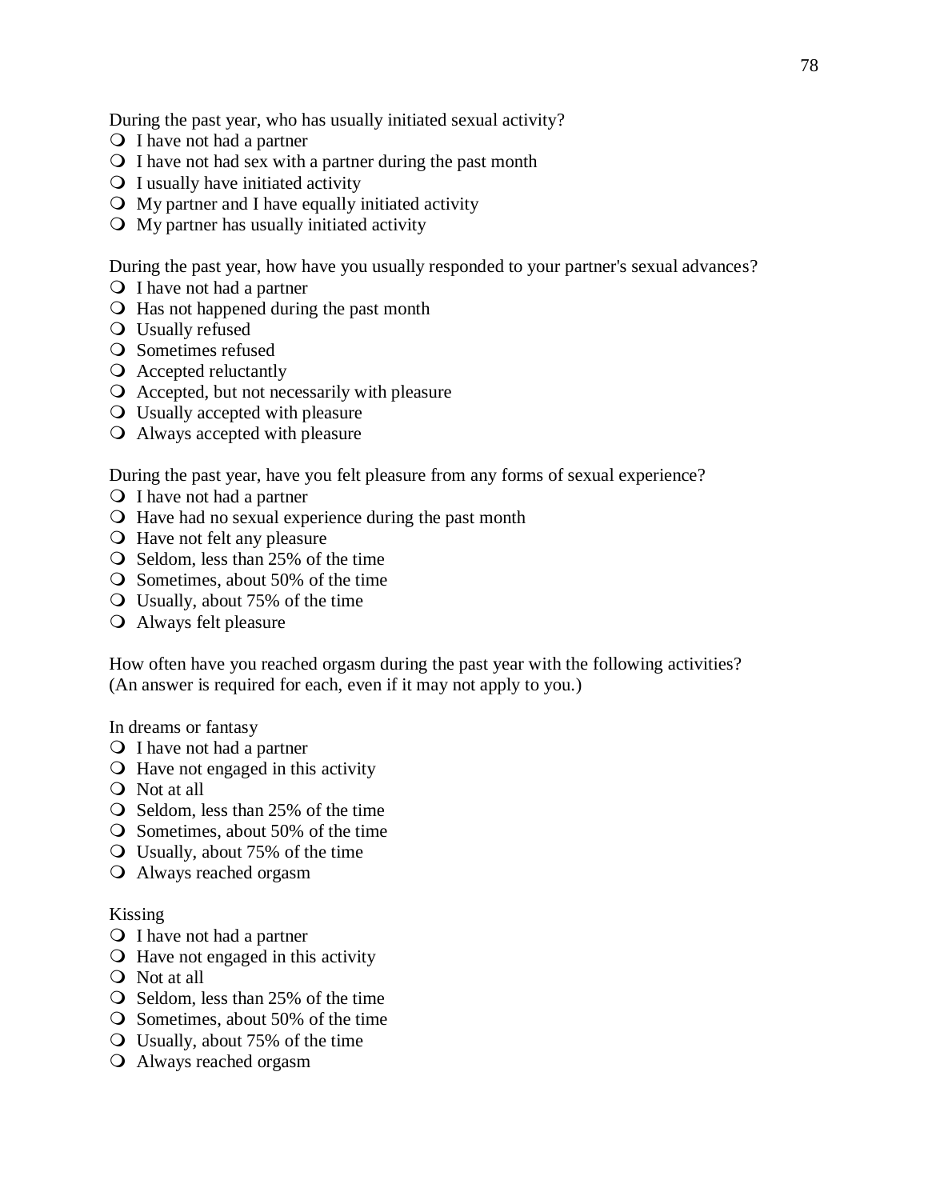During the past year, who has usually initiated sexual activity?

- I have not had a partner
- I have not had sex with a partner during the past month
- I usually have initiated activity
- My partner and I have equally initiated activity
- My partner has usually initiated activity

During the past year, how have you usually responded to your partner's sexual advances?

- I have not had a partner
- Has not happened during the past month
- Usually refused
- Sometimes refused
- Accepted reluctantly
- Accepted, but not necessarily with pleasure
- Usually accepted with pleasure
- Always accepted with pleasure

During the past year, have you felt pleasure from any forms of sexual experience?

- I have not had a partner
- Have had no sexual experience during the past month
- Have not felt any pleasure
- Seldom, less than 25% of the time
- Sometimes, about 50% of the time
- Usually, about 75% of the time
- Always felt pleasure

How often have you reached orgasm during the past year with the following activities? (An answer is required for each, even if it may not apply to you.)

In dreams or fantasy

- I have not had a partner
- Have not engaged in this activity
- Not at all
- Seldom, less than 25% of the time
- Sometimes, about 50% of the time
- Usually, about 75% of the time
- Always reached orgasm

Kissing

- I have not had a partner
- Have not engaged in this activity
- Not at all
- Seldom, less than 25% of the time
- Sometimes, about 50% of the time
- Usually, about 75% of the time
- Always reached orgasm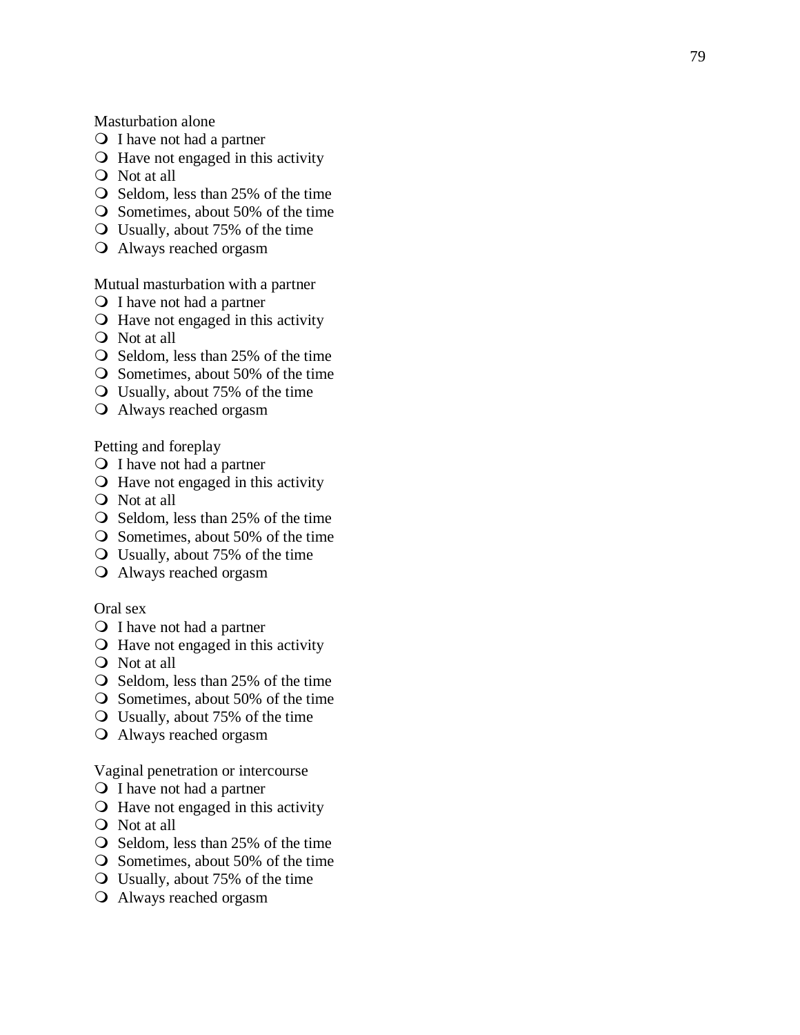Masturbation alone

- I have not had a partner
- Have not engaged in this activity
- Not at all
- Seldom, less than 25% of the time
- Sometimes, about 50% of the time
- Usually, about 75% of the time
- Always reached orgasm

Mutual masturbation with a partner

- I have not had a partner
- Have not engaged in this activity
- Not at all
- Seldom, less than 25% of the time
- Sometimes, about 50% of the time
- Usually, about 75% of the time
- Always reached orgasm

Petting and foreplay

- I have not had a partner
- Have not engaged in this activity
- Not at all
- Seldom, less than 25% of the time
- Sometimes, about 50% of the time
- Usually, about 75% of the time
- Always reached orgasm

Oral sex

- I have not had a partner
- Have not engaged in this activity
- Not at all
- Seldom, less than 25% of the time
- Sometimes, about 50% of the time
- Usually, about 75% of the time
- Always reached orgasm

Vaginal penetration or intercourse

- I have not had a partner
- Have not engaged in this activity
- Not at all
- Seldom, less than 25% of the time
- Sometimes, about 50% of the time
- Usually, about 75% of the time
- Always reached orgasm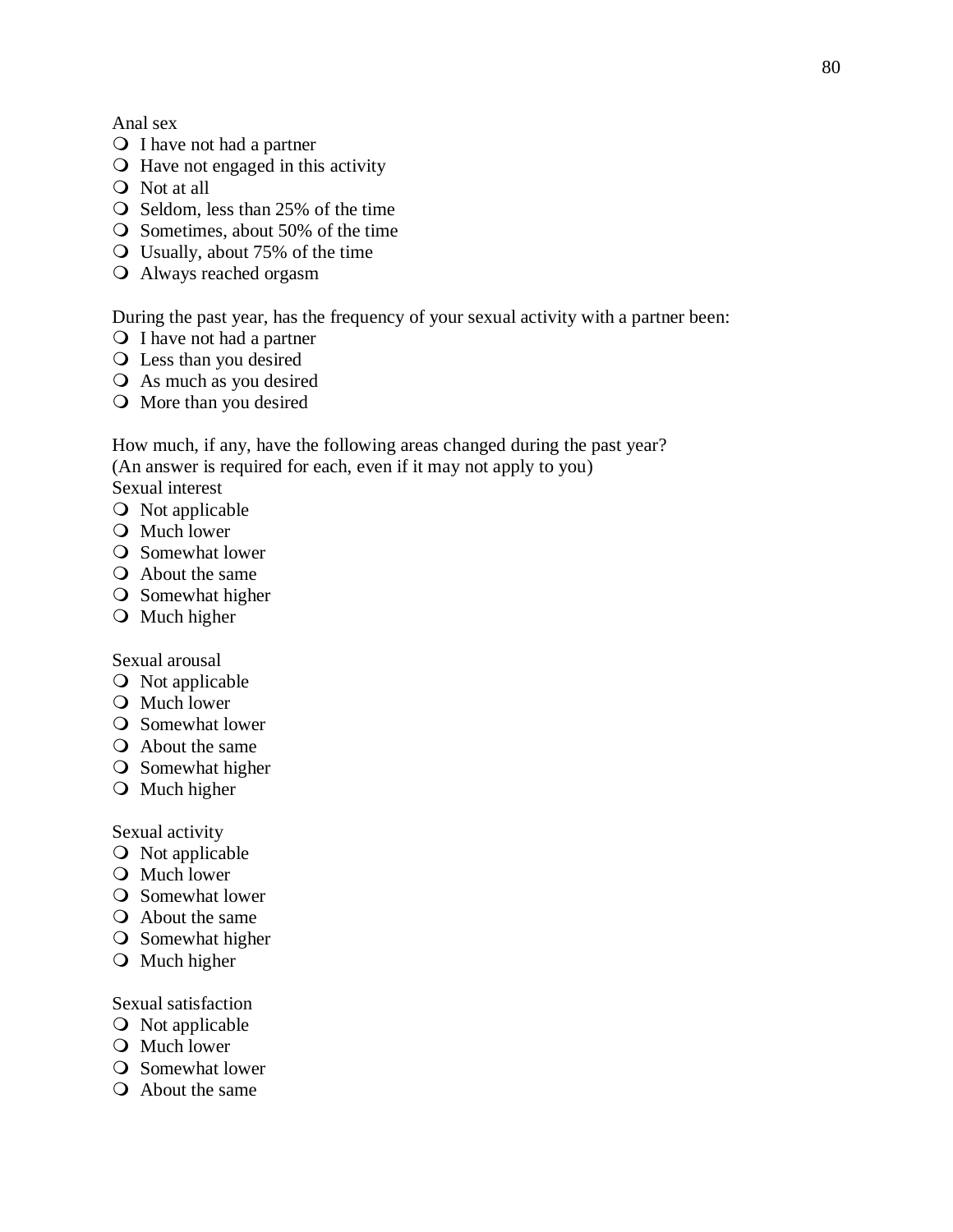Anal sex

- I have not had a partner
- Have not engaged in this activity
- Not at all
- Seldom, less than 25% of the time
- Sometimes, about 50% of the time
- Usually, about 75% of the time
- Always reached orgasm

During the past year, has the frequency of your sexual activity with a partner been:

- I have not had a partner
- Less than you desired
- As much as you desired
- More than you desired

How much, if any, have the following areas changed during the past year?
(An answer is required for each, even if it may not apply to you)

Sexual interest

- Not applicable
- Much lower
- Somewhat lower
- About the same
- Somewhat higher
- Much higher

Sexual arousal

- Not applicable
- Much lower
- Somewhat lower
- About the same
- Somewhat higher
- Much higher

Sexual activity

- Not applicable
- Much lower
- Somewhat lower
- About the same
- Somewhat higher
- Much higher

Sexual satisfaction

- Not applicable
- Much lower
- Somewhat lower
- About the same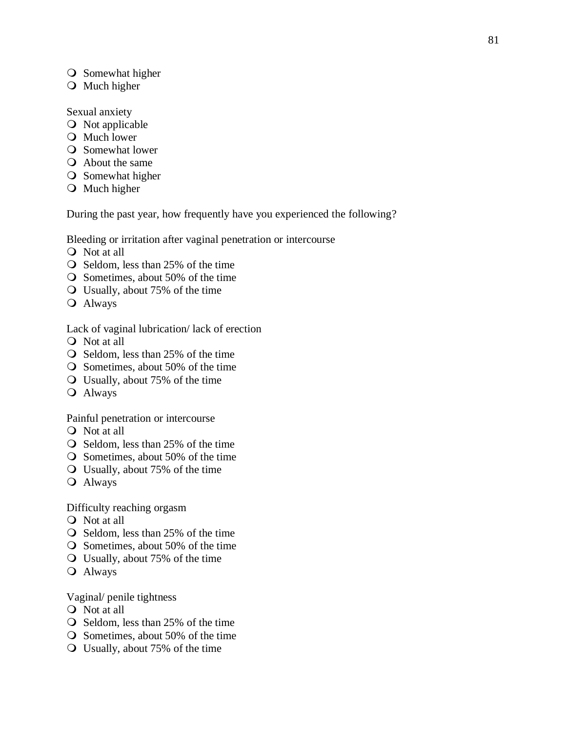- Somewhat higher
- Much higher

Sexual anxiety

- Not applicable
- Much lower
- Somewhat lower
- About the same
- Somewhat higher
- Much higher

During the past year, how frequently have you experienced the following?

Bleeding or irritation after vaginal penetration or intercourse

- Not at all
- Seldom, less than 25% of the time
- Sometimes, about 50% of the time
- Usually, about 75% of the time
- Always

Lack of vaginal lubrication/ lack of erection

- Not at all
- Seldom, less than 25% of the time
- Sometimes, about 50% of the time
- Usually, about 75% of the time
- Always

Painful penetration or intercourse

- Not at all
- Seldom, less than 25% of the time
- Sometimes, about 50% of the time
- Usually, about 75% of the time
- Always

Difficulty reaching orgasm

- Not at all
- Seldom, less than 25% of the time
- Sometimes, about 50% of the time
- Usually, about 75% of the time
- Always

Vaginal/ penile tightness

- Not at all
- Seldom, less than 25% of the time
- Sometimes, about 50% of the time
- Usually, about 75% of the time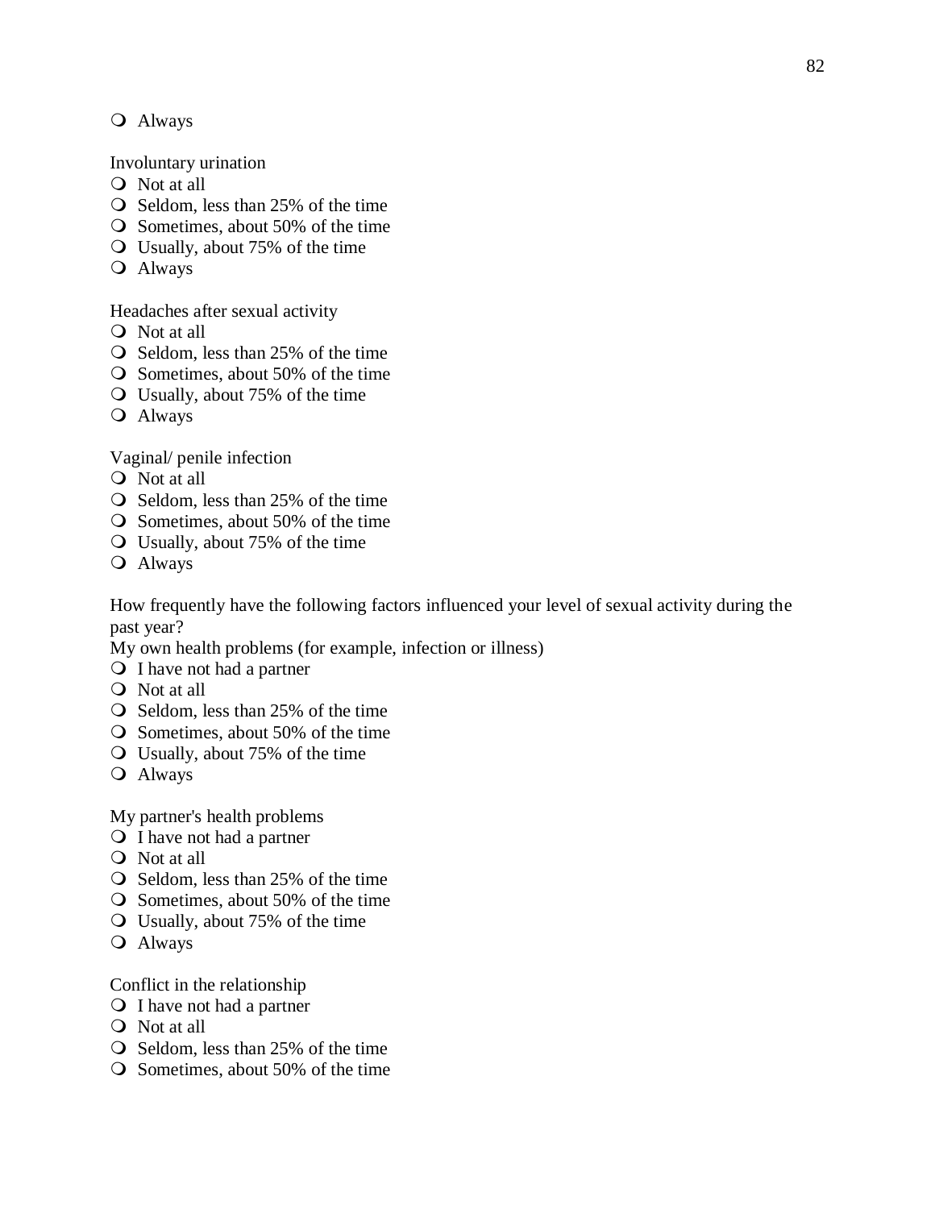- Always

Involuntary urination

- Not at all
- Seldom, less than 25% of the time
- Sometimes, about 50% of the time
- Usually, about 75% of the time
- Always

Headaches after sexual activity

- Not at all
- Seldom, less than 25% of the time
- Sometimes, about 50% of the time
- Usually, about 75% of the time
- Always

Vaginal/ penile infection

- Not at all
- Seldom, less than 25% of the time
- Sometimes, about 50% of the time
- Usually, about 75% of the time
- Always

How frequently have the following factors influenced your level of sexual activity during the past year?

My own health problems (for example, infection or illness)

- I have not had a partner
- Not at all
- Seldom, less than 25% of the time
- Sometimes, about 50% of the time
- Usually, about 75% of the time
- Always

My partner's health problems

- I have not had a partner
- Not at all
- Seldom, less than 25% of the time
- Sometimes, about 50% of the time
- Usually, about 75% of the time
- Always

Conflict in the relationship

- I have not had a partner
- Not at all
- Seldom, less than 25% of the time
- Sometimes, about 50% of the time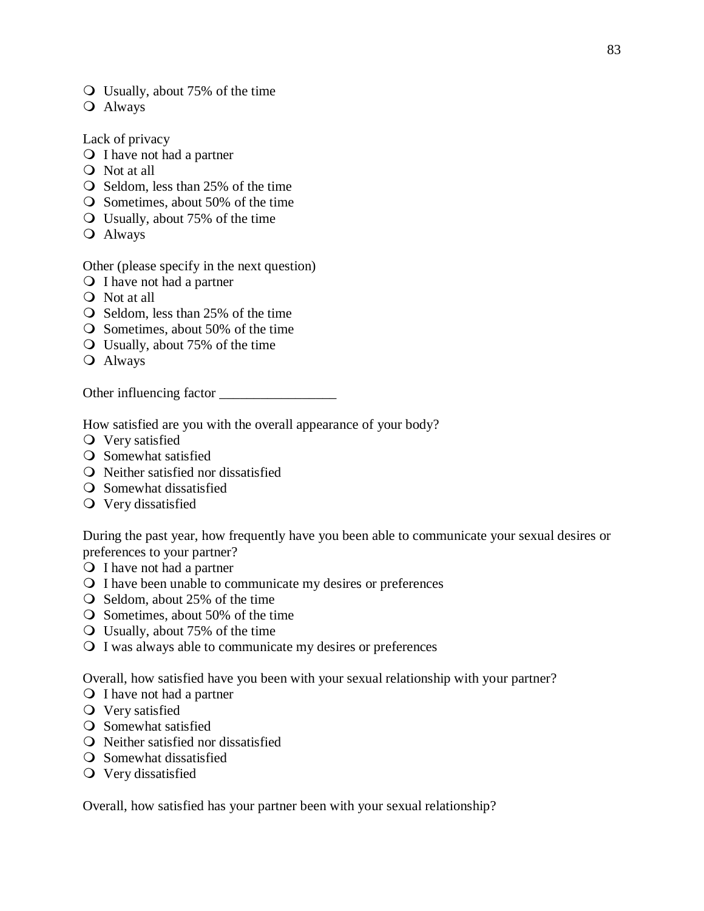- Usually, about 75% of the time
- Always

Lack of privacy
- I have not had a partner
- Not at all
- Seldom, less than 25% of the time
- Sometimes, about 50% of the time
- Usually, about 75% of the time
- Always

Other (please specify in the next question)
- I have not had a partner
- Not at all
- Seldom, less than 25% of the time
- Sometimes, about 50% of the time
- Usually, about 75% of the time
- Always

Other influencing factor _________________

How satisfied are you with the overall appearance of your body?
- Very satisfied
- Somewhat satisfied
- Neither satisfied nor dissatisfied
- Somewhat dissatisfied
- Very dissatisfied

During the past year, how frequently have you been able to communicate your sexual desires or preferences to your partner?
- I have not had a partner
- I have been unable to communicate my desires or preferences
- Seldom, about 25% of the time
- Sometimes, about 50% of the time
- Usually, about 75% of the time
- I was always able to communicate my desires or preferences

Overall, how satisfied have you been with your sexual relationship with your partner?
- I have not had a partner
- Very satisfied
- Somewhat satisfied
- Neither satisfied nor dissatisfied
- Somewhat dissatisfied
- Very dissatisfied

Overall, how satisfied has your partner been with your sexual relationship?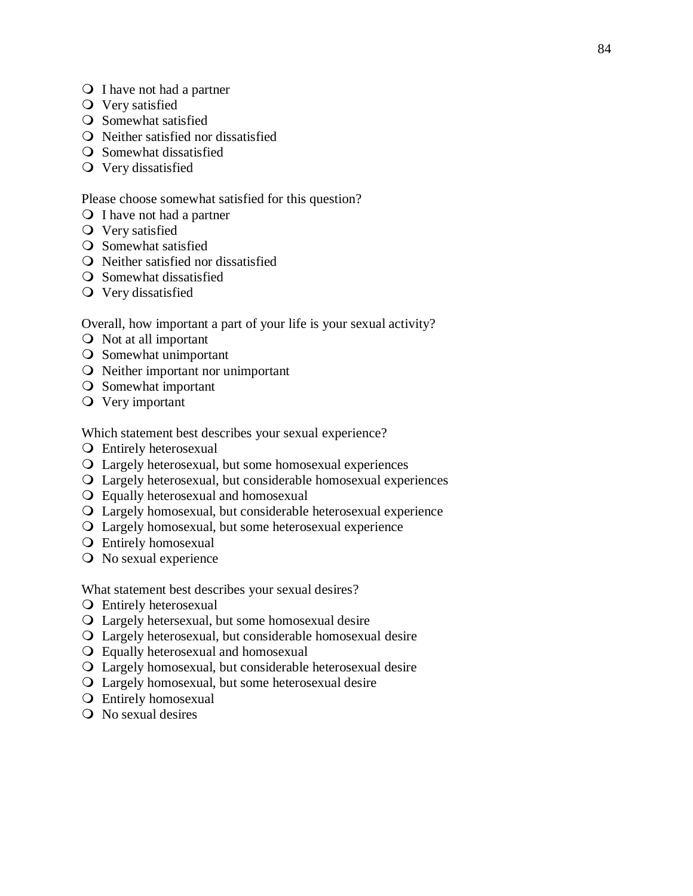- I have not had a partner
- Very satisfied
- Somewhat satisfied
- Neither satisfied nor dissatisfied
- Somewhat dissatisfied
- Very dissatisfied

Please choose somewhat satisfied for this question?

- I have not had a partner
- Very satisfied
- Somewhat satisfied
- Neither satisfied nor dissatisfied
- Somewhat dissatisfied
- Very dissatisfied

Overall, how important a part of your life is your sexual activity?

- Not at all important
- Somewhat unimportant
- Neither important nor unimportant
- Somewhat important
- Very important

Which statement best describes your sexual experience?

- Entirely heterosexual
- Largely heterosexual, but some homosexual experiences
- Largely heterosexual, but considerable homosexual experiences
- Equally heterosexual and homosexual
- Largely homosexual, but considerable heterosexual experience
- Largely homosexual, but some heterosexual experience
- Entirely homosexual
- No sexual experience

What statement best describes your sexual desires?

- Entirely heterosexual
- Largely hetersexual, but some homosexual desire
- Largely heterosexual, but considerable homosexual desire
- Equally heterosexual and homosexual
- Largely homosexual, but considerable heterosexual desire
- Largely homosexual, but some heterosexual desire
- Entirely homosexual
- No sexual desires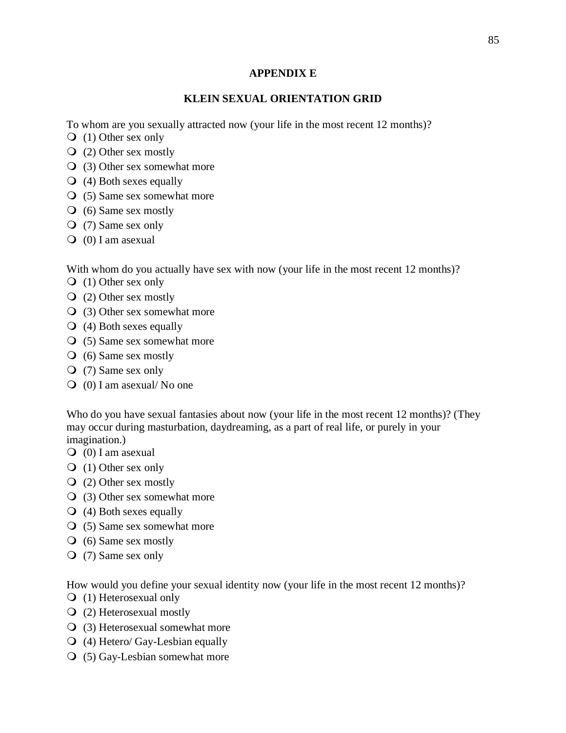## APPENDIX E

## KLEIN SEXUAL ORIENTATION GRID

To whom are you sexually attracted now (your life in the most recent 12 months)?

- (1) Other sex only
- (2) Other sex mostly
- (3) Other sex somewhat more
- (4) Both sexes equally
- (5) Same sex somewhat more
- (6) Same sex mostly
- (7) Same sex only
- (0) I am asexual

With whom do you actually have sex with now (your life in the most recent 12 months)?

- (1) Other sex only
- (2) Other sex mostly
- (3) Other sex somewhat more
- (4) Both sexes equally
- (5) Same sex somewhat more
- (6) Same sex mostly
- (7) Same sex only
- (0) I am asexual/ No one

Who do you have sexual fantasies about now (your life in the most recent 12 months)? (They may occur during masturbation, daydreaming, as a part of real life, or purely in your imagination.)

- (0) I am asexual
- (1) Other sex only
- (2) Other sex mostly
- (3) Other sex somewhat more
- (4) Both sexes equally
- (5) Same sex somewhat more
- (6) Same sex mostly
- (7) Same sex only

How would you define your sexual identity now (your life in the most recent 12 months)?

- (1) Heterosexual only
- (2) Heterosexual mostly
- (3) Heterosexual somewhat more
- (4) Hetero/ Gay-Lesbian equally
- (5) Gay-Lesbian somewhat more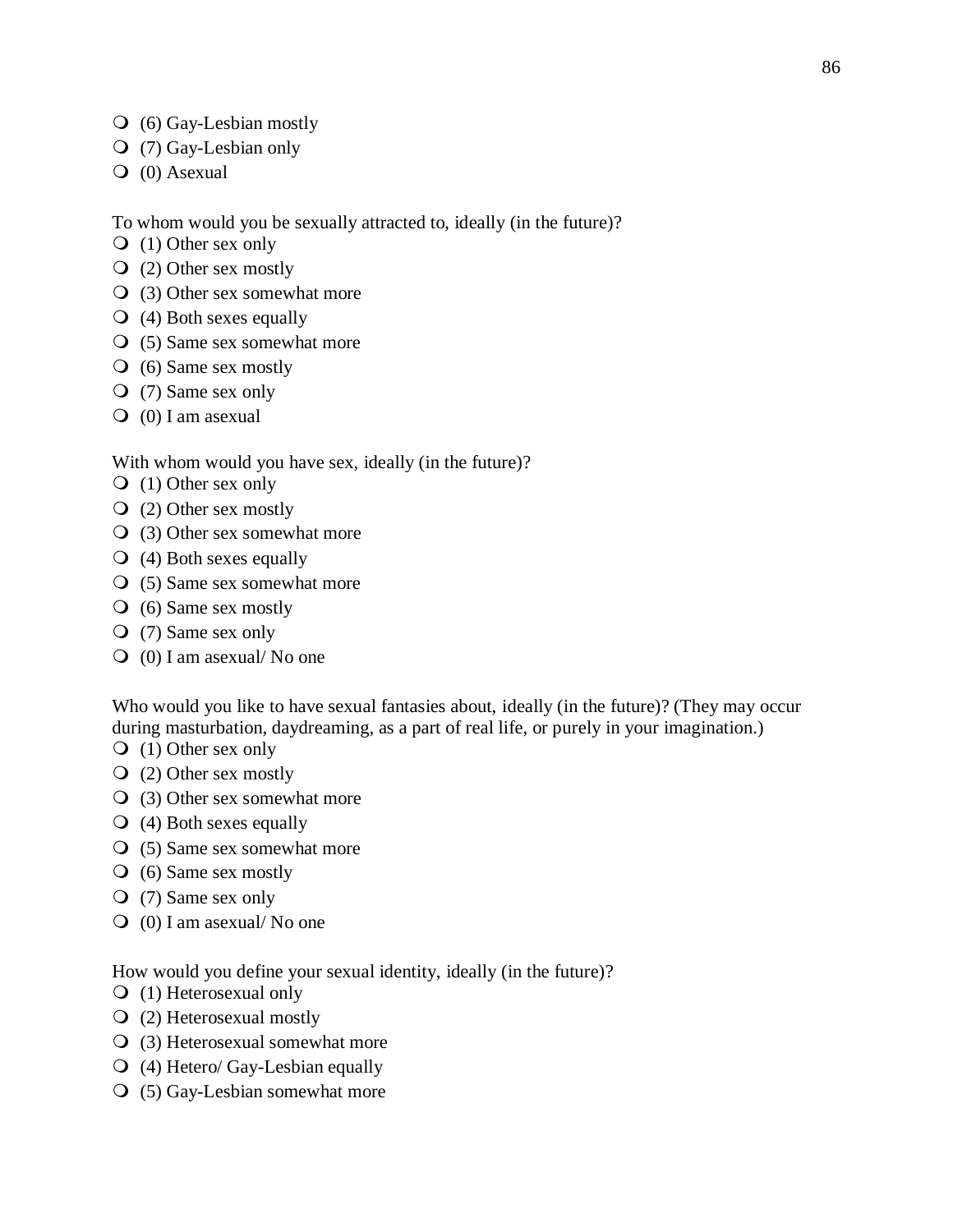- (6) Gay-Lesbian mostly
- (7) Gay-Lesbian only
- (0) Asexual

To whom would you be sexually attracted to, ideally (in the future)?

- (1) Other sex only
- (2) Other sex mostly
- (3) Other sex somewhat more
- (4) Both sexes equally
- (5) Same sex somewhat more
- (6) Same sex mostly
- (7) Same sex only
- (0) I am asexual

With whom would you have sex, ideally (in the future)?

- (1) Other sex only
- (2) Other sex mostly
- (3) Other sex somewhat more
- (4) Both sexes equally
- (5) Same sex somewhat more
- (6) Same sex mostly
- (7) Same sex only
- (0) I am asexual/ No one

Who would you like to have sexual fantasies about, ideally (in the future)? (They may occur during masturbation, daydreaming, as a part of real life, or purely in your imagination.)

- (1) Other sex only
- (2) Other sex mostly
- (3) Other sex somewhat more
- (4) Both sexes equally
- (5) Same sex somewhat more
- (6) Same sex mostly
- (7) Same sex only
- (0) I am asexual/ No one

How would you define your sexual identity, ideally (in the future)?

- (1) Heterosexual only
- (2) Heterosexual mostly
- (3) Heterosexual somewhat more
- (4) Hetero/ Gay-Lesbian equally
- (5) Gay-Lesbian somewhat more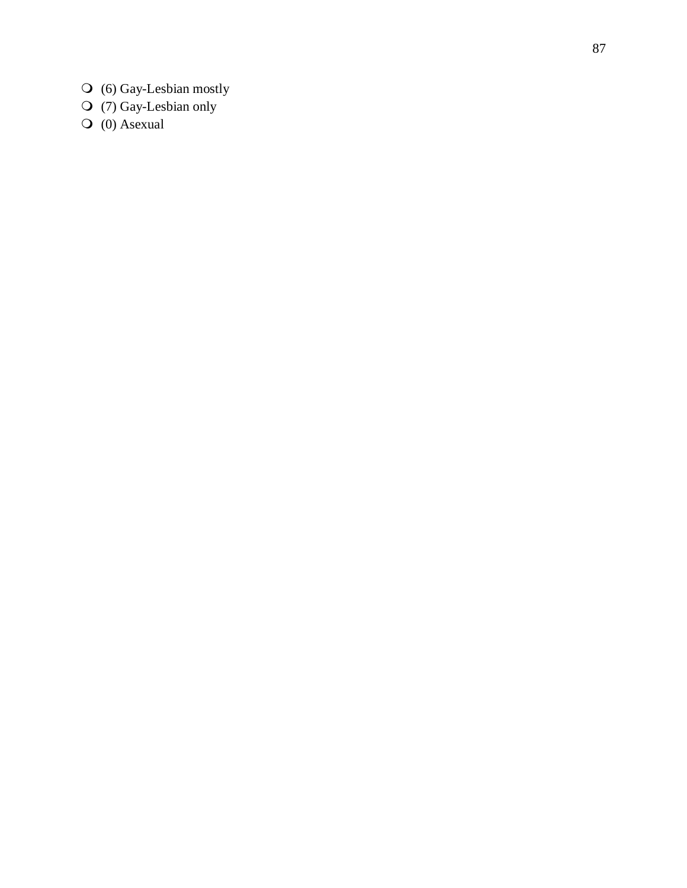- (6) Gay-Lesbian mostly
- (7) Gay-Lesbian only
- (0) Asexual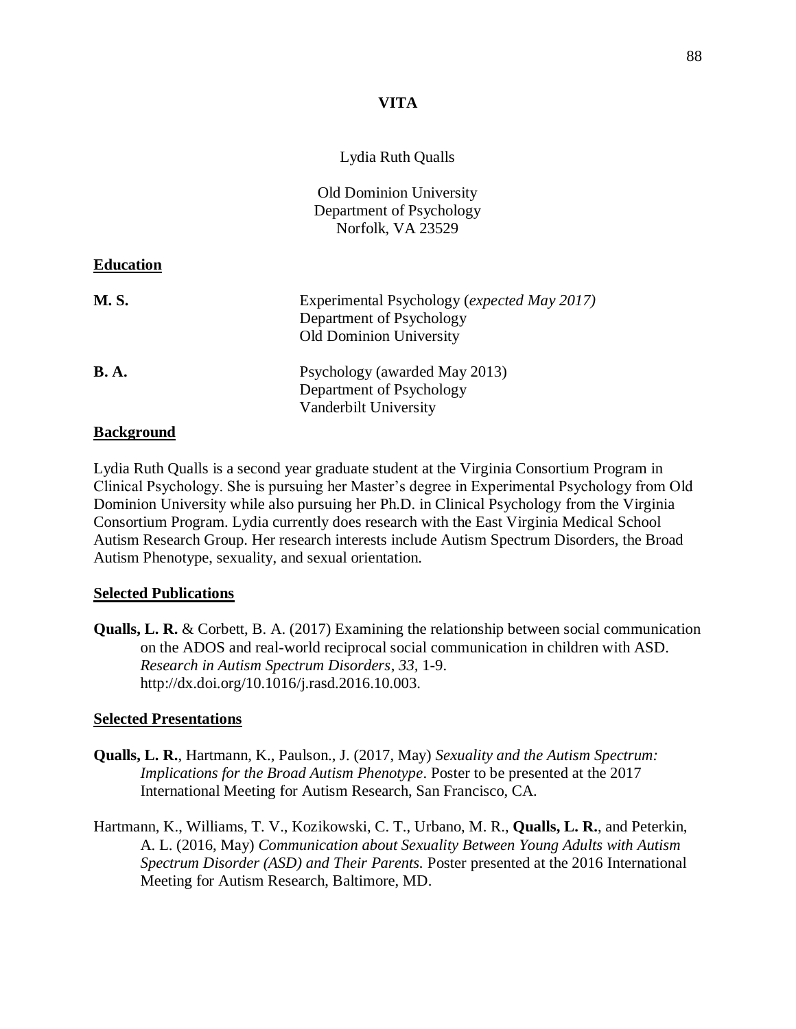# VITA

Lydia Ruth Qualls

Old Dominion University
Department of Psychology
Norfolk, VA 23529

## Education

**M. S.** Experimental Psychology (*expected May 2017)*
Department of Psychology
Old Dominion University

**B. A.** Psychology (awarded May 2013)
Department of Psychology
Vanderbilt University

## Background

Lydia Ruth Qualls is a second year graduate student at the Virginia Consortium Program in Clinical Psychology. She is pursuing her Master's degree in Experimental Psychology from Old Dominion University while also pursuing her Ph.D. in Clinical Psychology from the Virginia Consortium Program. Lydia currently does research with the East Virginia Medical School Autism Research Group. Her research interests include Autism Spectrum Disorders, the Broad Autism Phenotype, sexuality, and sexual orientation.

## Selected Publications

**Qualls, L. R.** & Corbett, B. A. (2017) Examining the relationship between social communication on the ADOS and real-world reciprocal social communication in children with ASD. *Research in Autism Spectrum Disorders*, *33,* 1-9. http://dx.doi.org/10.1016/j.rasd.2016.10.003.

## Selected Presentations

**Qualls, L. R.**, Hartmann, K., Paulson., J. (2017, May) *Sexuality and the Autism Spectrum: Implications for the Broad Autism Phenotype*. Poster to be presented at the 2017 International Meeting for Autism Research, San Francisco, CA.

Hartmann, K., Williams, T. V., Kozikowski, C. T., Urbano, M. R., **Qualls, L. R.**, and Peterkin, A. L. (2016, May) *Communication about Sexuality Between Young Adults with Autism Spectrum Disorder (ASD) and Their Parents.* Poster presented at the 2016 International Meeting for Autism Research, Baltimore, MD.